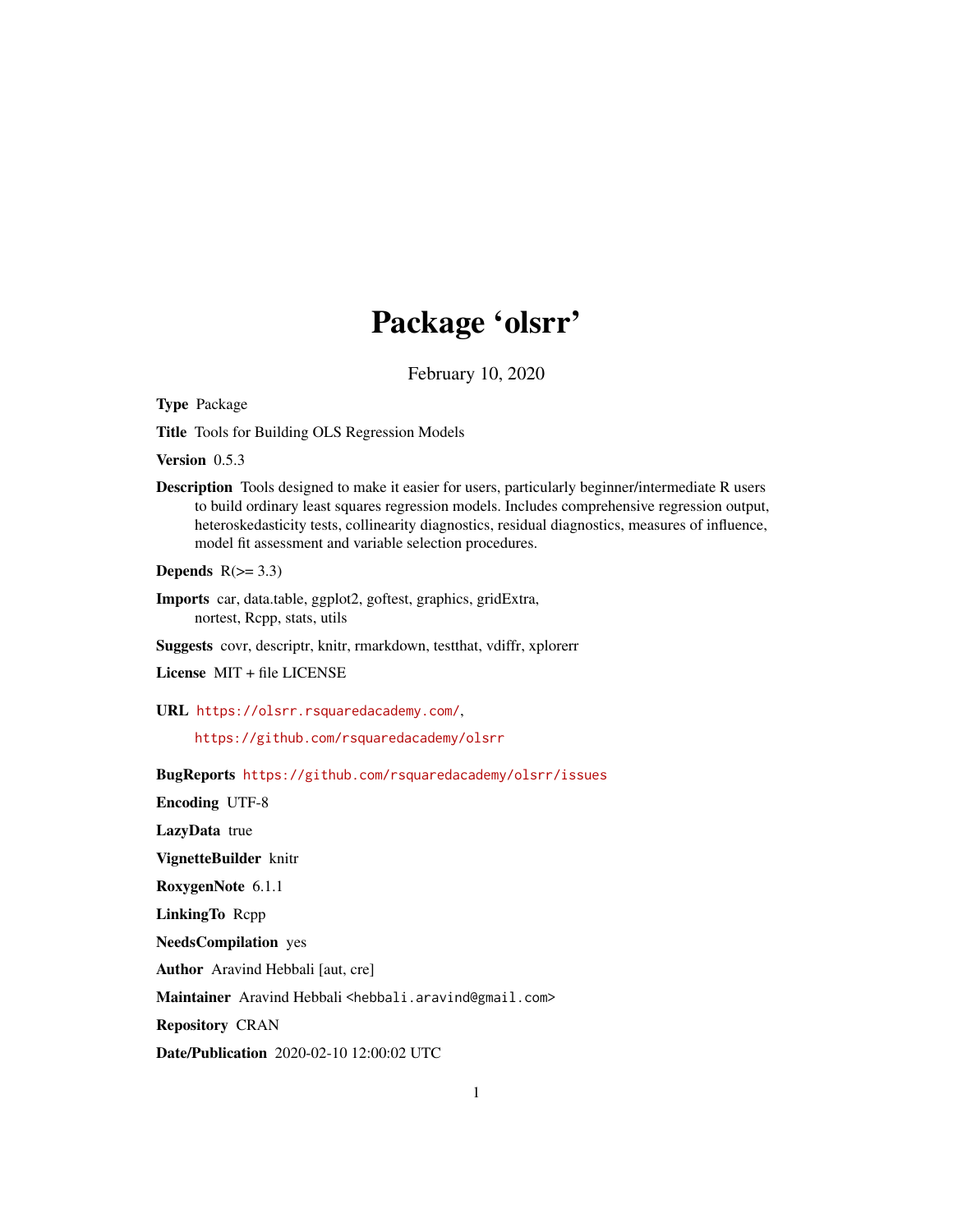# Package 'olsrr'

February 10, 2020

**Type** Package

**Title** Tools for Building OLS Regression Models

**Version** 0.5.3

**Description** Tools designed to make it easier for users, particularly beginner/intermediate R users to build ordinary least squares regression models. Includes comprehensive regression output, heteroskedasticity tests, collinearity diagnostics, residual diagnostics, measures of influence, model fit assessment and variable selection procedures.

**Depends** R(>= 3.3)

**Imports** car, data.table, ggplot2, goftest, graphics, gridExtra, nortest, Rcpp, stats, utils

**Suggests** covr, descriptr, knitr, rmarkdown, testthat, vdiffr, xplorerr

**License** MIT + file LICENSE

**URL** https://olsrr.rsquaredacademy.com/,

https://github.com/rsquaredacademy/olsrr

**BugReports** https://github.com/rsquaredacademy/olsrr/issues

**Encoding** UTF-8

**LazyData** true

**VignetteBuilder** knitr

**RoxygenNote** 6.1.1

**LinkingTo** Rcpp

**NeedsCompilation** yes

**Author** Aravind Hebbali [aut, cre]

**Maintainer** Aravind Hebbali <hebbali.aravind@gmail.com>

**Repository** CRAN

**Date/Publication** 2020-02-10 12:00:02 UTC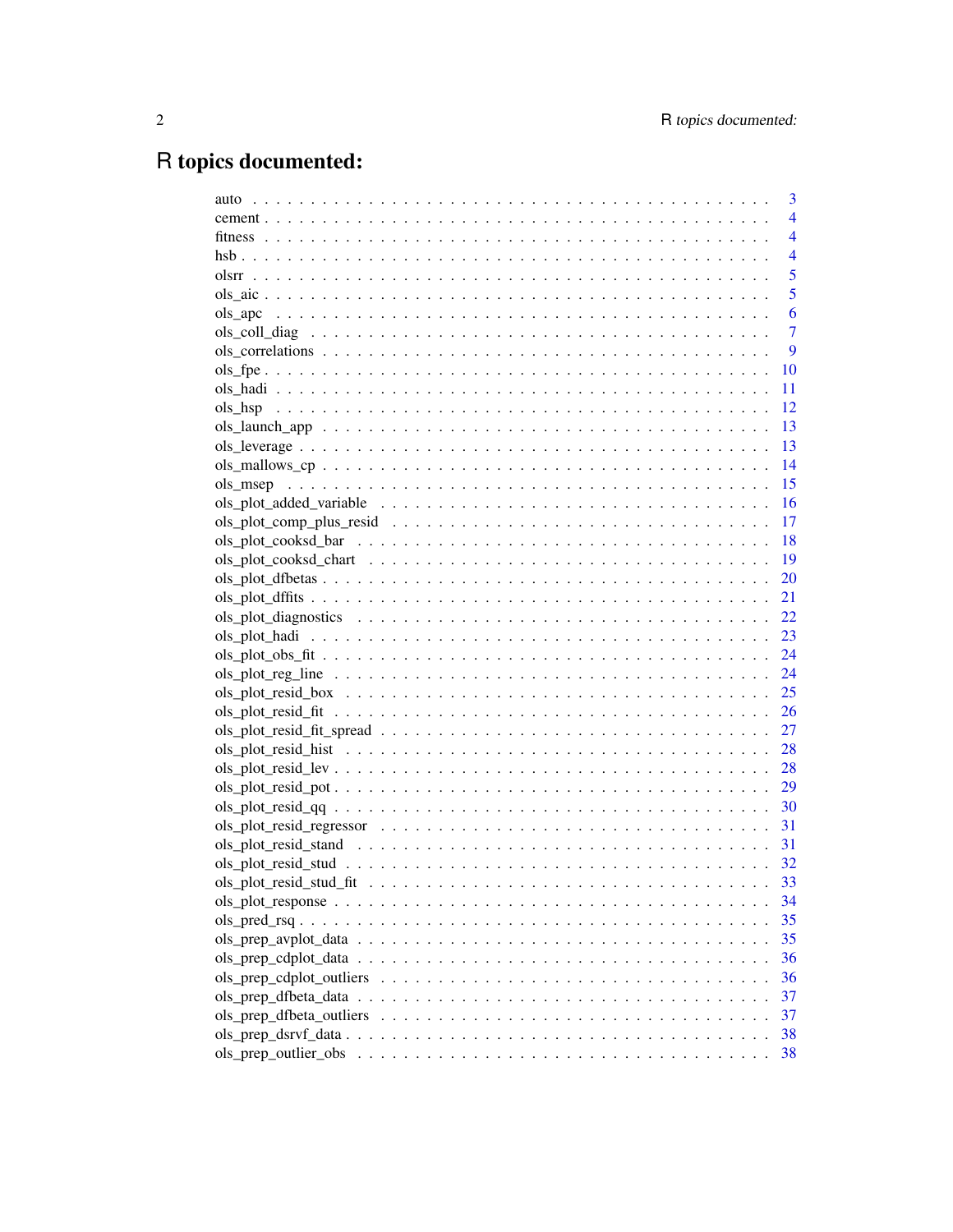# R topics documented:

| | |
|---|---|
| auto | 3 |
| cement | 4 |
| fitness | 4 |
| hsb | 4 |
| olsrr | 5 |
| ols_aic | 5 |
| ols_apc | 6 |
| ols_coll_diag | 7 |
| ols_correlations | 9 |
| ols_fpe | 10 |
| ols_hadi | 11 |
| ols_hsp | 12 |
| ols_launch_app | 13 |
| ols_leverage | 13 |
| ols_mallows_cp | 14 |
| ols_msep | 15 |
| ols_plot_added_variable | 16 |
| ols_plot_comp_plus_resid | 17 |
| ols_plot_cooksd_bar | 18 |
| ols_plot_cooksd_chart | 19 |
| ols_plot_dfbetas | 20 |
| ols_plot_dffits | 21 |
| ols_plot_diagnostics | 22 |
| ols_plot_hadi | 23 |
| ols_plot_obs_fit | 24 |
| ols_plot_reg_line | 24 |
| ols_plot_resid_box | 25 |
| ols_plot_resid_fit | 26 |
| ols_plot_resid_fit_spread | 27 |
| ols_plot_resid_hist | 28 |
| ols_plot_resid_lev | 28 |
| ols_plot_resid_pot | 29 |
| ols_plot_resid_qq | 30 |
| ols_plot_resid_regressor | 31 |
| ols_plot_resid_stand | 31 |
| ols_plot_resid_stud | 32 |
| ols_plot_resid_stud_fit | 33 |
| ols_plot_response | 34 |
| ols_pred_rsq | 35 |
| ols_prep_avplot_data | 35 |
| ols_prep_cdplot_data | 36 |
| ols_prep_cdplot_outliers | 36 |
| ols_prep_dfbeta_data | 37 |
| ols_prep_dfbeta_outliers | 37 |
| ols_prep_dsrvf_data | 38 |
| ols_prep_outlier_obs | 38 |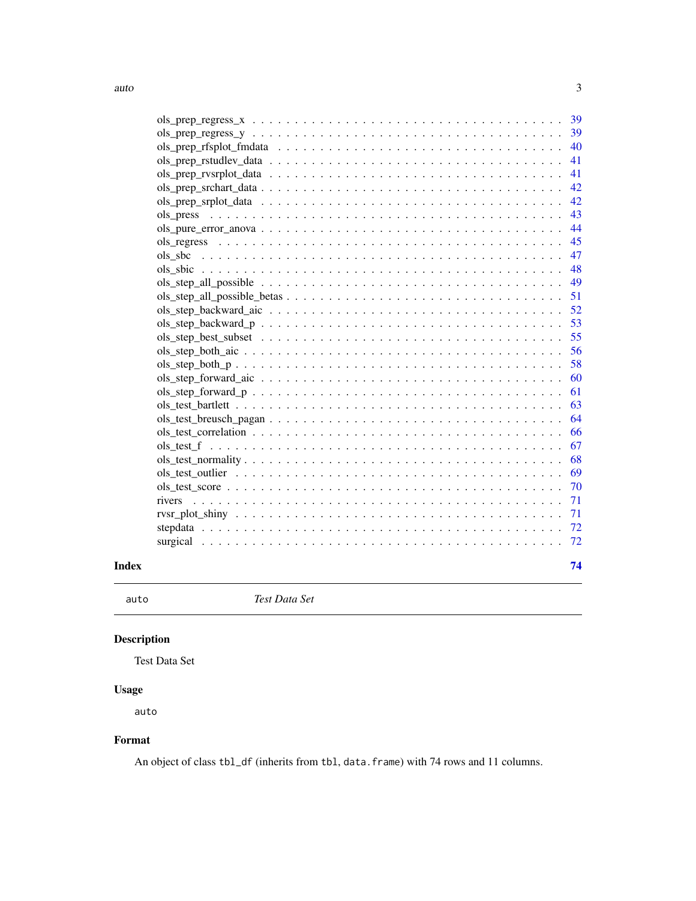ols_prep_regress_x . . . . . . . . . . . . . . . . . . . . . . . . . . . . . . . . . 39
ols_prep_regress_y . . . . . . . . . . . . . . . . . . . . . . . . . . . . . . . . . 39
ols_prep_rfsplot_fmdata . . . . . . . . . . . . . . . . . . . . . . . . . . . . . . 40
ols_prep_rstudlev_data . . . . . . . . . . . . . . . . . . . . . . . . . . . . . . . 41
ols_prep_rvsrplot_data . . . . . . . . . . . . . . . . . . . . . . . . . . . . . . . 41
ols_prep_srchart_data . . . . . . . . . . . . . . . . . . . . . . . . . . . . . . . . 42
ols_prep_srplot_data . . . . . . . . . . . . . . . . . . . . . . . . . . . . . . . . 42
ols_press . . . . . . . . . . . . . . . . . . . . . . . . . . . . . . . . . . . . . . 43
ols_pure_error_anova . . . . . . . . . . . . . . . . . . . . . . . . . . . . . . . . 44
ols_regress . . . . . . . . . . . . . . . . . . . . . . . . . . . . . . . . . . . . . 45
ols_sbc . . . . . . . . . . . . . . . . . . . . . . . . . . . . . . . . . . . . . . . 47
ols_sbic . . . . . . . . . . . . . . . . . . . . . . . . . . . . . . . . . . . . . . . 48
ols_step_all_possible . . . . . . . . . . . . . . . . . . . . . . . . . . . . . . . . 49
ols_step_all_possible_betas . . . . . . . . . . . . . . . . . . . . . . . . . . . . . 51
ols_step_backward_aic . . . . . . . . . . . . . . . . . . . . . . . . . . . . . . . . 52
ols_step_backward_p . . . . . . . . . . . . . . . . . . . . . . . . . . . . . . . . . 53
ols_step_best_subset . . . . . . . . . . . . . . . . . . . . . . . . . . . . . . . . 55
ols_step_both_aic . . . . . . . . . . . . . . . . . . . . . . . . . . . . . . . . . . 56
ols_step_both_p . . . . . . . . . . . . . . . . . . . . . . . . . . . . . . . . . . . 58
ols_step_forward_aic . . . . . . . . . . . . . . . . . . . . . . . . . . . . . . . . 60
ols_step_forward_p . . . . . . . . . . . . . . . . . . . . . . . . . . . . . . . . . . 61
ols_test_bartlett . . . . . . . . . . . . . . . . . . . . . . . . . . . . . . . . . . 63
ols_test_breusch_pagan . . . . . . . . . . . . . . . . . . . . . . . . . . . . . . . 64
ols_test_correlation . . . . . . . . . . . . . . . . . . . . . . . . . . . . . . . . . 66
ols_test_f . . . . . . . . . . . . . . . . . . . . . . . . . . . . . . . . . . . . . . 67
ols_test_normality . . . . . . . . . . . . . . . . . . . . . . . . . . . . . . . . . . 68
ols_test_outlier . . . . . . . . . . . . . . . . . . . . . . . . . . . . . . . . . . . 69
ols_test_score . . . . . . . . . . . . . . . . . . . . . . . . . . . . . . . . . . . . 70
rivers . . . . . . . . . . . . . . . . . . . . . . . . . . . . . . . . . . . . . . . . 71
rvsr_plot_shiny . . . . . . . . . . . . . . . . . . . . . . . . . . . . . . . . . . . 71
stepdata . . . . . . . . . . . . . . . . . . . . . . . . . . . . . . . . . . . . . . . 72
surgical . . . . . . . . . . . . . . . . . . . . . . . . . . . . . . . . . . . . . . . 72

**Index** **74**

---

`auto` *Test Data Set*

---

## Description

Test Data Set

## Usage

```
auto
```

## Format

An object of class `tbl_df` (inherits from `tbl`, `data.frame`) with 74 rows and 11 columns.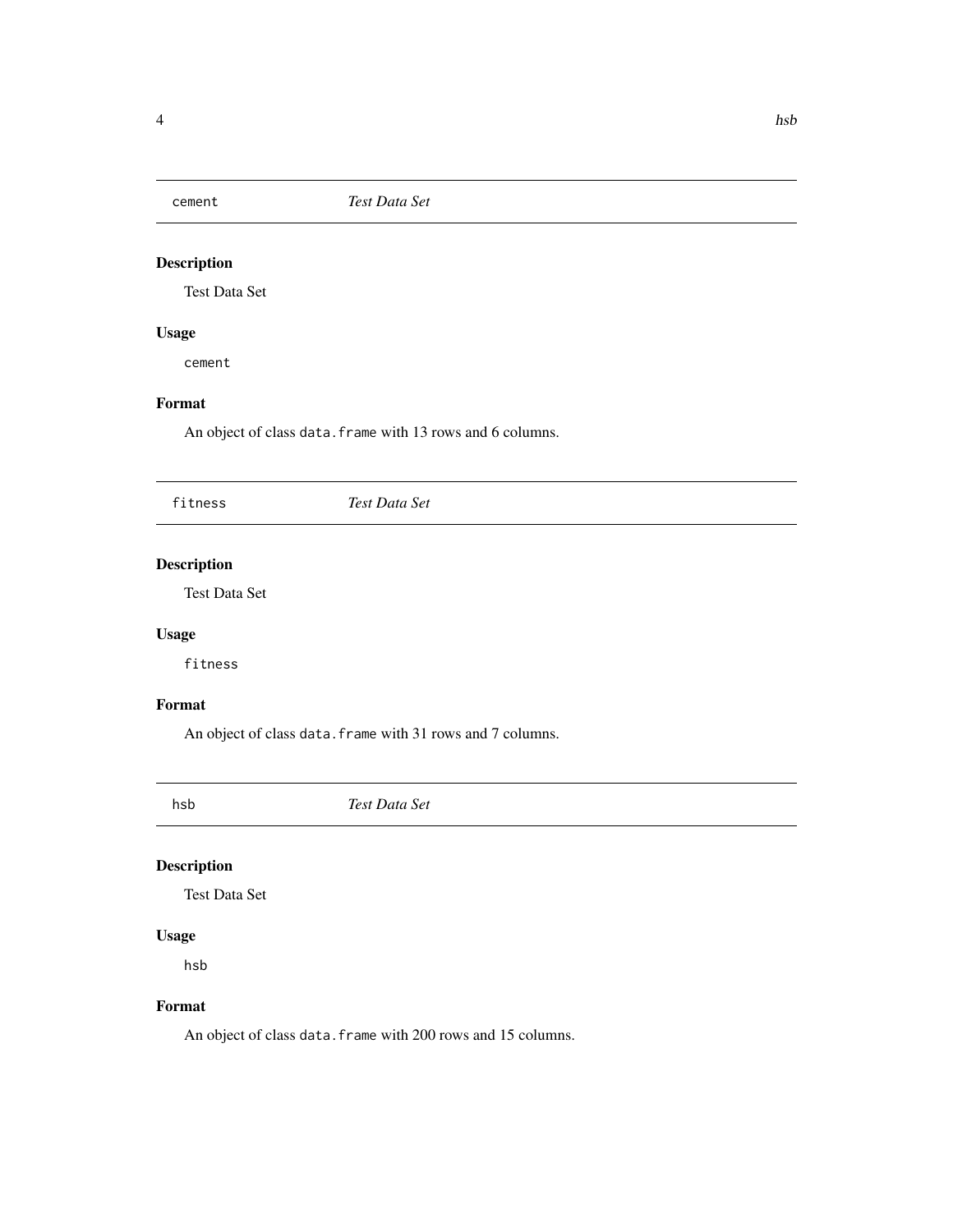## `cement` *Test Data Set*

### Description

Test Data Set

### Usage

```
cement
```

### Format

An object of class `data.frame` with 13 rows and 6 columns.

## `fitness` *Test Data Set*

### Description

Test Data Set

### Usage

```
fitness
```

### Format

An object of class `data.frame` with 31 rows and 7 columns.

## `hsb` *Test Data Set*

### Description

Test Data Set

### Usage

```
hsb
```

### Format

An object of class `data.frame` with 200 rows and 15 columns.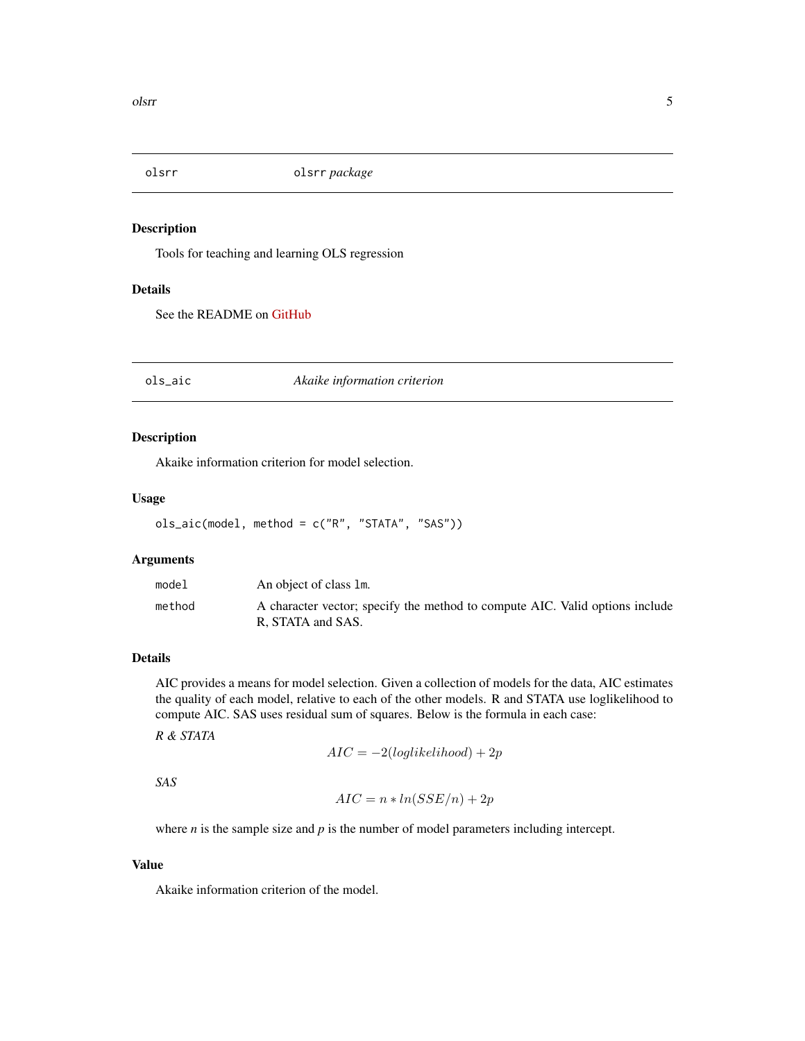## olsrr — *olsrr package*

### Description

Tools for teaching and learning OLS regression

### Details

See the README on GitHub

## ols_aic — *Akaike information criterion*

### Description

Akaike information criterion for model selection.

### Usage

```
ols_aic(model, method = c("R", "STATA", "SAS"))
```

### Arguments

| | |
|---|---|
| model | An object of class lm. |
| method | A character vector; specify the method to compute AIC. Valid options include R, STATA and SAS. |

### Details

AIC provides a means for model selection. Given a collection of models for the data, AIC estimates the quality of each model, relative to each of the other models. R and STATA use loglikelihood to compute AIC. SAS uses residual sum of squares. Below is the formula in each case:

*R & STATA*

$$AIC = -2(loglikelihood) + 2p$$

*SAS*

$$AIC = n * ln(SSE/n) + 2p$$

where *n* is the sample size and *p* is the number of model parameters including intercept.

### Value

Akaike information criterion of the model.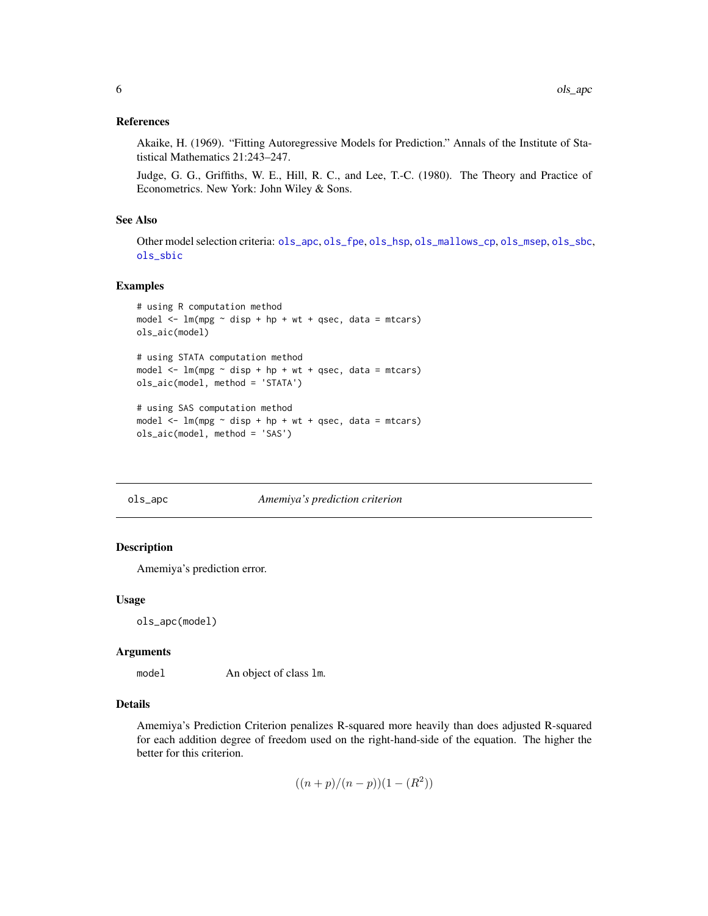### References

Akaike, H. (1969). "Fitting Autoregressive Models for Prediction." Annals of the Institute of Statistical Mathematics 21:243–247.

Judge, G. G., Griffiths, W. E., Hill, R. C., and Lee, T.-C. (1980). The Theory and Practice of Econometrics. New York: John Wiley & Sons.

### See Also

Other model selection criteria: ols_apc, ols_fpe, ols_hsp, ols_mallows_cp, ols_msep, ols_sbc, ols_sbic

### Examples

```
# using R computation method
model <- lm(mpg ~ disp + hp + wt + qsec, data = mtcars)
ols_aic(model)

# using STATA computation method
model <- lm(mpg ~ disp + hp + wt + qsec, data = mtcars)
ols_aic(model, method = 'STATA')

# using SAS computation method
model <- lm(mpg ~ disp + hp + wt + qsec, data = mtcars)
ols_aic(model, method = 'SAS')
```

---

## ols_apc — *Amemiya's prediction criterion*

### Description

Amemiya's prediction error.

### Usage

```
ols_apc(model)
```

### Arguments

| | |
|---|---|
| model | An object of class lm. |

### Details

Amemiya's Prediction Criterion penalizes R-squared more heavily than does adjusted R-squared for each addition degree of freedom used on the right-hand-side of the equation. The higher the better for this criterion.

$$((n+p)/(n-p))(1-(R^2))$$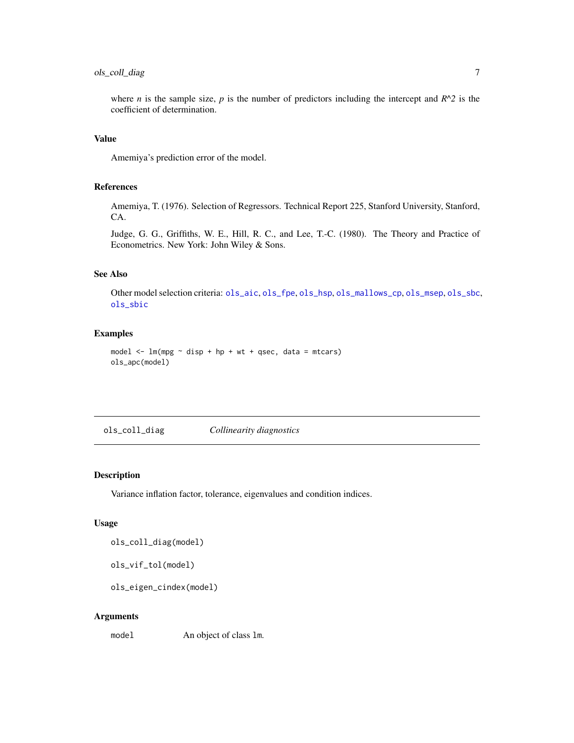where $n$ is the sample size, $p$ is the number of predictors including the intercept and $R^2$ is the coefficient of determination.

### Value

Amemiya's prediction error of the model.

### References

Amemiya, T. (1976). Selection of Regressors. Technical Report 225, Stanford University, Stanford, CA.

Judge, G. G., Griffiths, W. E., Hill, R. C., and Lee, T.-C. (1980). The Theory and Practice of Econometrics. New York: John Wiley & Sons.

### See Also

Other model selection criteria: `ols_aic`, `ols_fpe`, `ols_hsp`, `ols_mallows_cp`, `ols_msep`, `ols_sbc`, `ols_sbic`

### Examples

```
model <- lm(mpg ~ disp + hp + wt + qsec, data = mtcars)
ols_apc(model)
```

---

## `ols_coll_diag` *Collinearity diagnostics*

---

### Description

Variance inflation factor, tolerance, eigenvalues and condition indices.

### Usage

```
ols_coll_diag(model)

ols_vif_tol(model)

ols_eigen_cindex(model)
```

### Arguments

| | |
|---|---|
| `model` | An object of class `lm`. |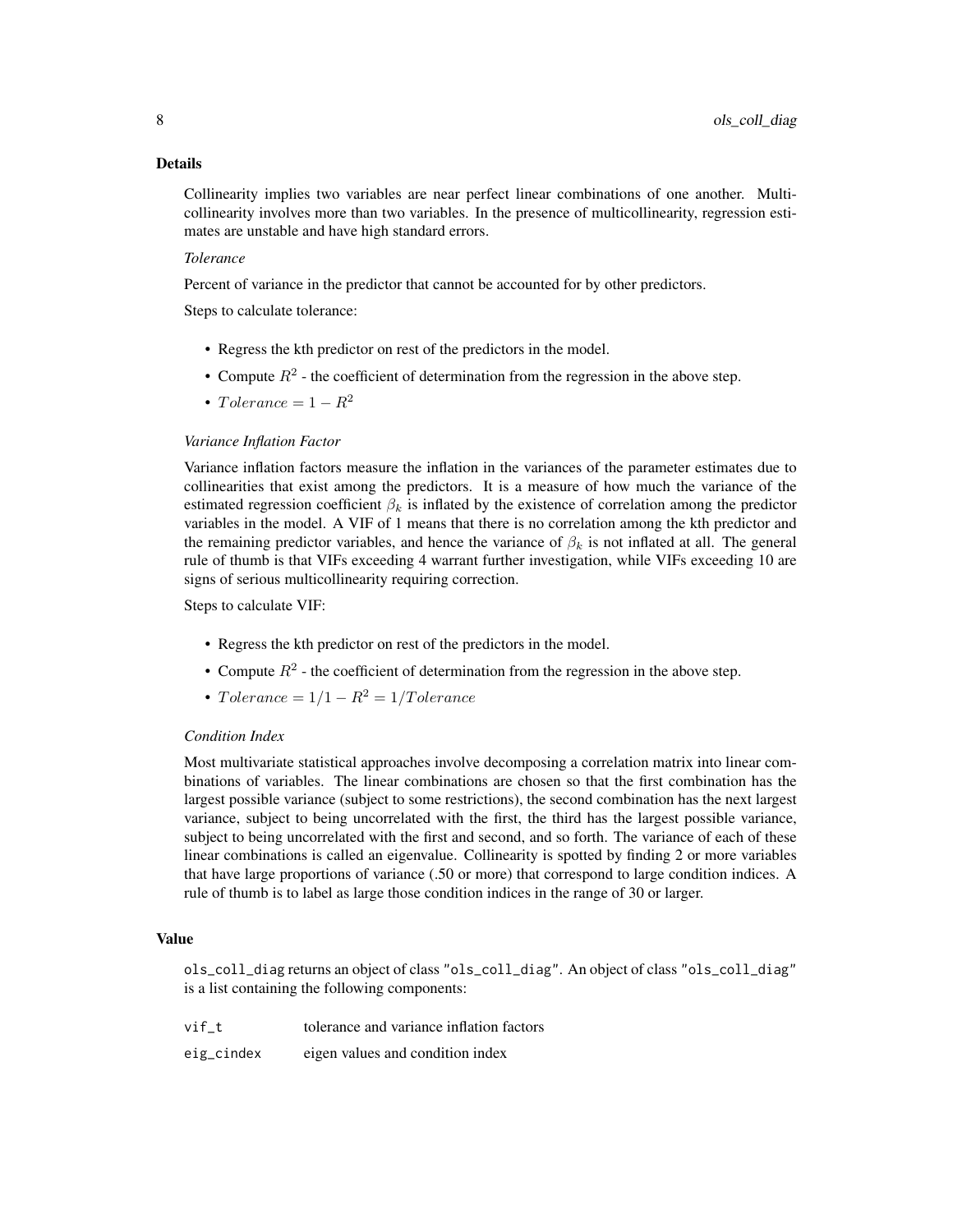## Details

Collinearity implies two variables are near perfect linear combinations of one another. Multicollinearity involves more than two variables. In the presence of multicollinearity, regression estimates are unstable and have high standard errors.

*Tolerance*

Percent of variance in the predictor that cannot be accounted for by other predictors.

Steps to calculate tolerance:

- Regress the kth predictor on rest of the predictors in the model.
- Compute $R^2$ - the coefficient of determination from the regression in the above step.
- $Tolerance = 1 - R^2$

*Variance Inflation Factor*

Variance inflation factors measure the inflation in the variances of the parameter estimates due to collinearities that exist among the predictors. It is a measure of how much the variance of the estimated regression coefficient $\beta_k$ is inflated by the existence of correlation among the predictor variables in the model. A VIF of 1 means that there is no correlation among the kth predictor and the remaining predictor variables, and hence the variance of $\beta_k$ is not inflated at all. The general rule of thumb is that VIFs exceeding 4 warrant further investigation, while VIFs exceeding 10 are signs of serious multicollinearity requiring correction.

Steps to calculate VIF:

- Regress the kth predictor on rest of the predictors in the model.
- Compute $R^2$ - the coefficient of determination from the regression in the above step.
- $Tolerance = 1/1 - R^2 = 1/Tolerance$

*Condition Index*

Most multivariate statistical approaches involve decomposing a correlation matrix into linear combinations of variables. The linear combinations are chosen so that the first combination has the largest possible variance (subject to some restrictions), the second combination has the next largest variance, subject to being uncorrelated with the first, the third has the largest possible variance, subject to being uncorrelated with the first and second, and so forth. The variance of each of these linear combinations is called an eigenvalue. Collinearity is spotted by finding 2 or more variables that have large proportions of variance (.50 or more) that correspond to large condition indices. A rule of thumb is to label as large those condition indices in the range of 30 or larger.

## Value

`ols_coll_diag` returns an object of class `"ols_coll_diag"`. An object of class `"ols_coll_diag"` is a list containing the following components:

| | |
|---|---|
| `vif_t` | tolerance and variance inflation factors |
| `eig_cindex` | eigen values and condition index |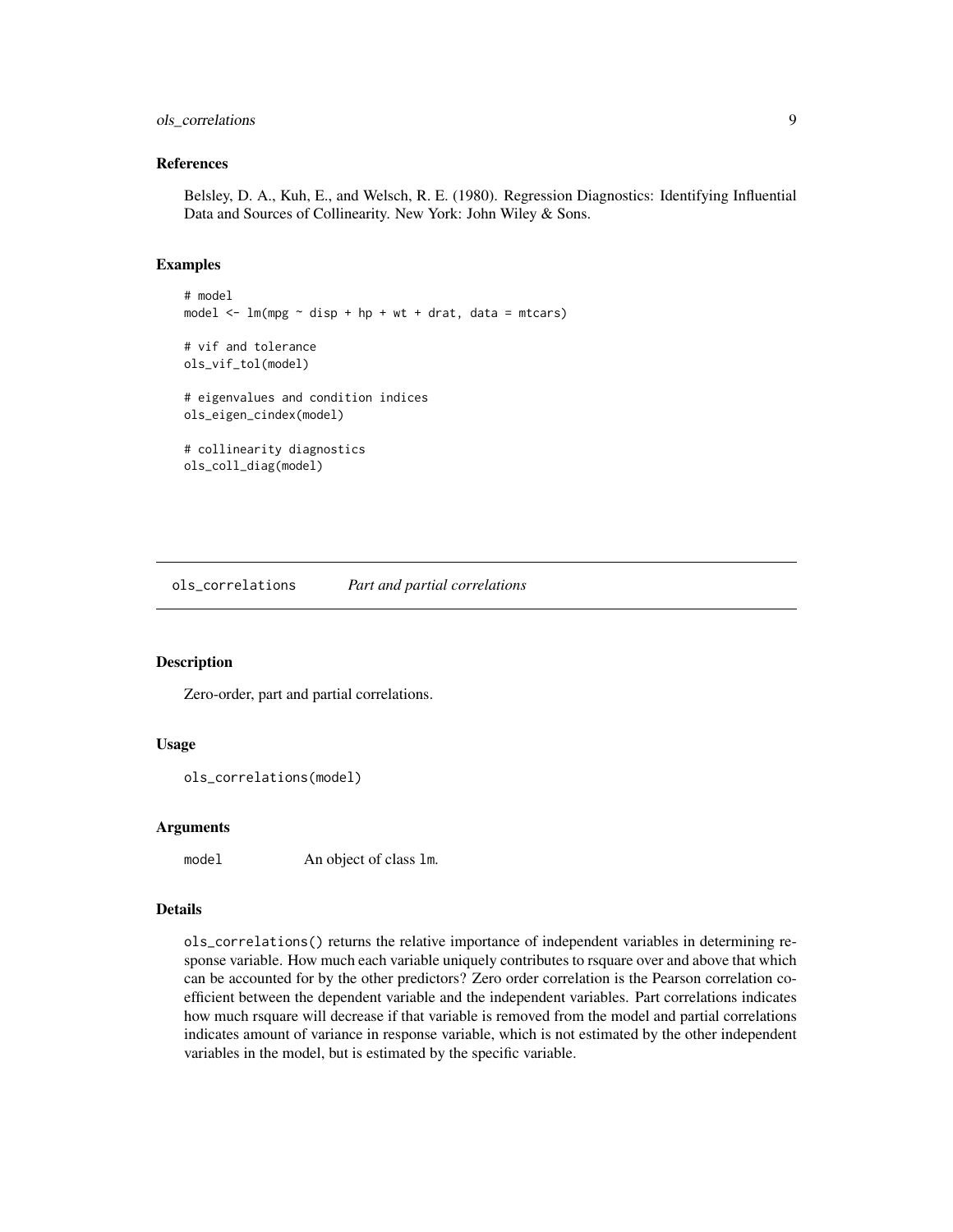### References

Belsley, D. A., Kuh, E., and Welsch, R. E. (1980). Regression Diagnostics: Identifying Influential Data and Sources of Collinearity. New York: John Wiley & Sons.

### Examples

```
# model
model <- lm(mpg ~ disp + hp + wt + drat, data = mtcars)

# vif and tolerance
ols_vif_tol(model)

# eigenvalues and condition indices
ols_eigen_cindex(model)

# collinearity diagnostics
ols_coll_diag(model)
```

---

## ols_correlations *Part and partial correlations*

---

### Description

Zero-order, part and partial correlations.

### Usage

```
ols_correlations(model)
```

### Arguments

| | |
|---|---|
| `model` | An object of class `lm`. |

### Details

`ols_correlations()` returns the relative importance of independent variables in determining response variable. How much each variable uniquely contributes to rsquare over and above that which can be accounted for by the other predictors? Zero order correlation is the Pearson correlation coefficient between the dependent variable and the independent variables. Part correlations indicates how much rsquare will decrease if that variable is removed from the model and partial correlations indicates amount of variance in response variable, which is not estimated by the other independent variables in the model, but is estimated by the specific variable.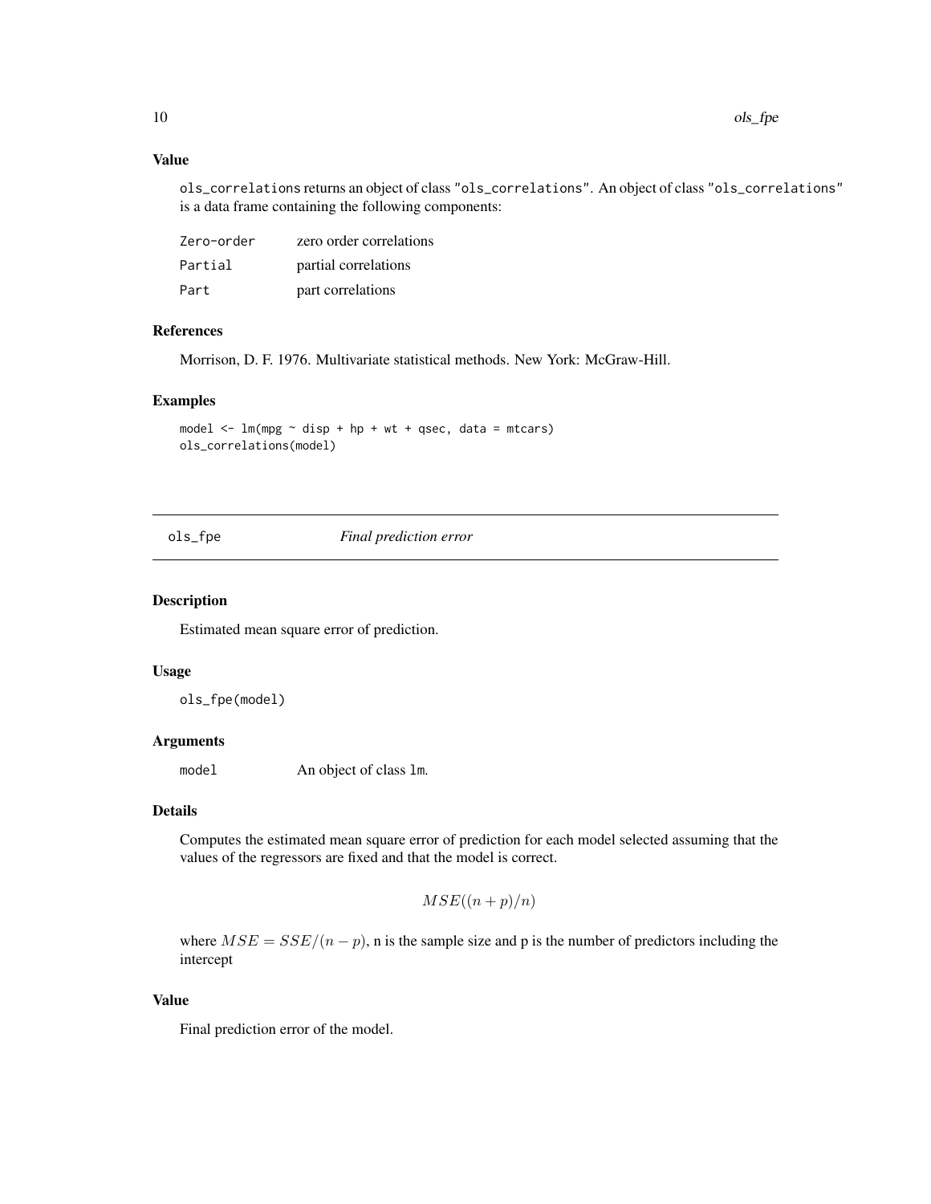### Value

ols_correlations returns an object of class "ols_correlations". An object of class "ols_correlations" is a data frame containing the following components:

| | |
|---|---|
| Zero-order | zero order correlations |
| Partial | partial correlations |
| Part | part correlations |

### References

Morrison, D. F. 1976. Multivariate statistical methods. New York: McGraw-Hill.

### Examples

```
model <- lm(mpg ~ disp + hp + wt + qsec, data = mtcars)
ols_correlations(model)
```

---

## ols_fpe *Final prediction error*

---

### Description

Estimated mean square error of prediction.

### Usage

```
ols_fpe(model)
```

### Arguments

| | |
|---|---|
| model | An object of class lm. |

### Details

Computes the estimated mean square error of prediction for each model selected assuming that the values of the regressors are fixed and that the model is correct.

$$MSE((n + p)/n)$$

where $MSE = SSE/(n - p)$, n is the sample size and p is the number of predictors including the intercept

### Value

Final prediction error of the model.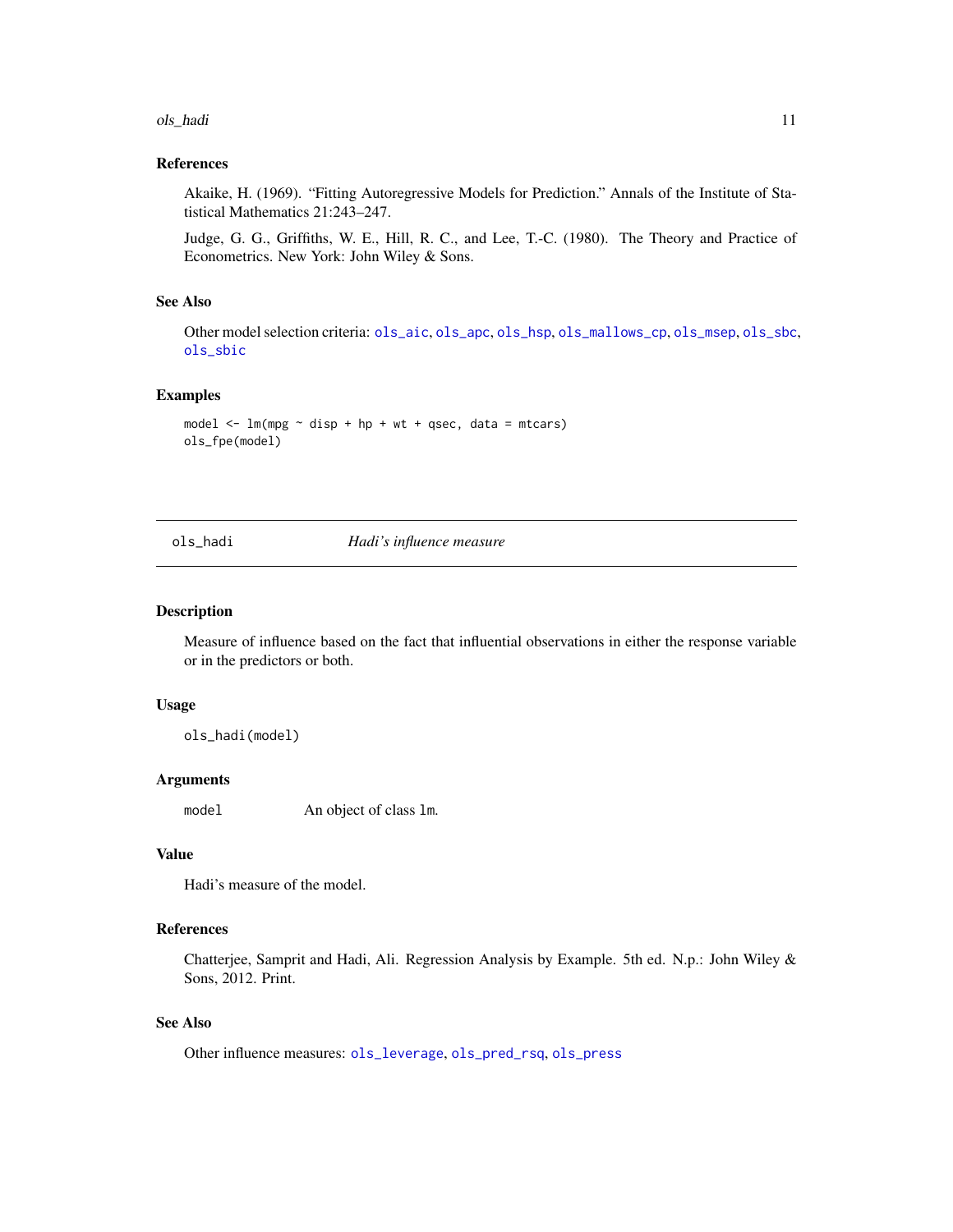### References

Akaike, H. (1969). "Fitting Autoregressive Models for Prediction." Annals of the Institute of Statistical Mathematics 21:243–247.

Judge, G. G., Griffiths, W. E., Hill, R. C., and Lee, T.-C. (1980). The Theory and Practice of Econometrics. New York: John Wiley & Sons.

### See Also

Other model selection criteria: ols_aic, ols_apc, ols_hsp, ols_mallows_cp, ols_msep, ols_sbc, ols_sbic

### Examples

```
model <- lm(mpg ~ disp + hp + wt + qsec, data = mtcars)
ols_fpe(model)
```

---

## ols_hadi *Hadi's influence measure*

### Description

Measure of influence based on the fact that influential observations in either the response variable or in the predictors or both.

### Usage

```
ols_hadi(model)
```

### Arguments

| | |
|---|---|
| model | An object of class lm. |

### Value

Hadi's measure of the model.

### References

Chatterjee, Samprit and Hadi, Ali. Regression Analysis by Example. 5th ed. N.p.: John Wiley & Sons, 2012. Print.

### See Also

Other influence measures: ols_leverage, ols_pred_rsq, ols_press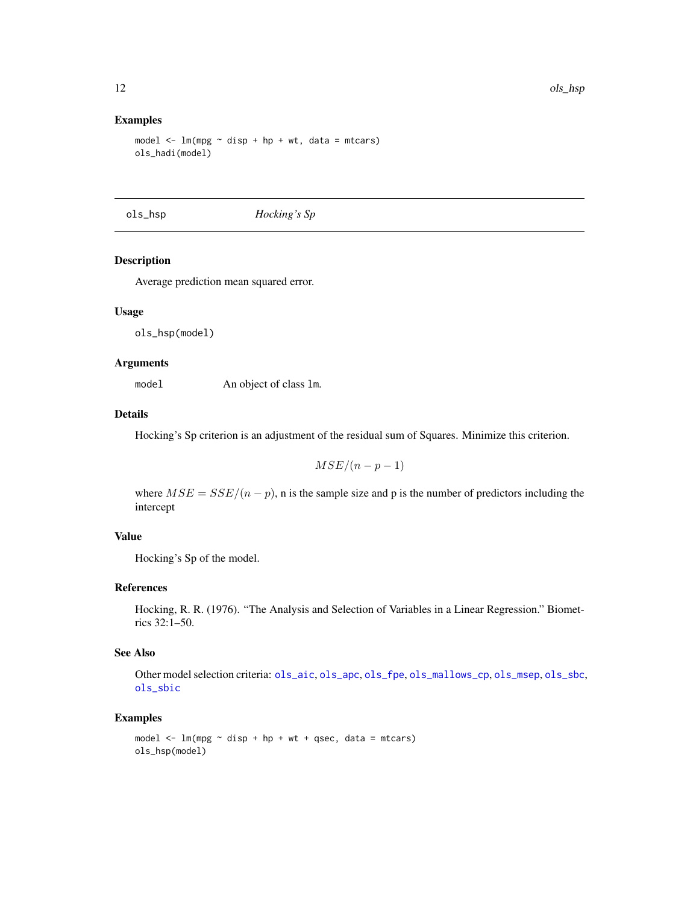### Examples

```
model <- lm(mpg ~ disp + hp + wt, data = mtcars)
ols_hadi(model)
```

---

## ols_hsp *Hocking's Sp*

---

### Description

Average prediction mean squared error.

### Usage

```
ols_hsp(model)
```

### Arguments

| | |
|---|---|
| model | An object of class lm. |

### Details

Hocking's Sp criterion is an adjustment of the residual sum of Squares. Minimize this criterion.

$$MSE/(n - p - 1)$$

where $MSE = SSE/(n - p)$, n is the sample size and p is the number of predictors including the intercept

### Value

Hocking's Sp of the model.

### References

Hocking, R. R. (1976). "The Analysis and Selection of Variables in a Linear Regression." Biometrics 32:1–50.

### See Also

Other model selection criteria: ols_aic, ols_apc, ols_fpe, ols_mallows_cp, ols_msep, ols_sbc, ols_sbic

### Examples

```
model <- lm(mpg ~ disp + hp + wt + qsec, data = mtcars)
ols_hsp(model)
```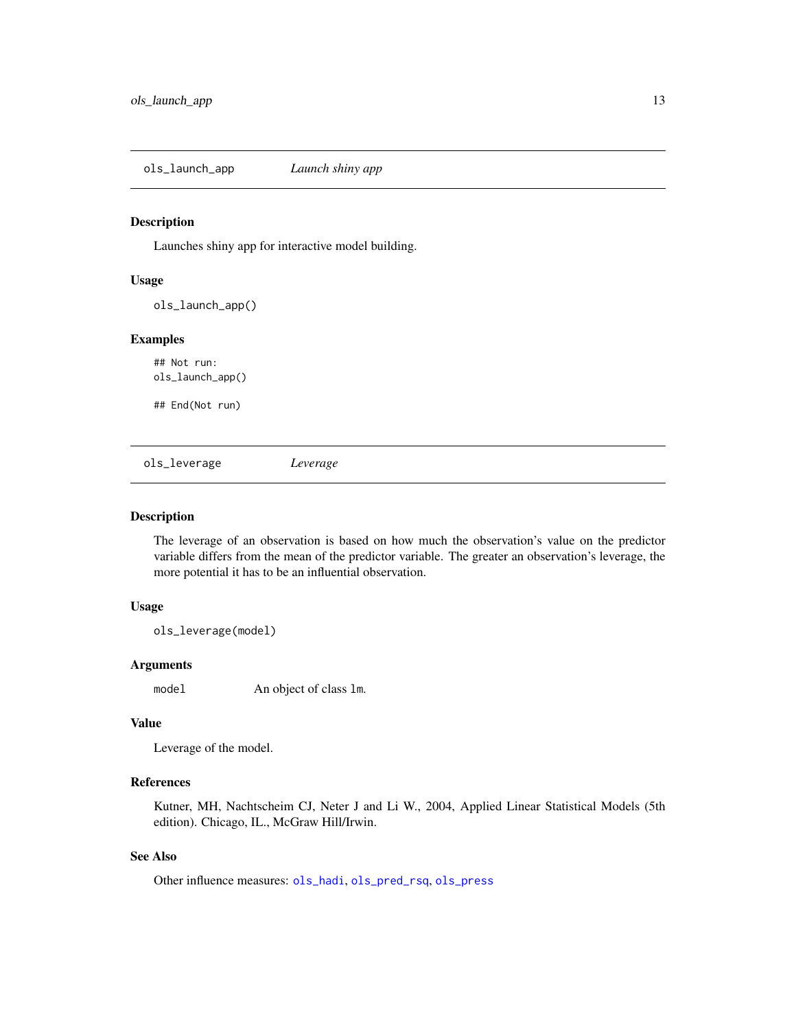## ols_launch_app — *Launch shiny app*

### Description

Launches shiny app for interactive model building.

### Usage

```
ols_launch_app()
```

### Examples

```
## Not run:
ols_launch_app()

## End(Not run)
```

## ols_leverage — *Leverage*

### Description

The leverage of an observation is based on how much the observation's value on the predictor variable differs from the mean of the predictor variable. The greater an observation's leverage, the more potential it has to be an influential observation.

### Usage

```
ols_leverage(model)
```

### Arguments

| | |
|---|---|
| `model` | An object of class `lm`. |

### Value

Leverage of the model.

### References

Kutner, MH, Nachtscheim CJ, Neter J and Li W., 2004, Applied Linear Statistical Models (5th edition). Chicago, IL., McGraw Hill/Irwin.

### See Also

Other influence measures: `ols_hadi`, `ols_pred_rsq`, `ols_press`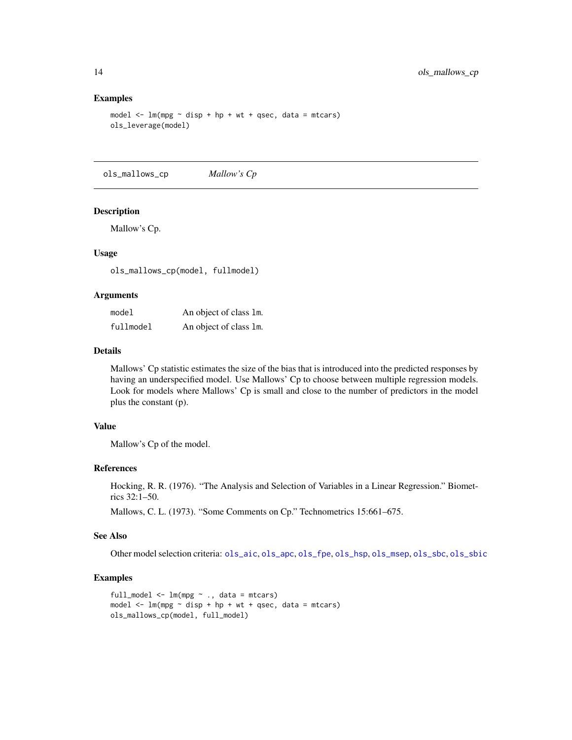### Examples

```
model <- lm(mpg ~ disp + hp + wt + qsec, data = mtcars)
ols_leverage(model)
```

---

## ols_mallows_cp *Mallow's Cp*

---

### Description

Mallow's Cp.

### Usage

```
ols_mallows_cp(model, fullmodel)
```

### Arguments

| | |
|---|---|
| model | An object of class lm. |
| fullmodel | An object of class lm. |

### Details

Mallows' Cp statistic estimates the size of the bias that is introduced into the predicted responses by having an underspecified model. Use Mallows' Cp to choose between multiple regression models. Look for models where Mallows' Cp is small and close to the number of predictors in the model plus the constant (p).

### Value

Mallow's Cp of the model.

### References

Hocking, R. R. (1976). "The Analysis and Selection of Variables in a Linear Regression." Biometrics 32:1–50.

Mallows, C. L. (1973). "Some Comments on Cp." Technometrics 15:661–675.

### See Also

Other model selection criteria: ols_aic, ols_apc, ols_fpe, ols_hsp, ols_msep, ols_sbc, ols_sbic

### Examples

```
full_model <- lm(mpg ~ ., data = mtcars)
model <- lm(mpg ~ disp + hp + wt + qsec, data = mtcars)
ols_mallows_cp(model, full_model)
```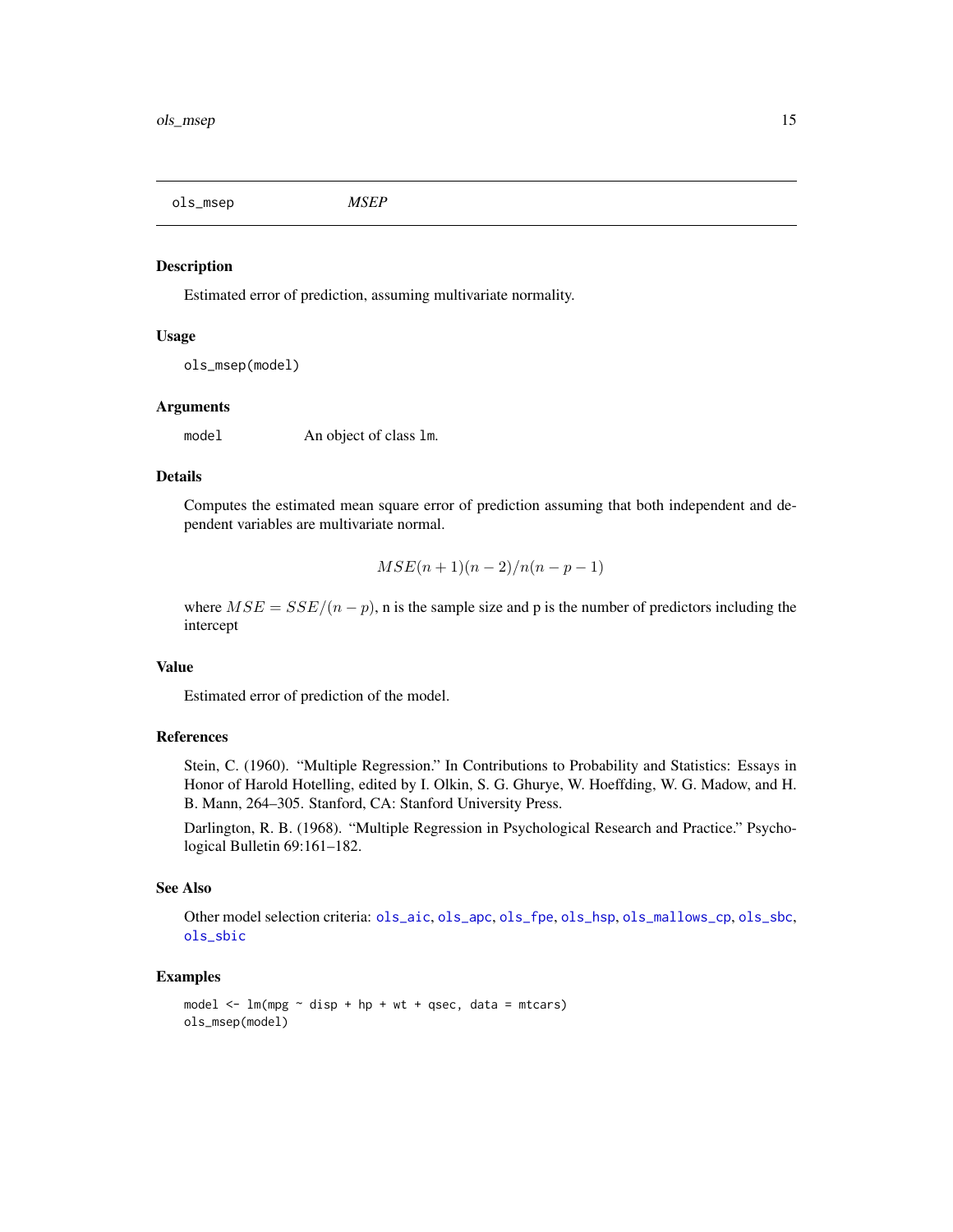ols_msep *MSEP*

## Description

Estimated error of prediction, assuming multivariate normality.

## Usage

```
ols_msep(model)
```

## Arguments

`model` An object of class `lm`.

## Details

Computes the estimated mean square error of prediction assuming that both independent and dependent variables are multivariate normal.

$$MSE(n + 1)(n - 2)/n(n - p - 1)$$

where $MSE = SSE/(n - p)$, n is the sample size and p is the number of predictors including the intercept

## Value

Estimated error of prediction of the model.

## References

Stein, C. (1960). "Multiple Regression." In Contributions to Probability and Statistics: Essays in Honor of Harold Hotelling, edited by I. Olkin, S. G. Ghurye, W. Hoeffding, W. G. Madow, and H. B. Mann, 264–305. Stanford, CA: Stanford University Press.

Darlington, R. B. (1968). "Multiple Regression in Psychological Research and Practice." Psychological Bulletin 69:161–182.

## See Also

Other model selection criteria: `ols_aic`, `ols_apc`, `ols_fpe`, `ols_hsp`, `ols_mallows_cp`, `ols_sbc`, `ols_sbic`

## Examples

```
model <- lm(mpg ~ disp + hp + wt + qsec, data = mtcars)
ols_msep(model)
```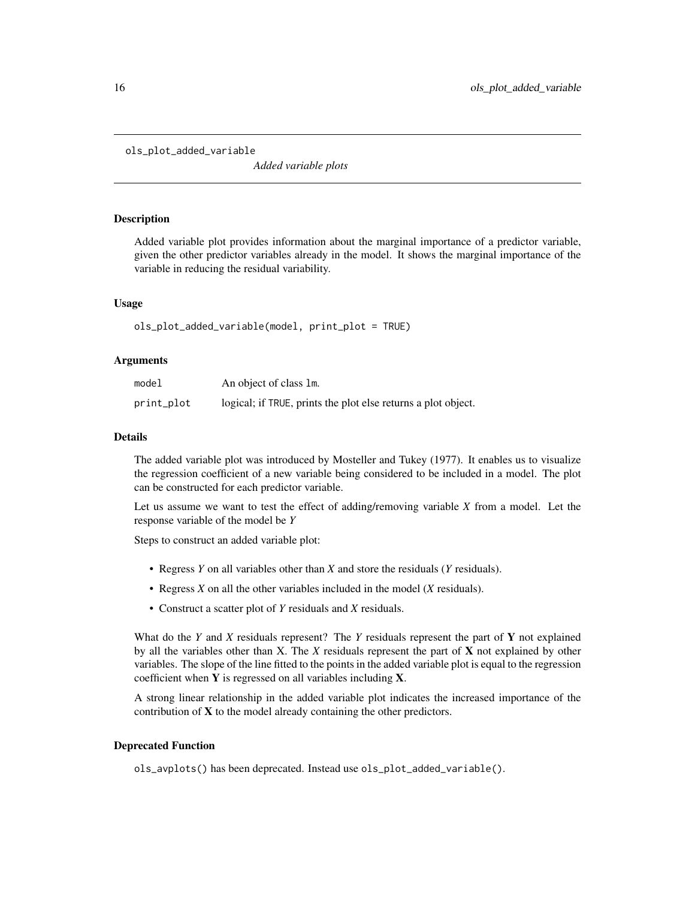# ols_plot_added_variable

*Added variable plots*

## Description

Added variable plot provides information about the marginal importance of a predictor variable, given the other predictor variables already in the model. It shows the marginal importance of the variable in reducing the residual variability.

## Usage

```
ols_plot_added_variable(model, print_plot = TRUE)
```

## Arguments

| | |
|---|---|
| model | An object of class lm. |
| print_plot | logical; if TRUE, prints the plot else returns a plot object. |

## Details

The added variable plot was introduced by Mosteller and Tukey (1977). It enables us to visualize the regression coefficient of a new variable being considered to be included in a model. The plot can be constructed for each predictor variable.

Let us assume we want to test the effect of adding/removing variable $X$ from a model. Let the response variable of the model be $Y$

Steps to construct an added variable plot:

- Regress $Y$ on all variables other than $X$ and store the residuals ($Y$ residuals).
- Regress $X$ on all the other variables included in the model ($X$ residuals).
- Construct a scatter plot of $Y$ residuals and $X$ residuals.

What do the $Y$ and $X$ residuals represent? The $Y$ residuals represent the part of $\mathbf{Y}$ not explained by all the variables other than X. The $X$ residuals represent the part of $\mathbf{X}$ not explained by other variables. The slope of the line fitted to the points in the added variable plot is equal to the regression coefficient when $\mathbf{Y}$ is regressed on all variables including $\mathbf{X}$.

A strong linear relationship in the added variable plot indicates the increased importance of the contribution of $\mathbf{X}$ to the model already containing the other predictors.

## Deprecated Function

ols_avplots() has been deprecated. Instead use ols_plot_added_variable().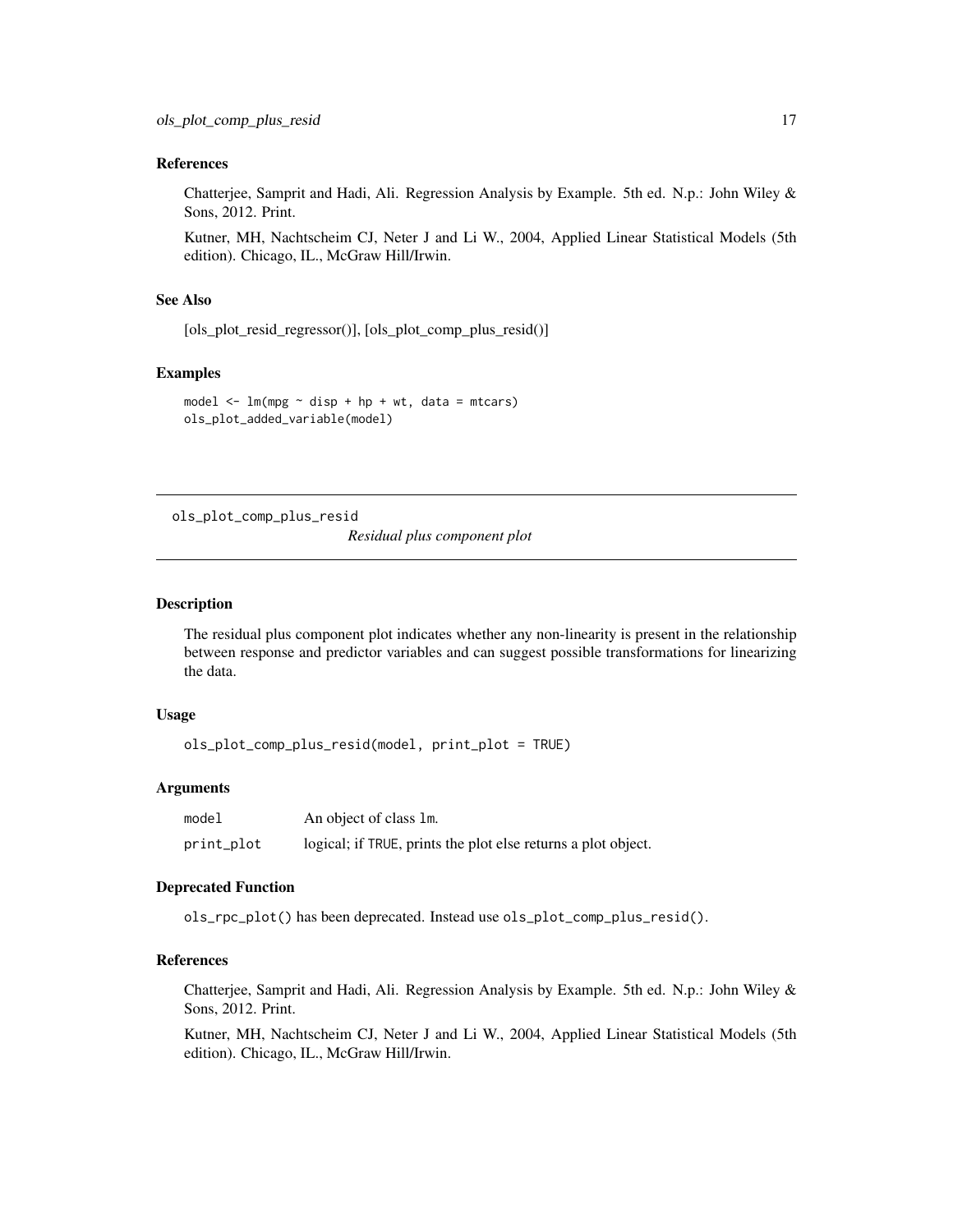### References

Chatterjee, Samprit and Hadi, Ali. Regression Analysis by Example. 5th ed. N.p.: John Wiley & Sons, 2012. Print.

Kutner, MH, Nachtscheim CJ, Neter J and Li W., 2004, Applied Linear Statistical Models (5th edition). Chicago, IL., McGraw Hill/Irwin.

### See Also

[ols_plot_resid_regressor()], [ols_plot_comp_plus_resid()]

### Examples

```
model <- lm(mpg ~ disp + hp + wt, data = mtcars)
ols_plot_added_variable(model)
```

---

## ols_plot_comp_plus_resid

*Residual plus component plot*

---

### Description

The residual plus component plot indicates whether any non-linearity is present in the relationship between response and predictor variables and can suggest possible transformations for linearizing the data.

### Usage

```
ols_plot_comp_plus_resid(model, print_plot = TRUE)
```

### Arguments

| | |
|---|---|
| `model` | An object of class `lm`. |
| `print_plot` | logical; if `TRUE`, prints the plot else returns a plot object. |

### Deprecated Function

`ols_rpc_plot()` has been deprecated. Instead use `ols_plot_comp_plus_resid()`.

### References

Chatterjee, Samprit and Hadi, Ali. Regression Analysis by Example. 5th ed. N.p.: John Wiley & Sons, 2012. Print.

Kutner, MH, Nachtscheim CJ, Neter J and Li W., 2004, Applied Linear Statistical Models (5th edition). Chicago, IL., McGraw Hill/Irwin.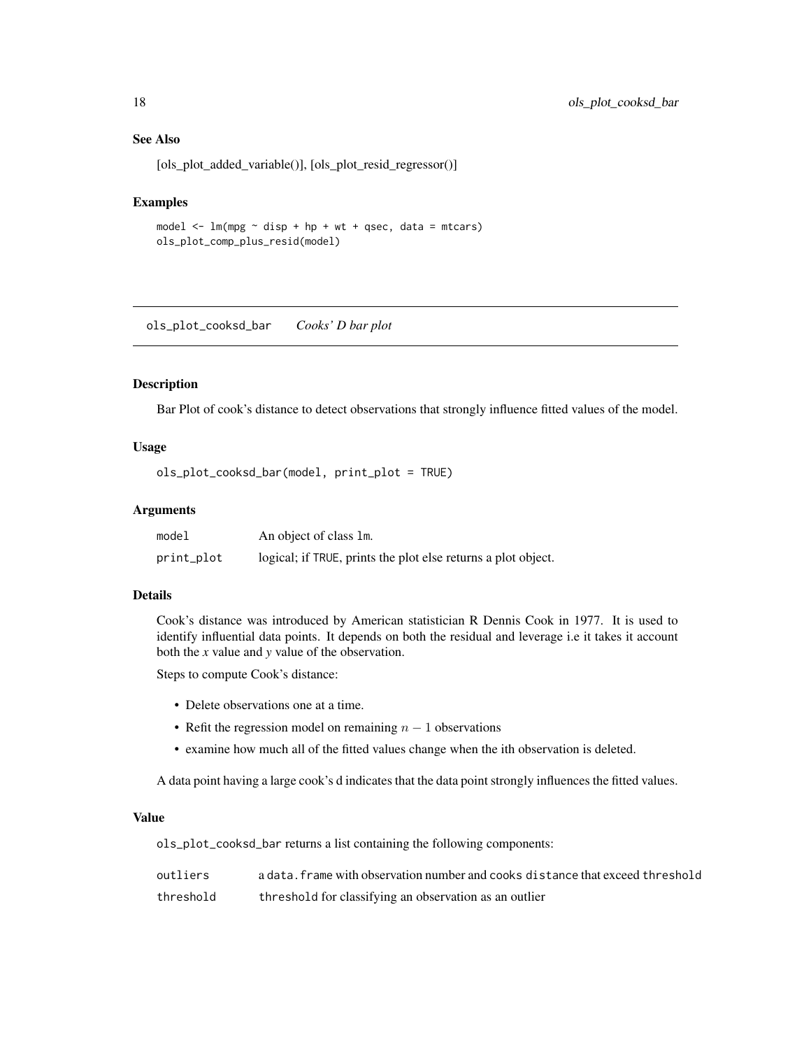### See Also

[ols_plot_added_variable()], [ols_plot_resid_regressor()]

### Examples

```
model <- lm(mpg ~ disp + hp + wt + qsec, data = mtcars)
ols_plot_comp_plus_resid(model)
```

---

## ols_plot_cooksd_bar *Cooks' D bar plot*

---

### Description

Bar Plot of cook's distance to detect observations that strongly influence fitted values of the model.

### Usage

```
ols_plot_cooksd_bar(model, print_plot = TRUE)
```

### Arguments

| | |
|---|---|
| model | An object of class lm. |
| print_plot | logical; if TRUE, prints the plot else returns a plot object. |

### Details

Cook's distance was introduced by American statistician R Dennis Cook in 1977. It is used to identify influential data points. It depends on both the residual and leverage i.e it takes it account both the *x* value and *y* value of the observation.

Steps to compute Cook's distance:

- Delete observations one at a time.
- Refit the regression model on remaining $n - 1$ observations
- examine how much all of the fitted values change when the ith observation is deleted.

A data point having a large cook's d indicates that the data point strongly influences the fitted values.

### Value

ols_plot_cooksd_bar returns a list containing the following components:

| | |
|---|---|
| outliers | a data.frame with observation number and cooks distance that exceed threshold |
| threshold | threshold for classifying an observation as an outlier |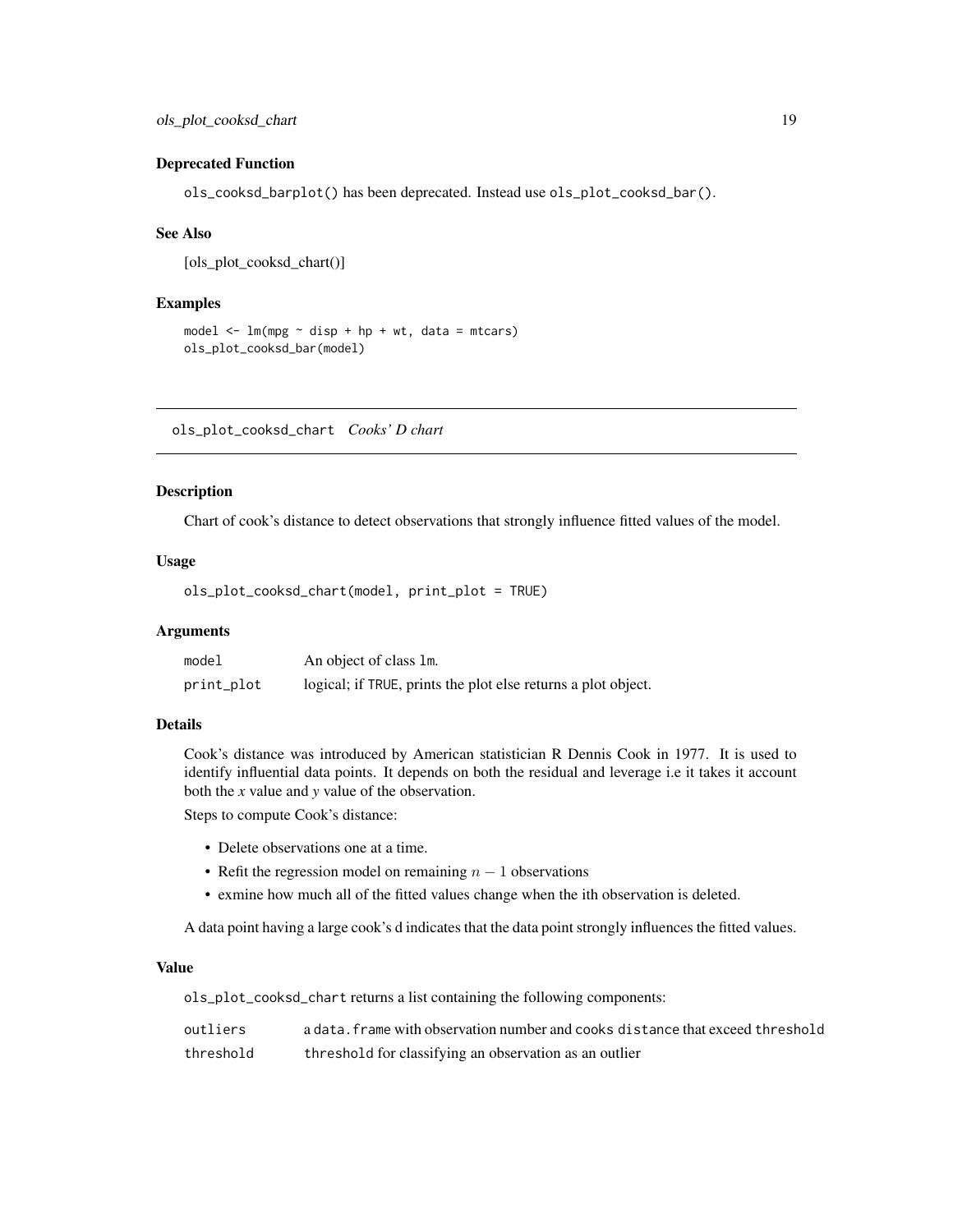### Deprecated Function

`ols_cooksd_barplot()` has been deprecated. Instead use `ols_plot_cooksd_bar()`.

### See Also

[ols_plot_cooksd_chart()]

### Examples

```
model <- lm(mpg ~ disp + hp + wt, data = mtcars)
ols_plot_cooksd_bar(model)
```

---

## ols_plot_cooksd_chart *Cooks' D chart*

---

### Description

Chart of cook's distance to detect observations that strongly influence fitted values of the model.

### Usage

```
ols_plot_cooksd_chart(model, print_plot = TRUE)
```

### Arguments

| | |
|---|---|
| `model` | An object of class `lm`. |
| `print_plot` | logical; if `TRUE`, prints the plot else returns a plot object. |

### Details

Cook's distance was introduced by American statistician R Dennis Cook in 1977. It is used to identify influential data points. It depends on both the residual and leverage i.e it takes it account both the *x* value and *y* value of the observation.

Steps to compute Cook's distance:

- Delete observations one at a time.
- Refit the regression model on remaining $n - 1$ observations
- exmine how much all of the fitted values change when the ith observation is deleted.

A data point having a large cook's d indicates that the data point strongly influences the fitted values.

### Value

`ols_plot_cooksd_chart` returns a list containing the following components:

| | |
|---|---|
| `outliers` | a `data.frame` with observation number and `cooks distance` that exceed `threshold` |
| `threshold` | `threshold` for classifying an observation as an outlier |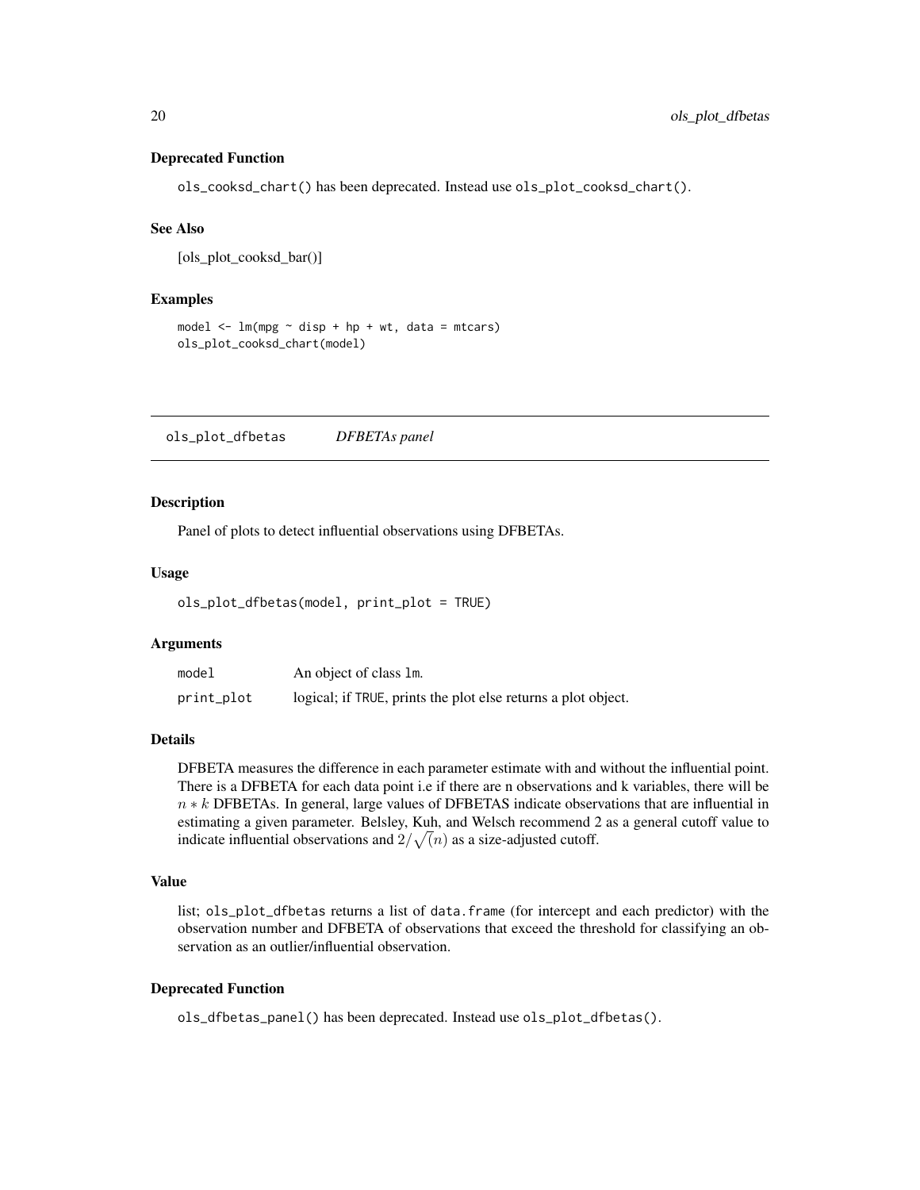### Deprecated Function

`ols_cooksd_chart()` has been deprecated. Instead use `ols_plot_cooksd_chart()`.

### See Also

[ols_plot_cooksd_bar()]

### Examples

```
model <- lm(mpg ~ disp + hp + wt, data = mtcars)
ols_plot_cooksd_chart(model)
```

---

## ols_plot_dfbetas    *DFBETAs panel*

---

### Description

Panel of plots to detect influential observations using DFBETAs.

### Usage

```
ols_plot_dfbetas(model, print_plot = TRUE)
```

### Arguments

| | |
|---|---|
| `model` | An object of class `lm`. |
| `print_plot` | logical; if `TRUE`, prints the plot else returns a plot object. |

### Details

DFBETA measures the difference in each parameter estimate with and without the influential point. There is a DFBETA for each data point i.e if there are n observations and k variables, there will be $n * k$ DFBETAs. In general, large values of DFBETAS indicate observations that are influential in estimating a given parameter. Belsley, Kuh, and Welsch recommend 2 as a general cutoff value to indicate influential observations and $2/\sqrt(n)$ as a size-adjusted cutoff.

### Value

list; `ols_plot_dfbetas` returns a list of `data.frame` (for intercept and each predictor) with the observation number and DFBETA of observations that exceed the threshold for classifying an observation as an outlier/influential observation.

### Deprecated Function

`ols_dfbetas_panel()` has been deprecated. Instead use `ols_plot_dfbetas()`.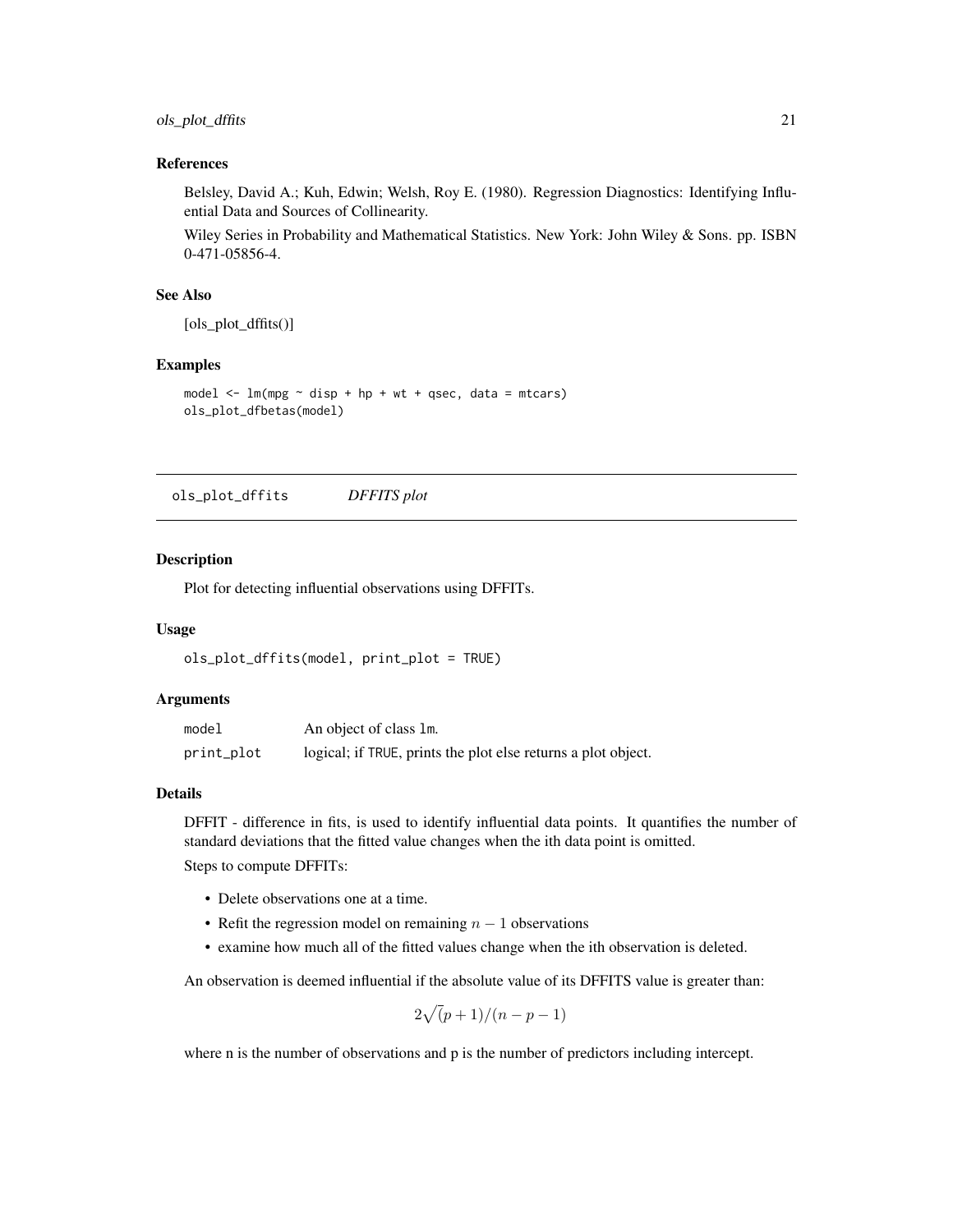### References

Belsley, David A.; Kuh, Edwin; Welsh, Roy E. (1980). Regression Diagnostics: Identifying Influential Data and Sources of Collinearity.

Wiley Series in Probability and Mathematical Statistics. New York: John Wiley & Sons. pp. ISBN 0-471-05856-4.

### See Also

[ols_plot_dffits()]

### Examples

```
model <- lm(mpg ~ disp + hp + wt + qsec, data = mtcars)
ols_plot_dfbetas(model)
```

---

## ols_plot_dffits *DFFITS plot*

### Description

Plot for detecting influential observations using DFFITs.

### Usage

```
ols_plot_dffits(model, print_plot = TRUE)
```

### Arguments

| | |
|---|---|
| model | An object of class lm. |
| print_plot | logical; if TRUE, prints the plot else returns a plot object. |

### Details

DFFIT - difference in fits, is used to identify influential data points. It quantifies the number of standard deviations that the fitted value changes when the ith data point is omitted.

Steps to compute DFFITs:

- Delete observations one at a time.
- Refit the regression model on remaining $n - 1$ observations
- examine how much all of the fitted values change when the ith observation is deleted.

An observation is deemed influential if the absolute value of its DFFITS value is greater than:

$$2\sqrt{(}p + 1)/(n - p - 1)$$

where n is the number of observations and p is the number of predictors including intercept.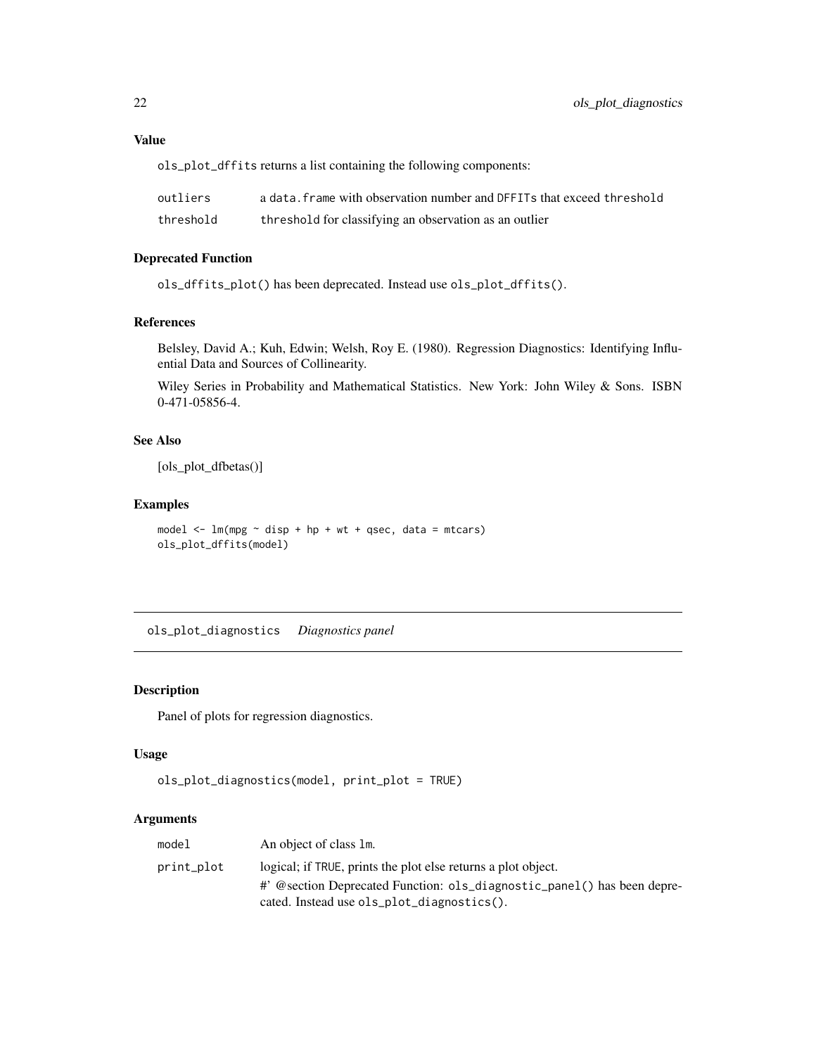### Value

ols_plot_dffits returns a list containing the following components:

| | |
|---|---|
| outliers | a data.frame with observation number and DFFITs that exceed threshold |
| threshold | threshold for classifying an observation as an outlier |

### Deprecated Function

ols_dffits_plot() has been deprecated. Instead use ols_plot_dffits().

### References

Belsley, David A.; Kuh, Edwin; Welsh, Roy E. (1980). Regression Diagnostics: Identifying Influential Data and Sources of Collinearity.

Wiley Series in Probability and Mathematical Statistics. New York: John Wiley & Sons. ISBN 0-471-05856-4.

### See Also

[ols_plot_dfbetas()]

### Examples

```
model <- lm(mpg ~ disp + hp + wt + qsec, data = mtcars)
ols_plot_dffits(model)
```

---

## ols_plot_diagnostics *Diagnostics panel*

### Description

Panel of plots for regression diagnostics.

### Usage

```
ols_plot_diagnostics(model, print_plot = TRUE)
```

### Arguments

| | |
|---|---|
| model | An object of class lm. |
| print_plot | logical; if TRUE, prints the plot else returns a plot object. #' @section Deprecated Function: ols_diagnostic_panel() has been deprecated. Instead use ols_plot_diagnostics(). |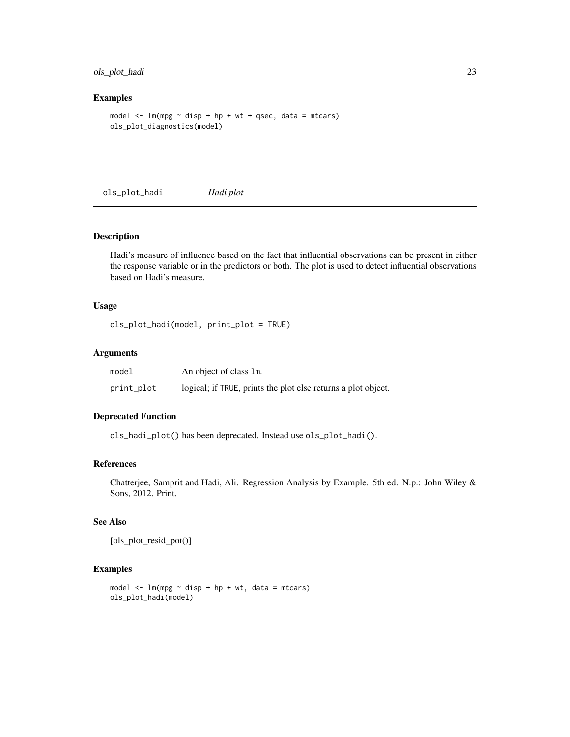### Examples

```
model <- lm(mpg ~ disp + hp + wt + qsec, data = mtcars)
ols_plot_diagnostics(model)
```

---

## ols_plot_hadi *Hadi plot*

---

### Description

Hadi's measure of influence based on the fact that influential observations can be present in either the response variable or in the predictors or both. The plot is used to detect influential observations based on Hadi's measure.

### Usage

```
ols_plot_hadi(model, print_plot = TRUE)
```

### Arguments

| | |
|---|---|
| `model` | An object of class `lm`. |
| `print_plot` | logical; if `TRUE`, prints the plot else returns a plot object. |

### Deprecated Function

`ols_hadi_plot()` has been deprecated. Instead use `ols_plot_hadi()`.

### References

Chatterjee, Samprit and Hadi, Ali. Regression Analysis by Example. 5th ed. N.p.: John Wiley & Sons, 2012. Print.

### See Also

[ols_plot_resid_pot()]

### Examples

```
model <- lm(mpg ~ disp + hp + wt, data = mtcars)
ols_plot_hadi(model)
```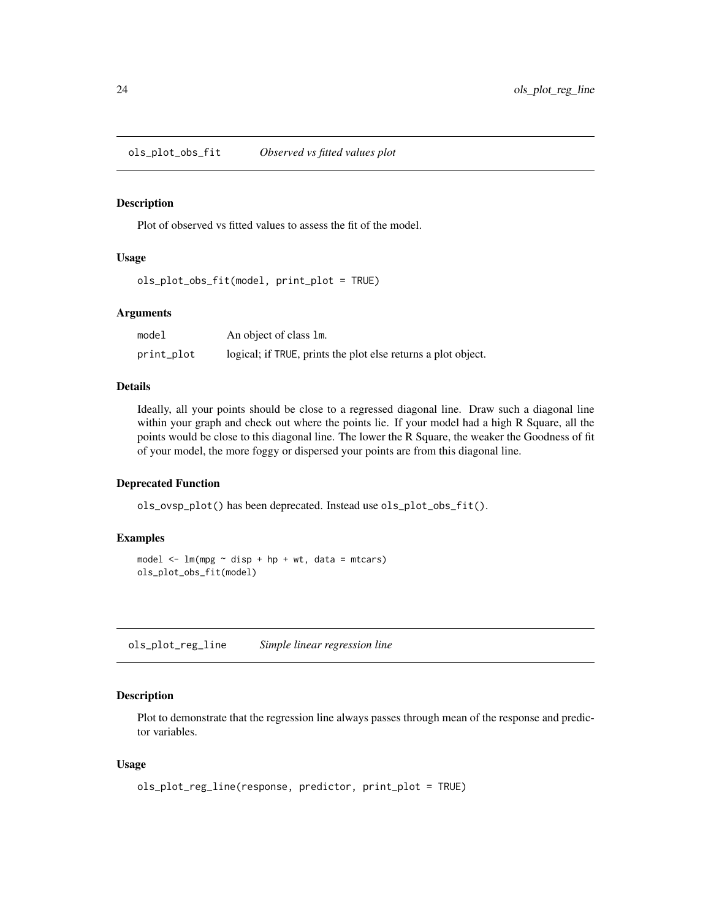## ols_plot_obs_fit *Observed vs fitted values plot*

### Description

Plot of observed vs fitted values to assess the fit of the model.

### Usage

```
ols_plot_obs_fit(model, print_plot = TRUE)
```

### Arguments

| | |
|---|---|
| model | An object of class lm. |
| print_plot | logical; if TRUE, prints the plot else returns a plot object. |

### Details

Ideally, all your points should be close to a regressed diagonal line. Draw such a diagonal line within your graph and check out where the points lie. If your model had a high R Square, all the points would be close to this diagonal line. The lower the R Square, the weaker the Goodness of fit of your model, the more foggy or dispersed your points are from this diagonal line.

### Deprecated Function

ols_ovsp_plot() has been deprecated. Instead use ols_plot_obs_fit().

### Examples

```
model <- lm(mpg ~ disp + hp + wt, data = mtcars)
ols_plot_obs_fit(model)
```

## ols_plot_reg_line *Simple linear regression line*

### Description

Plot to demonstrate that the regression line always passes through mean of the response and predictor variables.

### Usage

```
ols_plot_reg_line(response, predictor, print_plot = TRUE)
```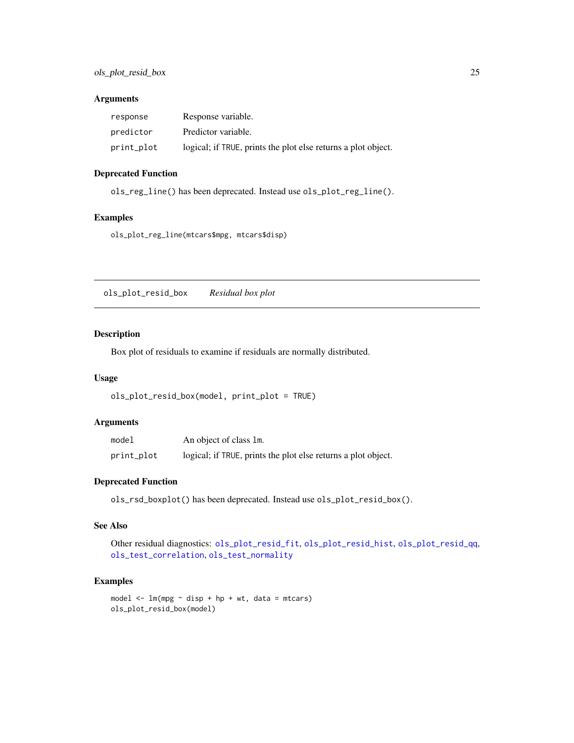## Arguments

| | |
|---|---|
| `response` | Response variable. |
| `predictor` | Predictor variable. |
| `print_plot` | logical; if `TRUE`, prints the plot else returns a plot object. |

## Deprecated Function

`ols_reg_line()` has been deprecated. Instead use `ols_plot_reg_line()`.

## Examples

```
ols_plot_reg_line(mtcars$mpg, mtcars$disp)
```

---

# `ols_plot_resid_box` *Residual box plot*

---

## Description

Box plot of residuals to examine if residuals are normally distributed.

## Usage

```
ols_plot_resid_box(model, print_plot = TRUE)
```

## Arguments

| | |
|---|---|
| `model` | An object of class `lm`. |
| `print_plot` | logical; if `TRUE`, prints the plot else returns a plot object. |

## Deprecated Function

`ols_rsd_boxplot()` has been deprecated. Instead use `ols_plot_resid_box()`.

## See Also

Other residual diagnostics: `ols_plot_resid_fit`, `ols_plot_resid_hist`, `ols_plot_resid_qq`, `ols_test_correlation`, `ols_test_normality`

## Examples

```
model <- lm(mpg ~ disp + hp + wt, data = mtcars)
ols_plot_resid_box(model)
```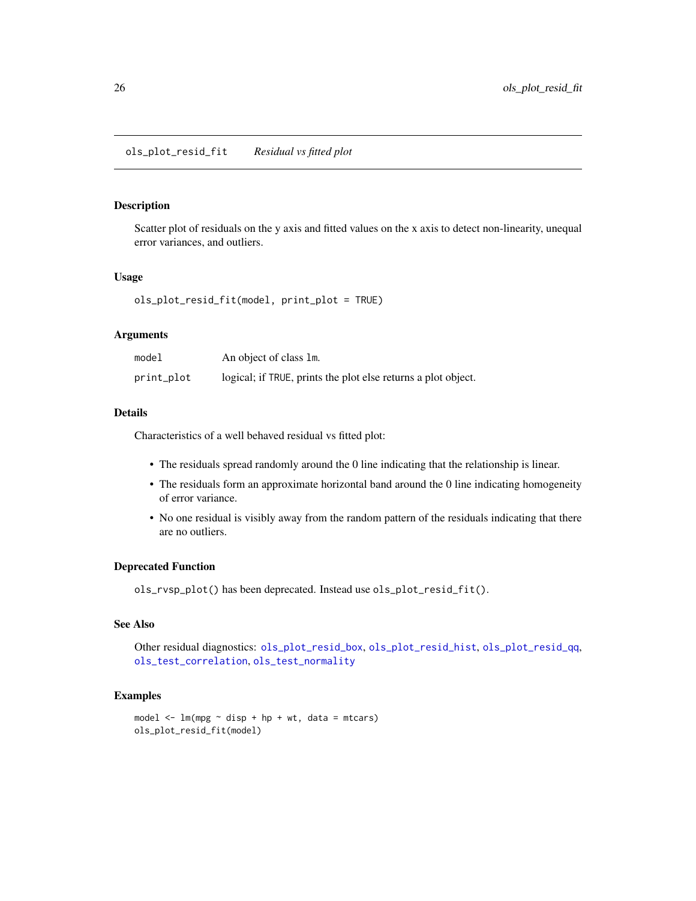## ols_plot_resid_fit *Residual vs fitted plot*

### Description

Scatter plot of residuals on the y axis and fitted values on the x axis to detect non-linearity, unequal error variances, and outliers.

### Usage

```
ols_plot_resid_fit(model, print_plot = TRUE)
```

### Arguments

| | |
|---|---|
| model | An object of class lm. |
| print_plot | logical; if TRUE, prints the plot else returns a plot object. |

### Details

Characteristics of a well behaved residual vs fitted plot:

- The residuals spread randomly around the 0 line indicating that the relationship is linear.
- The residuals form an approximate horizontal band around the 0 line indicating homogeneity of error variance.
- No one residual is visibly away from the random pattern of the residuals indicating that there are no outliers.

### Deprecated Function

ols_rvsp_plot() has been deprecated. Instead use ols_plot_resid_fit().

### See Also

Other residual diagnostics: ols_plot_resid_box, ols_plot_resid_hist, ols_plot_resid_qq, ols_test_correlation, ols_test_normality

### Examples

```
model <- lm(mpg ~ disp + hp + wt, data = mtcars)
ols_plot_resid_fit(model)
```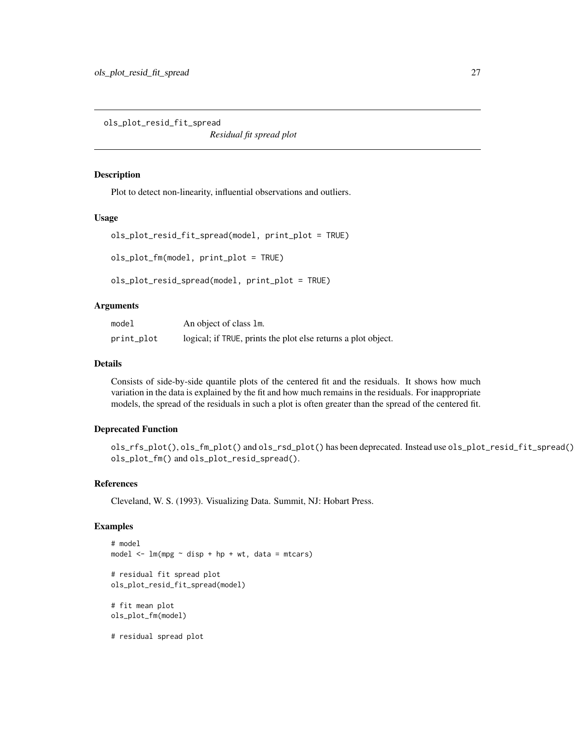ols_plot_resid_fit_spread

*Residual fit spread plot*

### Description

Plot to detect non-linearity, influential observations and outliers.

### Usage

```
ols_plot_resid_fit_spread(model, print_plot = TRUE)

ols_plot_fm(model, print_plot = TRUE)

ols_plot_resid_spread(model, print_plot = TRUE)
```

### Arguments

| | |
|---|---|
| model | An object of class lm. |
| print_plot | logical; if TRUE, prints the plot else returns a plot object. |

### Details

Consists of side-by-side quantile plots of the centered fit and the residuals. It shows how much variation in the data is explained by the fit and how much remains in the residuals. For inappropriate models, the spread of the residuals in such a plot is often greater than the spread of the centered fit.

### Deprecated Function

ols_rfs_plot(), ols_fm_plot() and ols_rsd_plot() has been deprecated. Instead use ols_plot_resid_fit_spread() ols_plot_fm() and ols_plot_resid_spread().

### References

Cleveland, W. S. (1993). Visualizing Data. Summit, NJ: Hobart Press.

### Examples

```
# model
model <- lm(mpg ~ disp + hp + wt, data = mtcars)

# residual fit spread plot
ols_plot_resid_fit_spread(model)

# fit mean plot
ols_plot_fm(model)

# residual spread plot
```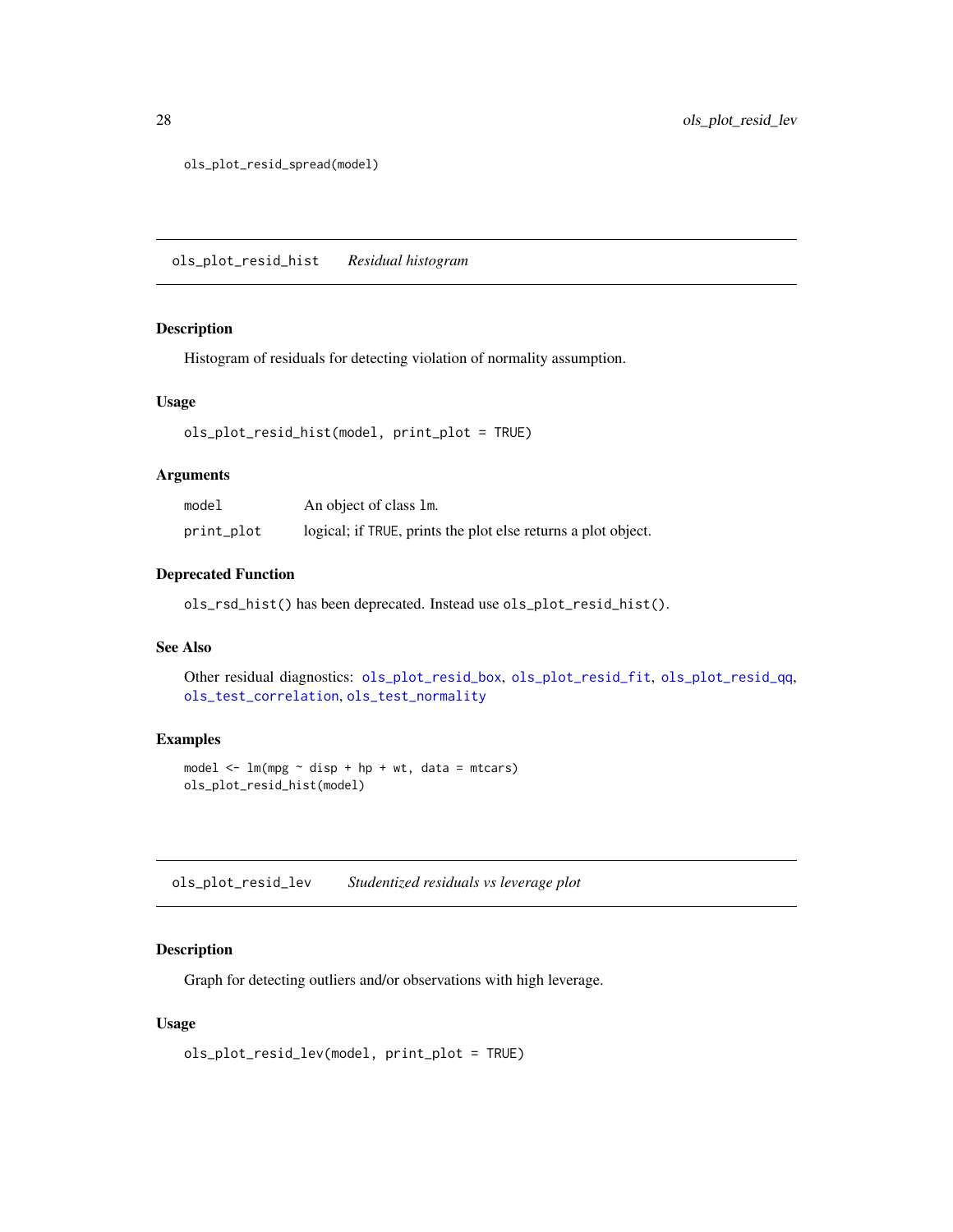```
ols_plot_resid_spread(model)
```

## ols_plot_resid_hist *Residual histogram*

### Description

Histogram of residuals for detecting violation of normality assumption.

### Usage

```
ols_plot_resid_hist(model, print_plot = TRUE)
```

### Arguments

| | |
|---|---|
| model | An object of class lm. |
| print_plot | logical; if TRUE, prints the plot else returns a plot object. |

### Deprecated Function

ols_rsd_hist() has been deprecated. Instead use ols_plot_resid_hist().

### See Also

Other residual diagnostics: ols_plot_resid_box, ols_plot_resid_fit, ols_plot_resid_qq, ols_test_correlation, ols_test_normality

### Examples

```
model <- lm(mpg ~ disp + hp + wt, data = mtcars)
ols_plot_resid_hist(model)
```

## ols_plot_resid_lev *Studentized residuals vs leverage plot*

### Description

Graph for detecting outliers and/or observations with high leverage.

### Usage

```
ols_plot_resid_lev(model, print_plot = TRUE)
```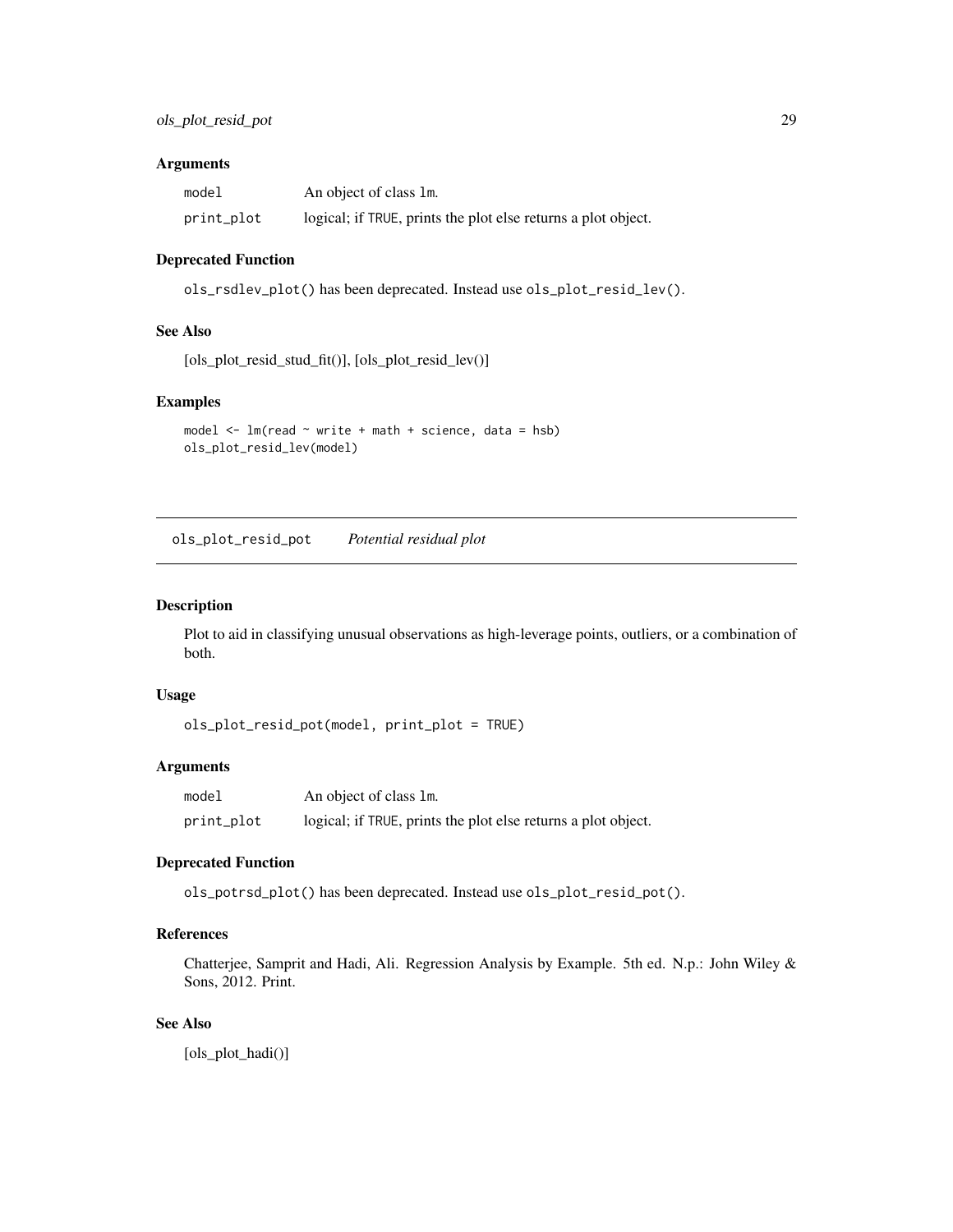### Arguments

| | |
|---|---|
| `model` | An object of class `lm`. |
| `print_plot` | logical; if `TRUE`, prints the plot else returns a plot object. |

### Deprecated Function

`ols_rsdlev_plot()` has been deprecated. Instead use `ols_plot_resid_lev()`.

### See Also

[ols_plot_resid_stud_fit()], [ols_plot_resid_lev()]

### Examples

```
model <- lm(read ~ write + math + science, data = hsb)
ols_plot_resid_lev(model)
```

---

## `ols_plot_resid_pot` *Potential residual plot*

### Description

Plot to aid in classifying unusual observations as high-leverage points, outliers, or a combination of both.

### Usage

```
ols_plot_resid_pot(model, print_plot = TRUE)
```

### Arguments

| | |
|---|---|
| `model` | An object of class `lm`. |
| `print_plot` | logical; if `TRUE`, prints the plot else returns a plot object. |

### Deprecated Function

`ols_potrsd_plot()` has been deprecated. Instead use `ols_plot_resid_pot()`.

### References

Chatterjee, Samprit and Hadi, Ali. Regression Analysis by Example. 5th ed. N.p.: John Wiley & Sons, 2012. Print.

### See Also

[ols_plot_hadi()]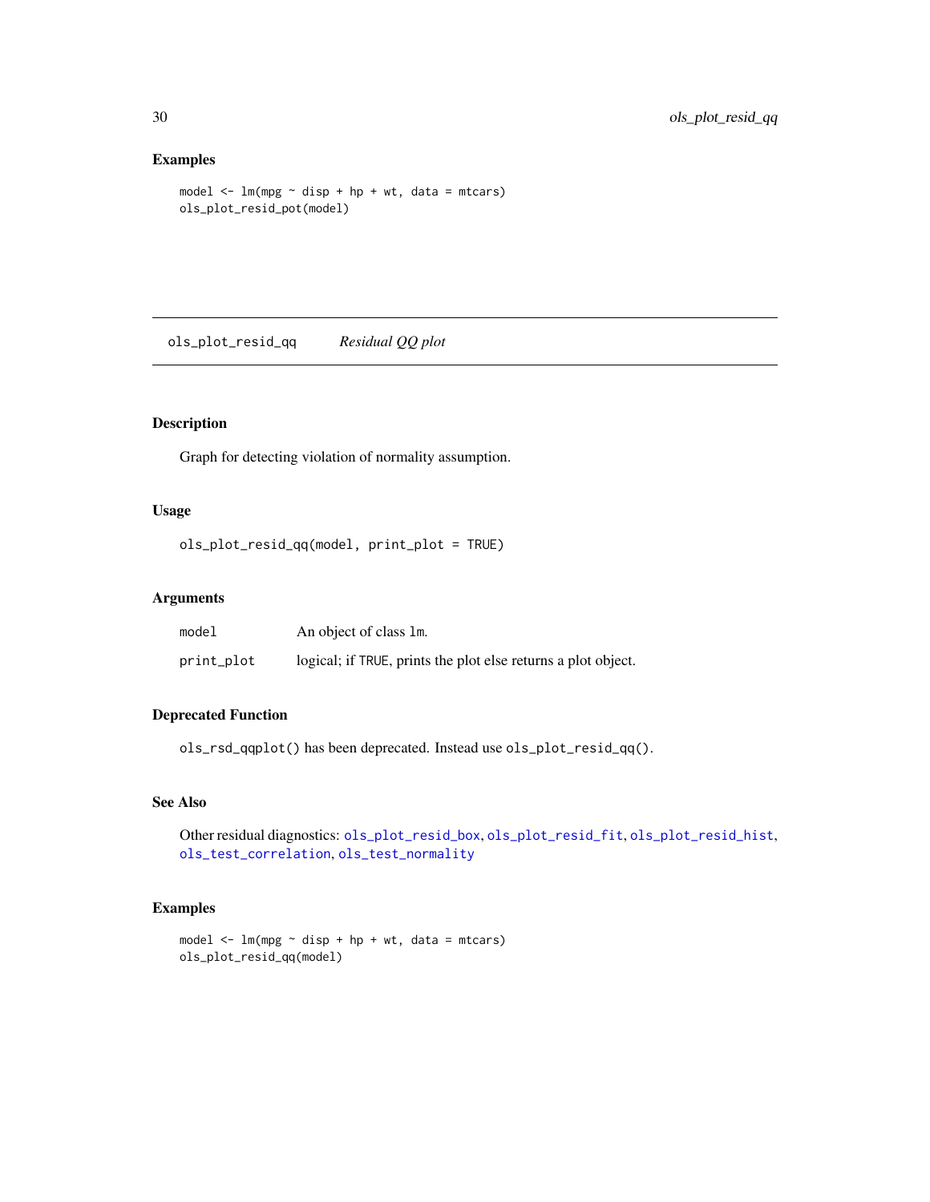### Examples

```
model <- lm(mpg ~ disp + hp + wt, data = mtcars)
ols_plot_resid_pot(model)
```

---

## ols_plot_resid_qq — *Residual QQ plot*

---

### Description

Graph for detecting violation of normality assumption.

### Usage

```
ols_plot_resid_qq(model, print_plot = TRUE)
```

### Arguments

| | |
|---|---|
| `model` | An object of class `lm`. |
| `print_plot` | logical; if `TRUE`, prints the plot else returns a plot object. |

### Deprecated Function

`ols_rsd_qqplot()` has been deprecated. Instead use `ols_plot_resid_qq()`.

### See Also

Other residual diagnostics: `ols_plot_resid_box`, `ols_plot_resid_fit`, `ols_plot_resid_hist`, `ols_test_correlation`, `ols_test_normality`

### Examples

```
model <- lm(mpg ~ disp + hp + wt, data = mtcars)
ols_plot_resid_qq(model)
```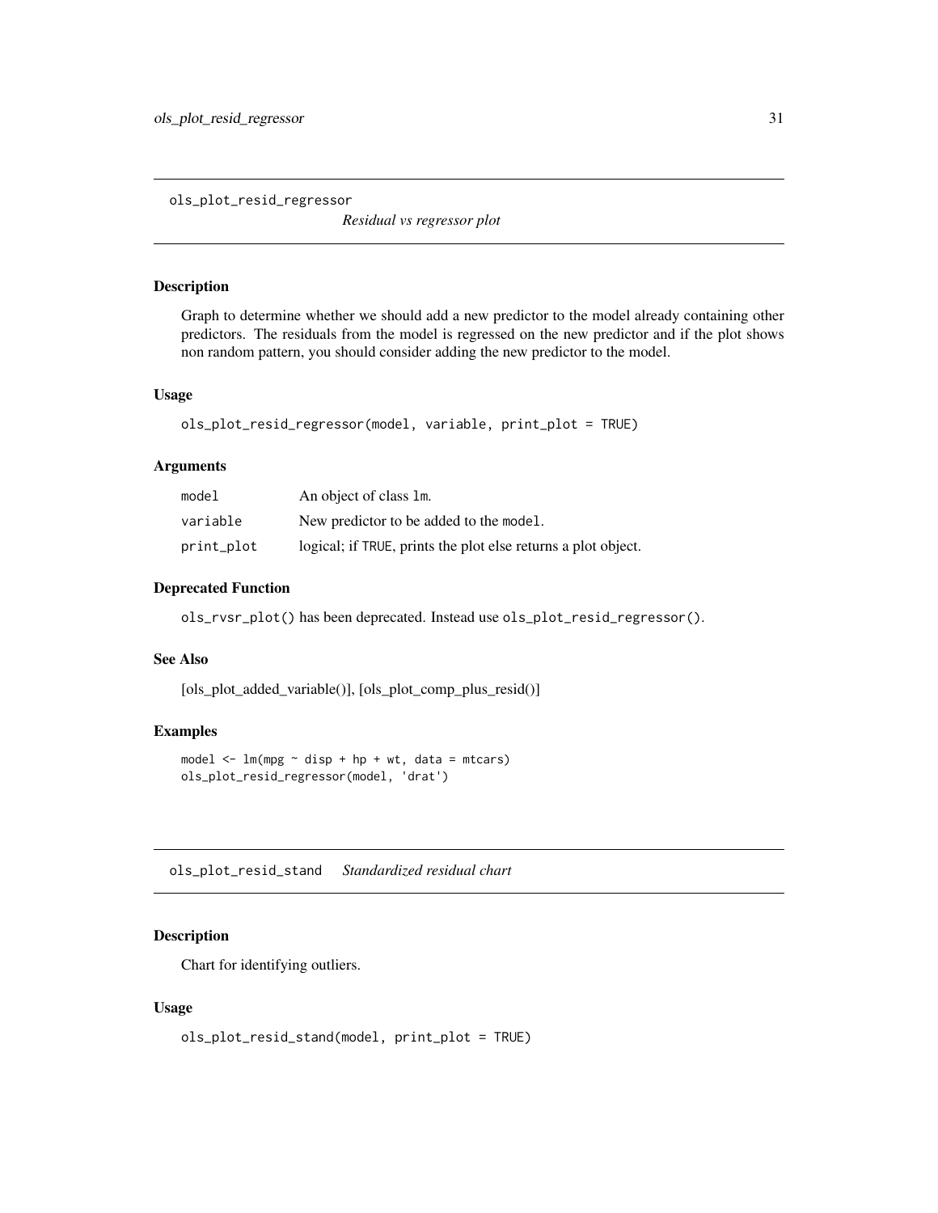## ols_plot_resid_regressor

*Residual vs regressor plot*

### Description

Graph to determine whether we should add a new predictor to the model already containing other predictors. The residuals from the model is regressed on the new predictor and if the plot shows non random pattern, you should consider adding the new predictor to the model.

### Usage

```
ols_plot_resid_regressor(model, variable, print_plot = TRUE)
```

### Arguments

| | |
|---|---|
| `model` | An object of class `lm`. |
| `variable` | New predictor to be added to the `model`. |
| `print_plot` | logical; if `TRUE`, prints the plot else returns a plot object. |

### Deprecated Function

`ols_rvsr_plot()` has been deprecated. Instead use `ols_plot_resid_regressor()`.

### See Also

[ols_plot_added_variable()], [ols_plot_comp_plus_resid()]

### Examples

```
model <- lm(mpg ~ disp + hp + wt, data = mtcars)
ols_plot_resid_regressor(model, 'drat')
```

## ols_plot_resid_stand

*Standardized residual chart*

### Description

Chart for identifying outliers.

### Usage

```
ols_plot_resid_stand(model, print_plot = TRUE)
```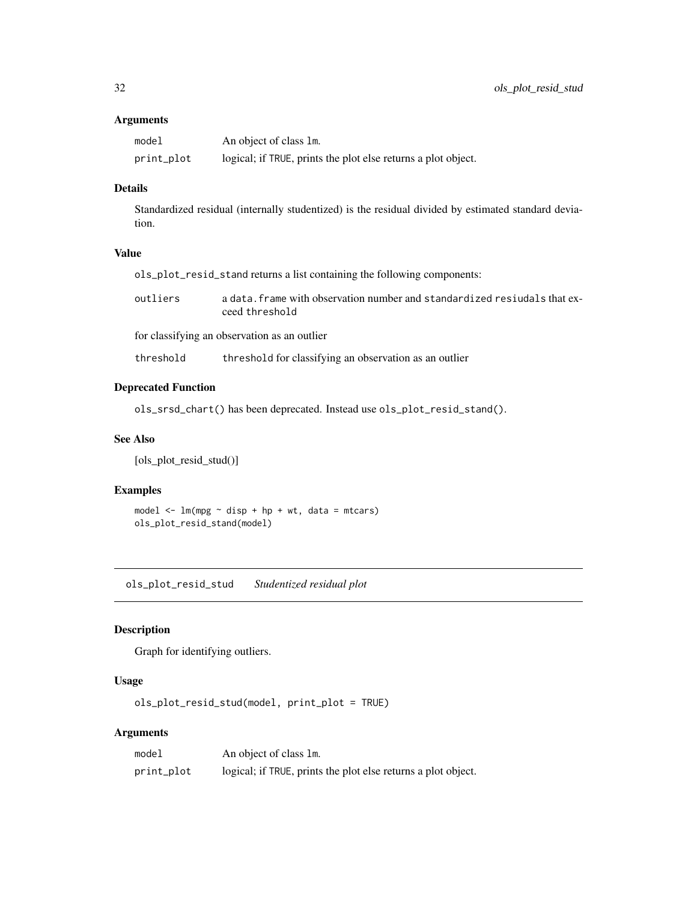### Arguments

| | |
|---|---|
| model | An object of class lm. |
| print_plot | logical; if TRUE, prints the plot else returns a plot object. |

### Details

Standardized residual (internally studentized) is the residual divided by estimated standard deviation.

### Value

ols_plot_resid_stand returns a list containing the following components:

| | |
|---|---|
| outliers | a data.frame with observation number and standardized resiudals that exceed threshold |

for classifying an observation as an outlier

| | |
|---|---|
| threshold | threshold for classifying an observation as an outlier |

### Deprecated Function

ols_srsd_chart() has been deprecated. Instead use ols_plot_resid_stand().

### See Also

[ols_plot_resid_stud()]

### Examples

```
model <- lm(mpg ~ disp + hp + wt, data = mtcars)
ols_plot_resid_stand(model)
```

---

## ols_plot_resid_stud *Studentized residual plot*

---

### Description

Graph for identifying outliers.

### Usage

```
ols_plot_resid_stud(model, print_plot = TRUE)
```

### Arguments

| | |
|---|---|
| model | An object of class lm. |
| print_plot | logical; if TRUE, prints the plot else returns a plot object. |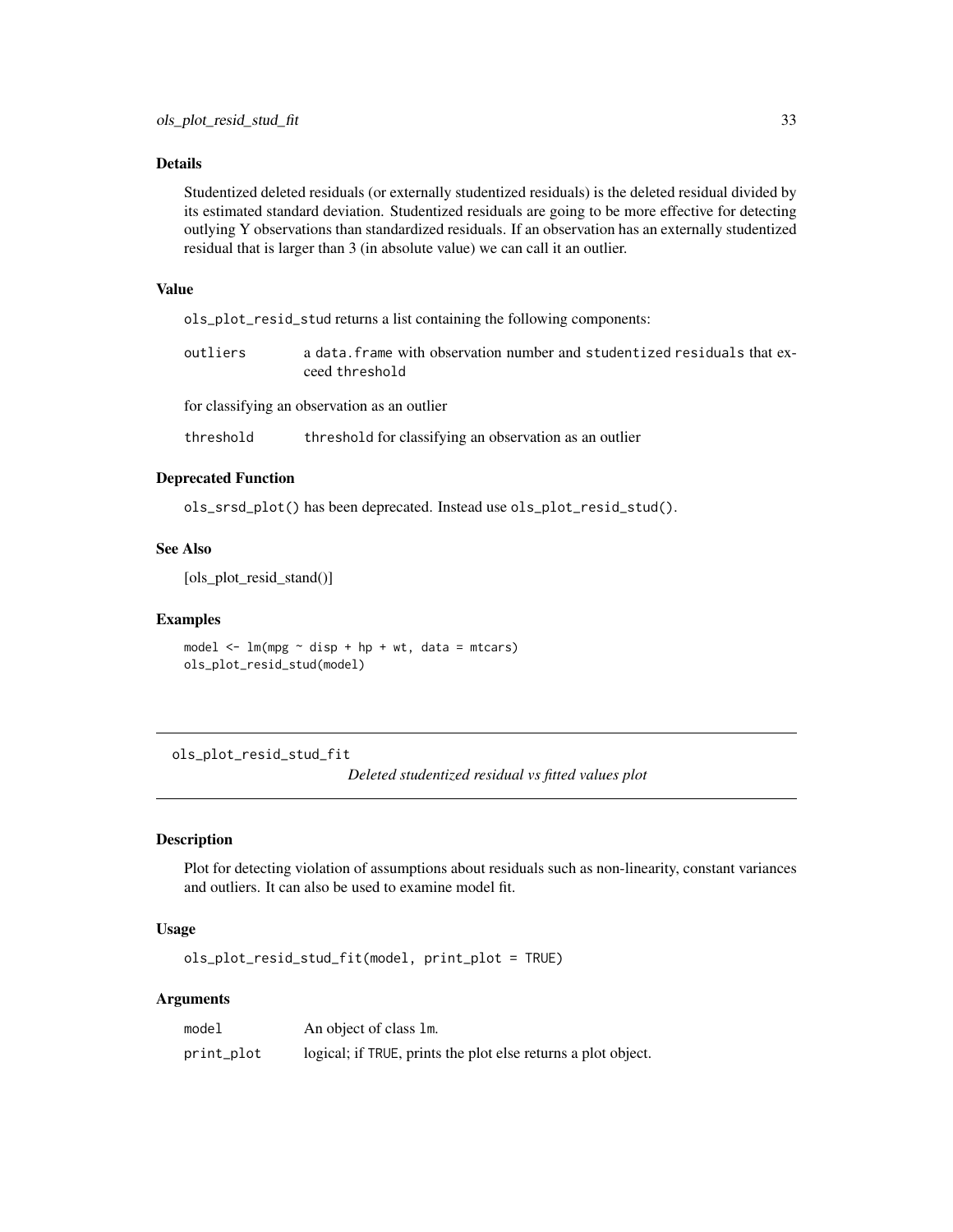### Details

Studentized deleted residuals (or externally studentized residuals) is the deleted residual divided by its estimated standard deviation. Studentized residuals are going to be more effective for detecting outlying Y observations than standardized residuals. If an observation has an externally studentized residual that is larger than 3 (in absolute value) we can call it an outlier.

### Value

`ols_plot_resid_stud` returns a list containing the following components:

| | |
|---|---|
| `outliers` | a `data.frame` with observation number and `studentized residuals` that exceed `threshold` |

for classifying an observation as an outlier

| | |
|---|---|
| `threshold` | `threshold` for classifying an observation as an outlier |

### Deprecated Function

`ols_srsd_plot()` has been deprecated. Instead use `ols_plot_resid_stud()`.

### See Also

[ols_plot_resid_stand()]

### Examples

```
model <- lm(mpg ~ disp + hp + wt, data = mtcars)
ols_plot_resid_stud(model)
```

---

## ols_plot_resid_stud_fit

*Deleted studentized residual vs fitted values plot*

---

### Description

Plot for detecting violation of assumptions about residuals such as non-linearity, constant variances and outliers. It can also be used to examine model fit.

### Usage

```
ols_plot_resid_stud_fit(model, print_plot = TRUE)
```

### Arguments

| | |
|---|---|
| `model` | An object of class `lm`. |
| `print_plot` | logical; if `TRUE`, prints the plot else returns a plot object. |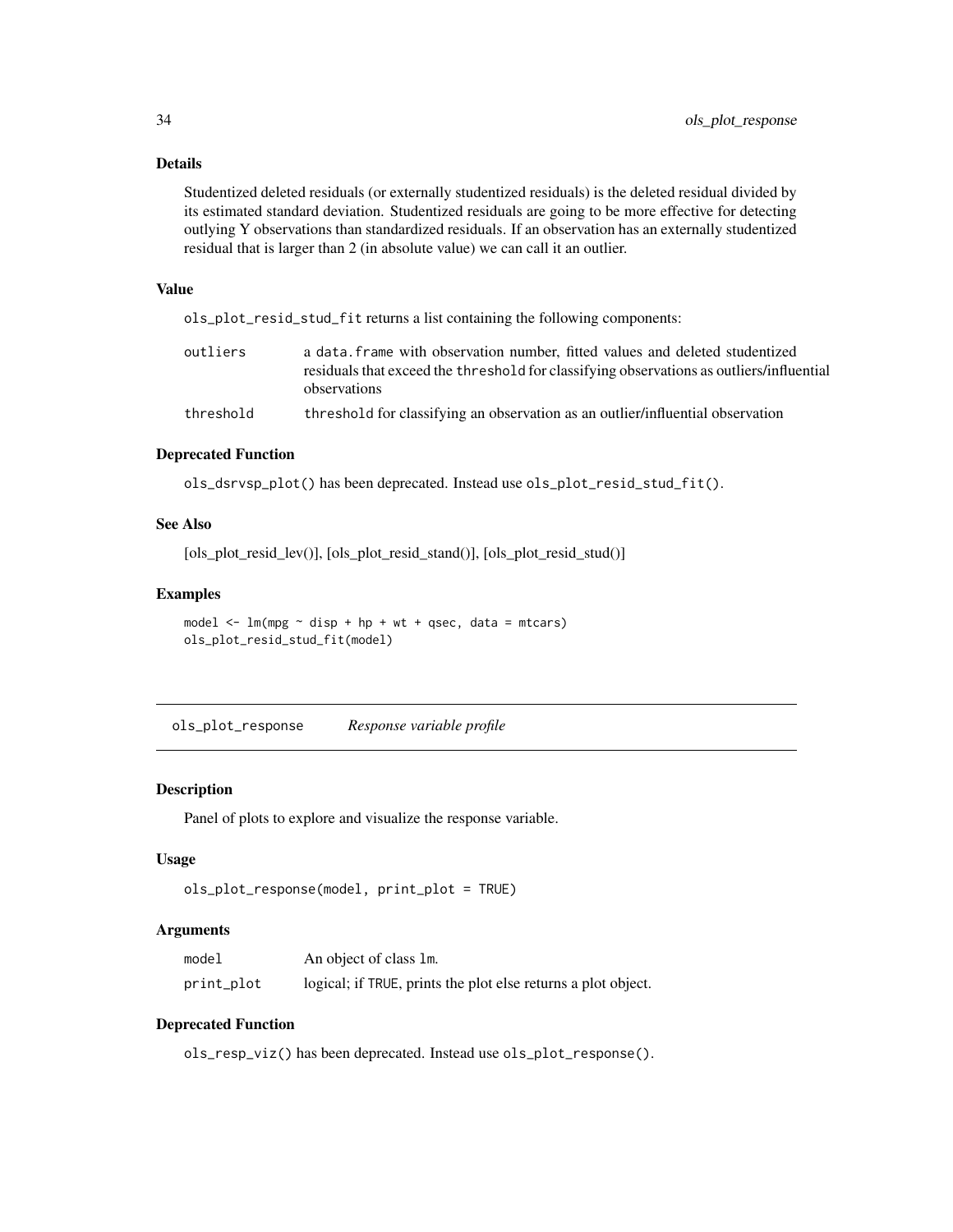### Details

Studentized deleted residuals (or externally studentized residuals) is the deleted residual divided by its estimated standard deviation. Studentized residuals are going to be more effective for detecting outlying Y observations than standardized residuals. If an observation has an externally studentized residual that is larger than 2 (in absolute value) we can call it an outlier.

### Value

`ols_plot_resid_stud_fit` returns a list containing the following components:

| | |
|---|---|
| `outliers` | a `data.frame` with observation number, fitted values and deleted studentized residuals that exceed the `threshold` for classifying observations as outliers/influential observations |
| `threshold` | `threshold` for classifying an observation as an outlier/influential observation |

### Deprecated Function

`ols_dsrvsp_plot()` has been deprecated. Instead use `ols_plot_resid_stud_fit()`.

### See Also

[ols_plot_resid_lev()], [ols_plot_resid_stand()], [ols_plot_resid_stud()]

### Examples

```
model <- lm(mpg ~ disp + hp + wt + qsec, data = mtcars)
ols_plot_resid_stud_fit(model)
```

---

## `ols_plot_response` *Response variable profile*

### Description

Panel of plots to explore and visualize the response variable.

### Usage

```
ols_plot_response(model, print_plot = TRUE)
```

### Arguments

| | |
|---|---|
| `model` | An object of class `lm`. |
| `print_plot` | logical; if `TRUE`, prints the plot else returns a plot object. |

### Deprecated Function

`ols_resp_viz()` has been deprecated. Instead use `ols_plot_response()`.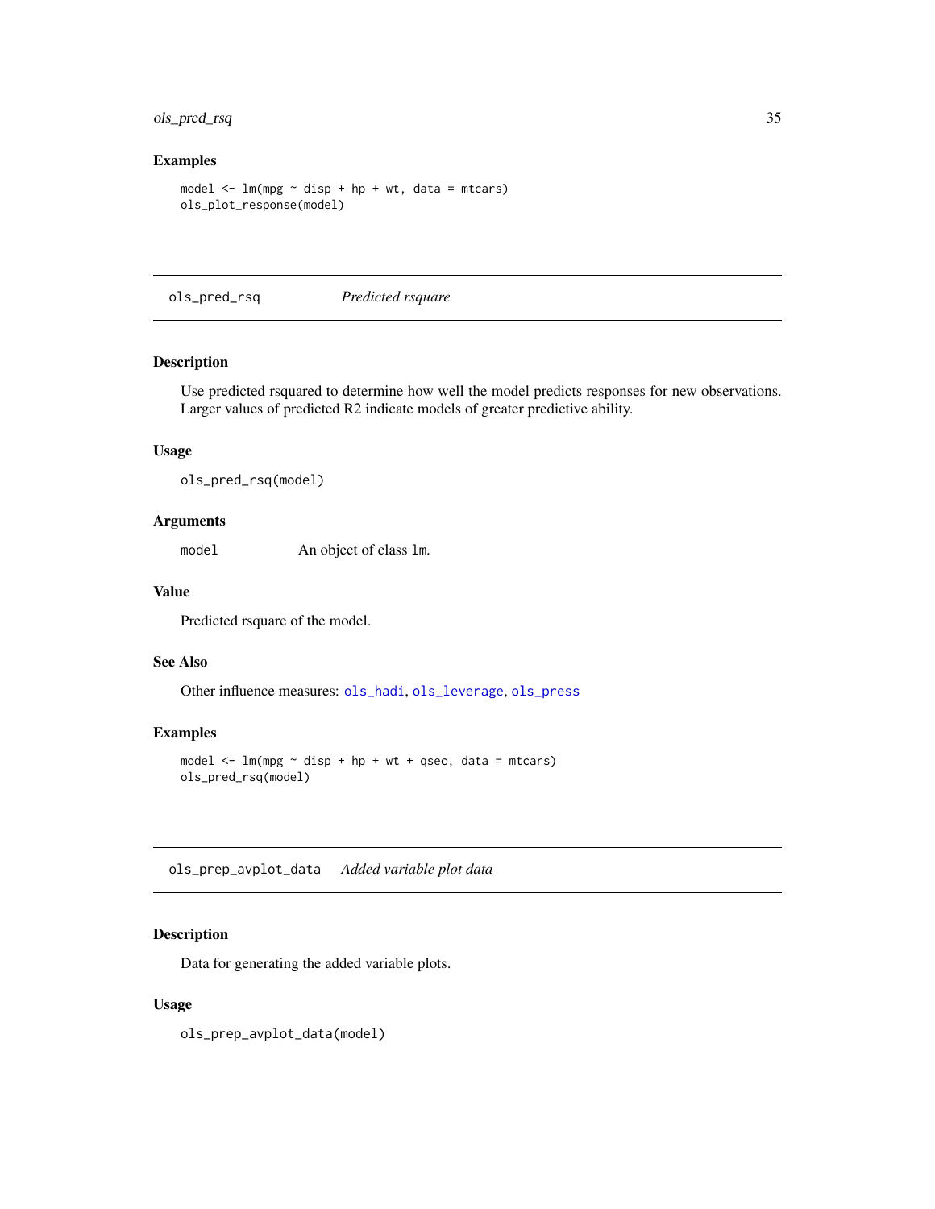### Examples

```
model <- lm(mpg ~ disp + hp + wt, data = mtcars)
ols_plot_response(model)
```

---

## ols_pred_rsq *Predicted rsquare*

---

### Description

Use predicted rsquared to determine how well the model predicts responses for new observations. Larger values of predicted R2 indicate models of greater predictive ability.

### Usage

```
ols_pred_rsq(model)
```

### Arguments

| | |
|---|---|
| model | An object of class lm. |

### Value

Predicted rsquare of the model.

### See Also

Other influence measures: ols_hadi, ols_leverage, ols_press

### Examples

```
model <- lm(mpg ~ disp + hp + wt + qsec, data = mtcars)
ols_pred_rsq(model)
```

---

## ols_prep_avplot_data *Added variable plot data*

---

### Description

Data for generating the added variable plots.

### Usage

```
ols_prep_avplot_data(model)
```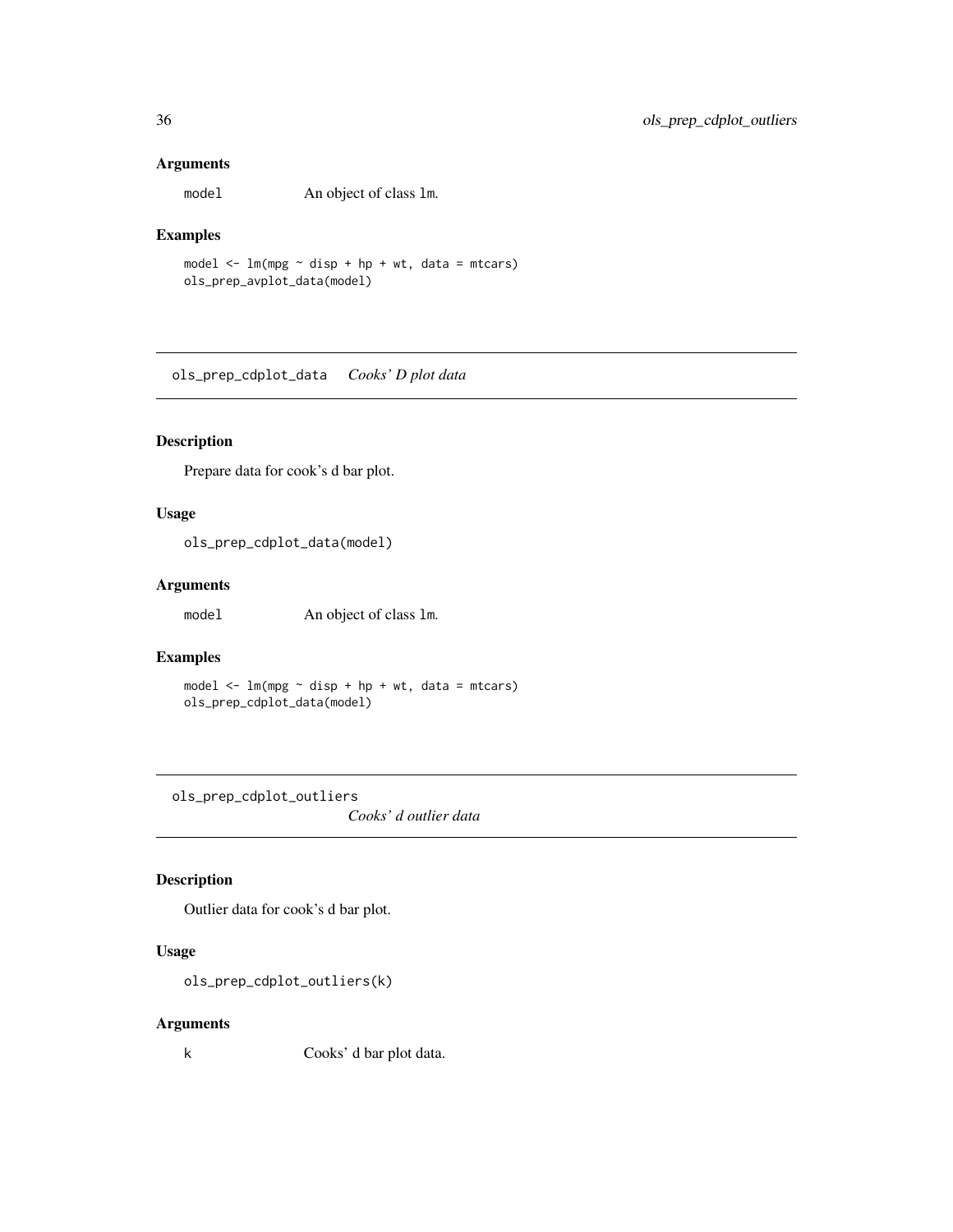## Arguments

`model` An object of class `lm`.

## Examples

```
model <- lm(mpg ~ disp + hp + wt, data = mtcars)
ols_prep_avplot_data(model)
```

---

# ols_prep_cdplot_data *Cooks' D plot data*

---

## Description

Prepare data for cook's d bar plot.

## Usage

```
ols_prep_cdplot_data(model)
```

## Arguments

`model` An object of class `lm`.

## Examples

```
model <- lm(mpg ~ disp + hp + wt, data = mtcars)
ols_prep_cdplot_data(model)
```

---

# ols_prep_cdplot_outliers *Cooks' d outlier data*

---

## Description

Outlier data for cook's d bar plot.

## Usage

```
ols_prep_cdplot_outliers(k)
```

## Arguments

`k` Cooks' d bar plot data.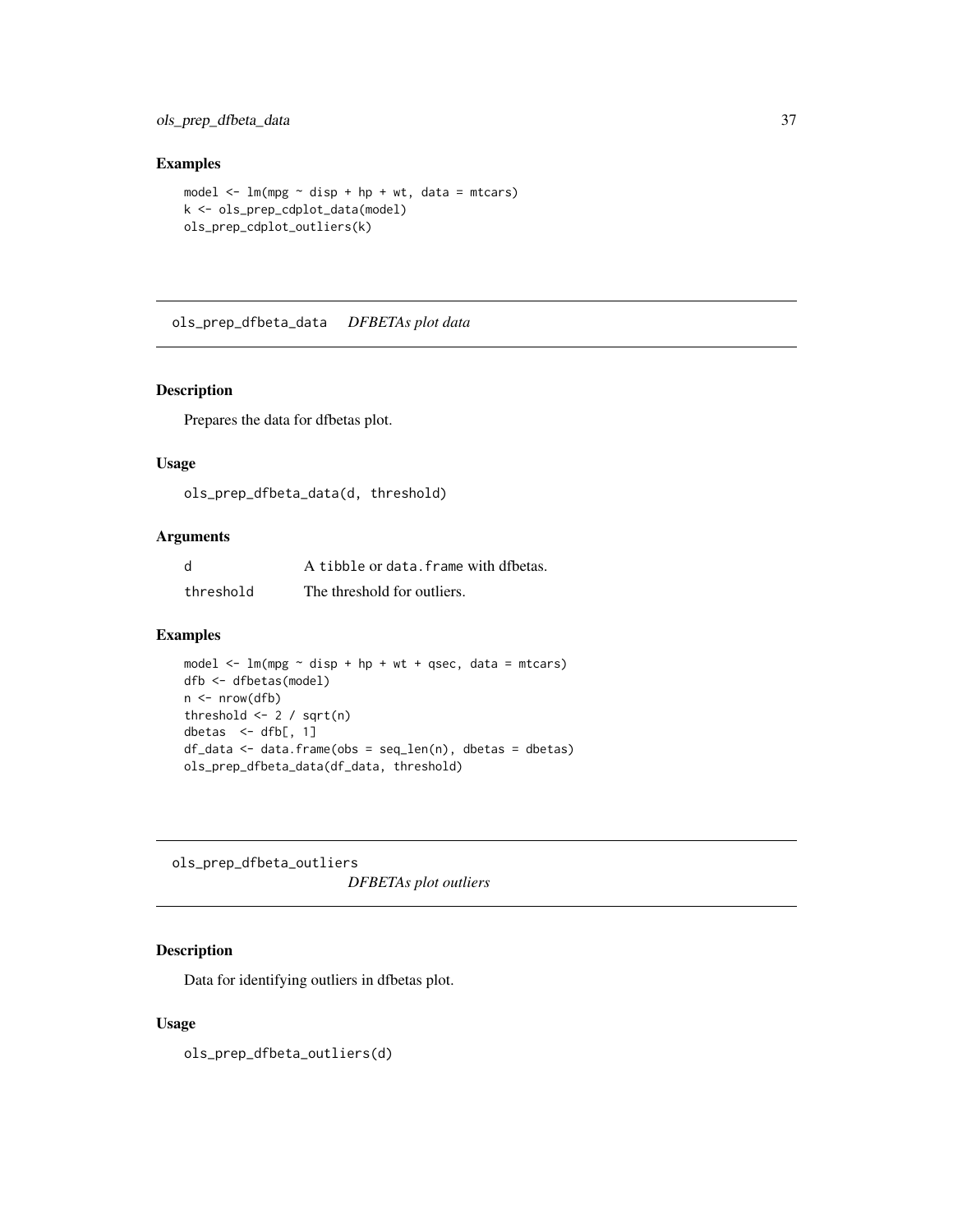### Examples

```
model <- lm(mpg ~ disp + hp + wt, data = mtcars)
k <- ols_prep_cdplot_data(model)
ols_prep_cdplot_outliers(k)
```

---

## ols_prep_dfbeta_data    *DFBETAs plot data*

### Description

Prepares the data for dfbetas plot.

### Usage

```
ols_prep_dfbeta_data(d, threshold)
```

### Arguments

| | |
|---|---|
| d | A tibble or data.frame with dfbetas. |
| threshold | The threshold for outliers. |

### Examples

```
model <- lm(mpg ~ disp + hp + wt + qsec, data = mtcars)
dfb <- dfbetas(model)
n <- nrow(dfb)
threshold <- 2 / sqrt(n)
dbetas  <- dfb[, 1]
df_data <- data.frame(obs = seq_len(n), dbetas = dbetas)
ols_prep_dfbeta_data(df_data, threshold)
```

---

## ols_prep_dfbeta_outliers    *DFBETAs plot outliers*

### Description

Data for identifying outliers in dfbetas plot.

### Usage

```
ols_prep_dfbeta_outliers(d)
```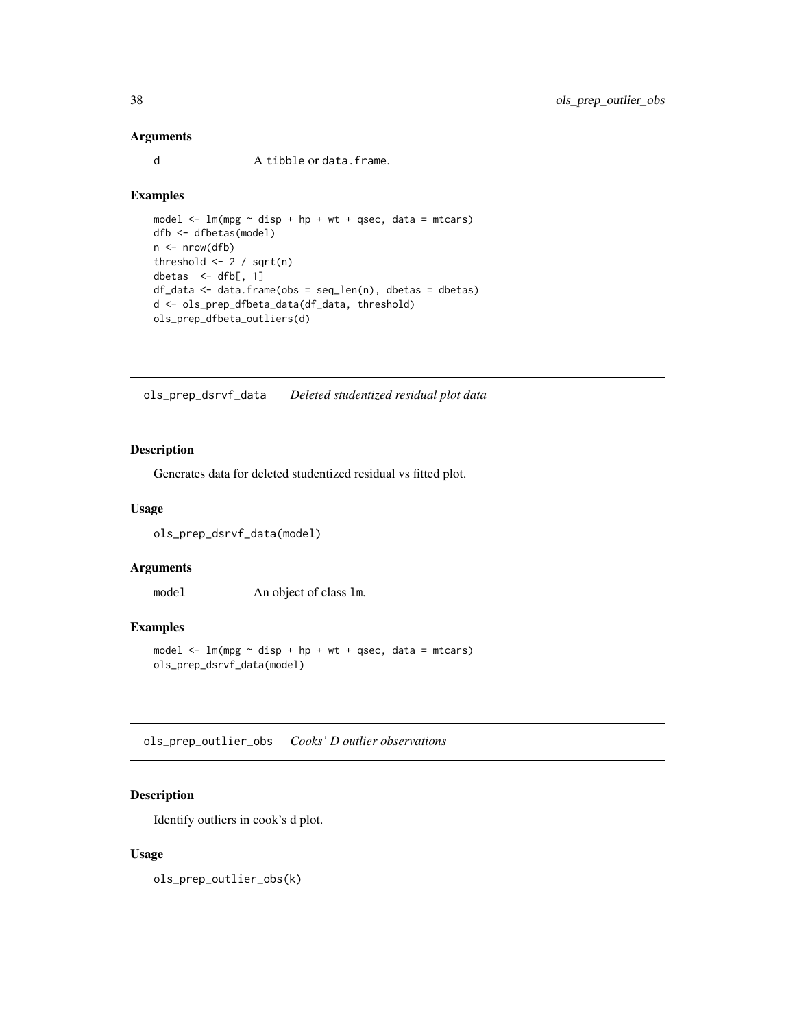### Arguments

d A tibble or data.frame.

### Examples

```
model <- lm(mpg ~ disp + hp + wt + qsec, data = mtcars)
dfb <- dfbetas(model)
n <- nrow(dfb)
threshold <- 2 / sqrt(n)
dbetas  <- dfb[, 1]
df_data <- data.frame(obs = seq_len(n), dbetas = dbetas)
d <- ols_prep_dfbeta_data(df_data, threshold)
ols_prep_dfbeta_outliers(d)
```

---

## ols_prep_dsrvf_data *Deleted studentized residual plot data*

---

### Description

Generates data for deleted studentized residual vs fitted plot.

### Usage

```
ols_prep_dsrvf_data(model)
```

### Arguments

model An object of class lm.

### Examples

```
model <- lm(mpg ~ disp + hp + wt + qsec, data = mtcars)
ols_prep_dsrvf_data(model)
```

---

## ols_prep_outlier_obs *Cooks' D outlier observations*

---

### Description

Identify outliers in cook's d plot.

### Usage

```
ols_prep_outlier_obs(k)
```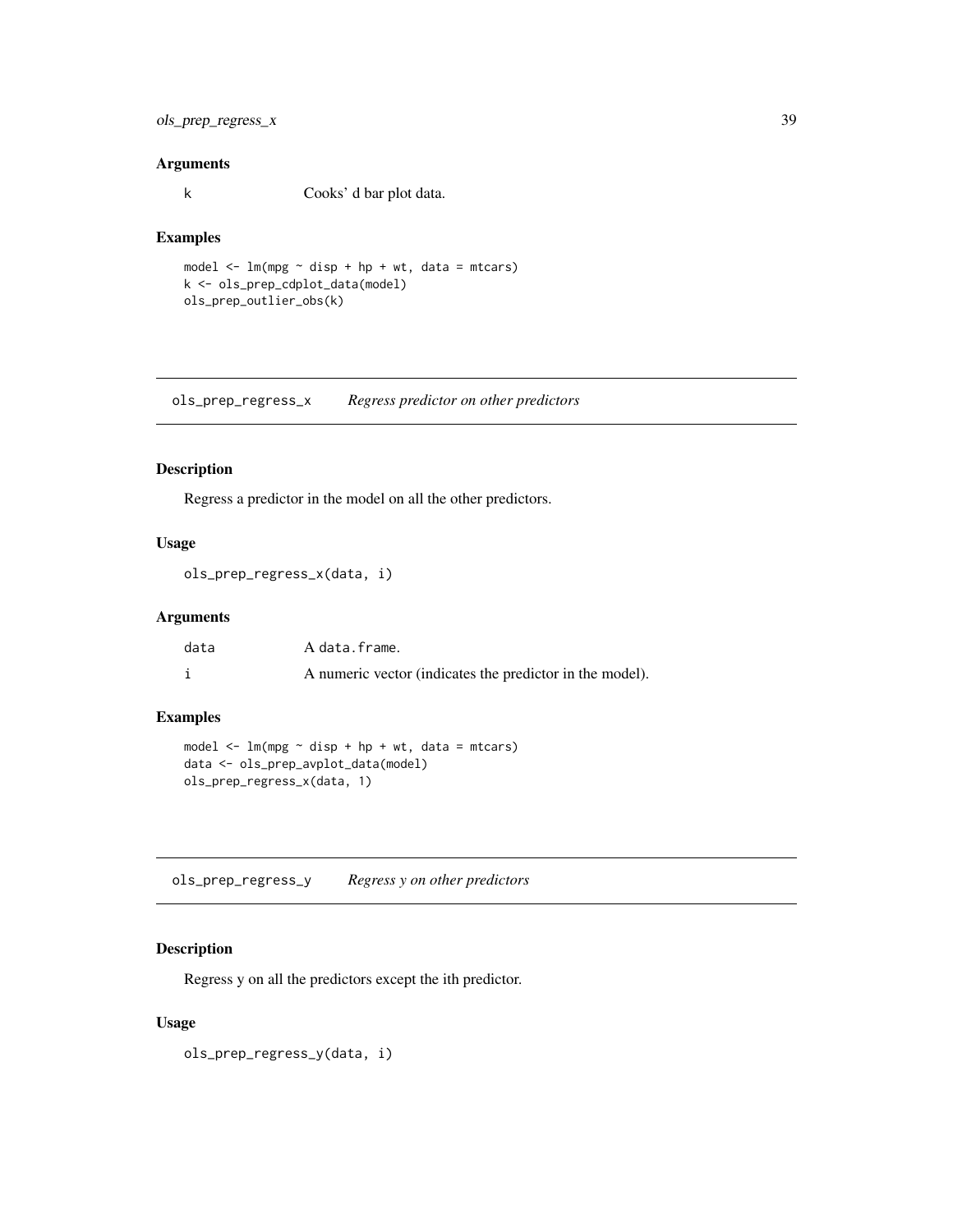### Arguments

| | |
|---|---|
| k | Cooks' d bar plot data. |

### Examples

```
model <- lm(mpg ~ disp + hp + wt, data = mtcars)
k <- ols_prep_cdplot_data(model)
ols_prep_outlier_obs(k)
```

---

## ols_prep_regress_x — *Regress predictor on other predictors*

---

### Description

Regress a predictor in the model on all the other predictors.

### Usage

```
ols_prep_regress_x(data, i)
```

### Arguments

| | |
|---|---|
| data | A `data.frame`. |
| i | A numeric vector (indicates the predictor in the model). |

### Examples

```
model <- lm(mpg ~ disp + hp + wt, data = mtcars)
data <- ols_prep_avplot_data(model)
ols_prep_regress_x(data, 1)
```

---

## ols_prep_regress_y — *Regress y on other predictors*

---

### Description

Regress y on all the predictors except the ith predictor.

### Usage

```
ols_prep_regress_y(data, i)
```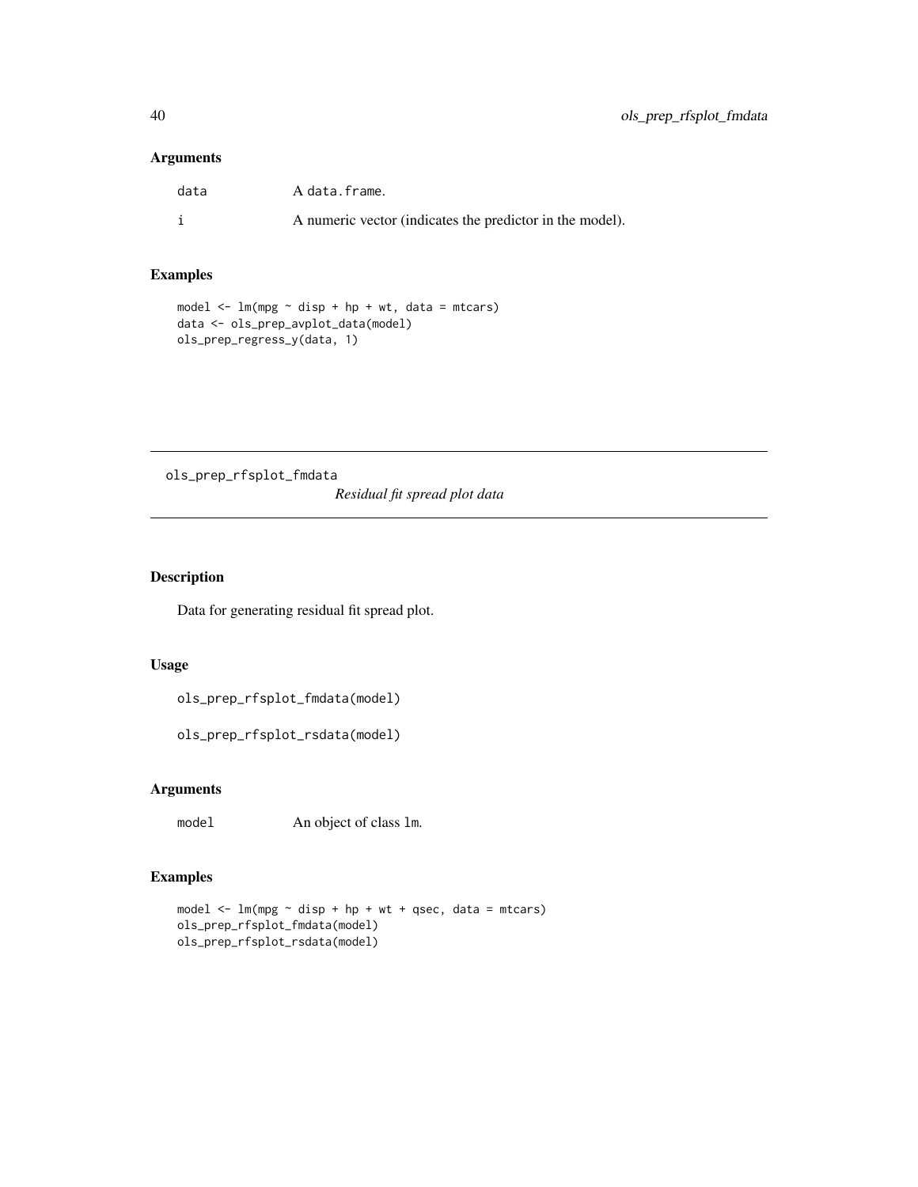## Arguments

| | |
|---|---|
| data | A data.frame. |
| i | A numeric vector (indicates the predictor in the model). |

## Examples

```
model <- lm(mpg ~ disp + hp + wt, data = mtcars)
data <- ols_prep_avplot_data(model)
ols_prep_regress_y(data, 1)
```

---

# ols_prep_rfsplot_fmdata *Residual fit spread plot data*

---

## Description

Data for generating residual fit spread plot.

## Usage

```
ols_prep_rfsplot_fmdata(model)

ols_prep_rfsplot_rsdata(model)
```

## Arguments

| | |
|---|---|
| model | An object of class lm. |

## Examples

```
model <- lm(mpg ~ disp + hp + wt + qsec, data = mtcars)
ols_prep_rfsplot_fmdata(model)
ols_prep_rfsplot_rsdata(model)
```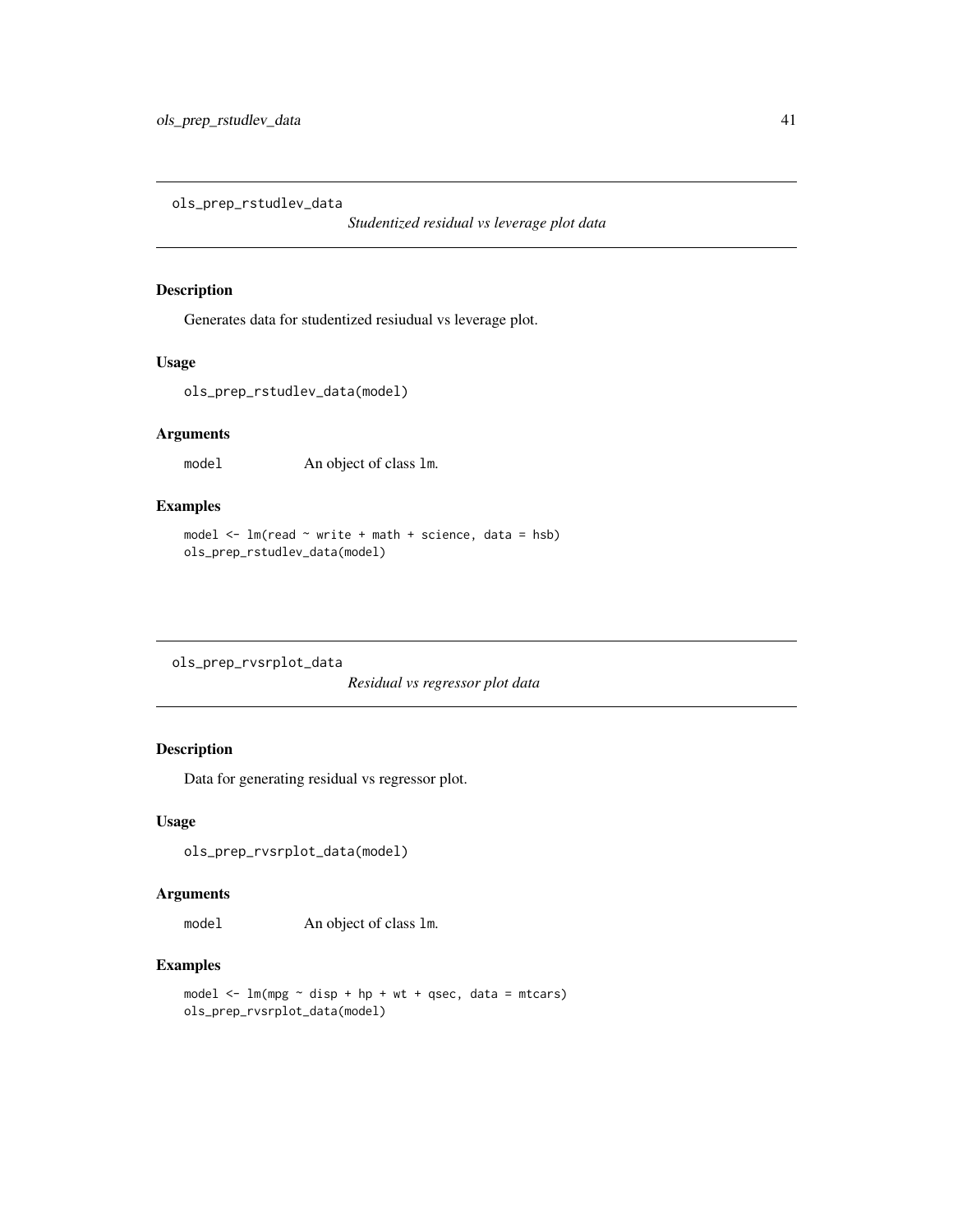## ols_prep_rstudlev_data

*Studentized residual vs leverage plot data*

### Description

Generates data for studentized resiudual vs leverage plot.

### Usage

```
ols_prep_rstudlev_data(model)
```

### Arguments

| | |
|---|---|
| model | An object of class lm. |

### Examples

```
model <- lm(read ~ write + math + science, data = hsb)
ols_prep_rstudlev_data(model)
```

## ols_prep_rvsrplot_data

*Residual vs regressor plot data*

### Description

Data for generating residual vs regressor plot.

### Usage

```
ols_prep_rvsrplot_data(model)
```

### Arguments

| | |
|---|---|
| model | An object of class lm. |

### Examples

```
model <- lm(mpg ~ disp + hp + wt + qsec, data = mtcars)
ols_prep_rvsrplot_data(model)
```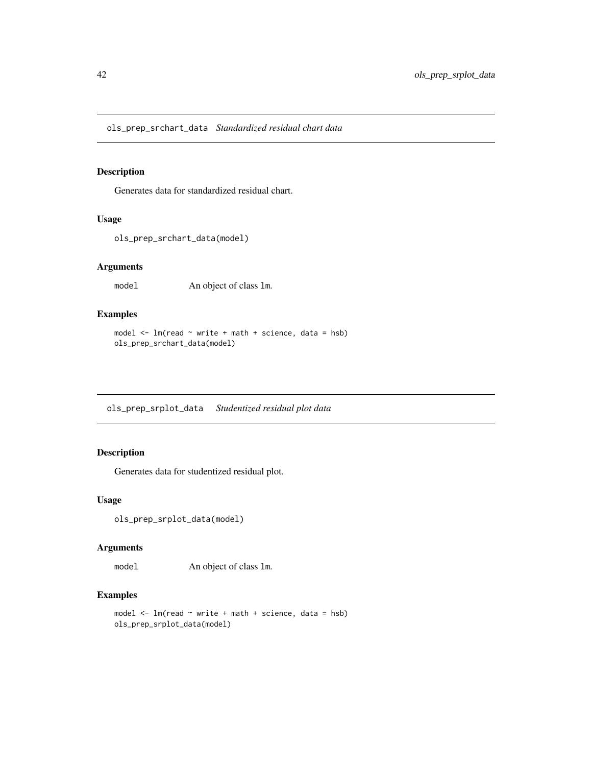## `ols_prep_srchart_data` *Standardized residual chart data*

### Description

Generates data for standardized residual chart.

### Usage

```
ols_prep_srchart_data(model)
```

### Arguments

| | |
|---|---|
| `model` | An object of class `lm`. |

### Examples

```
model <- lm(read ~ write + math + science, data = hsb)
ols_prep_srchart_data(model)
```

## `ols_prep_srplot_data` *Studentized residual plot data*

### Description

Generates data for studentized residual plot.

### Usage

```
ols_prep_srplot_data(model)
```

### Arguments

| | |
|---|---|
| `model` | An object of class `lm`. |

### Examples

```
model <- lm(read ~ write + math + science, data = hsb)
ols_prep_srplot_data(model)
```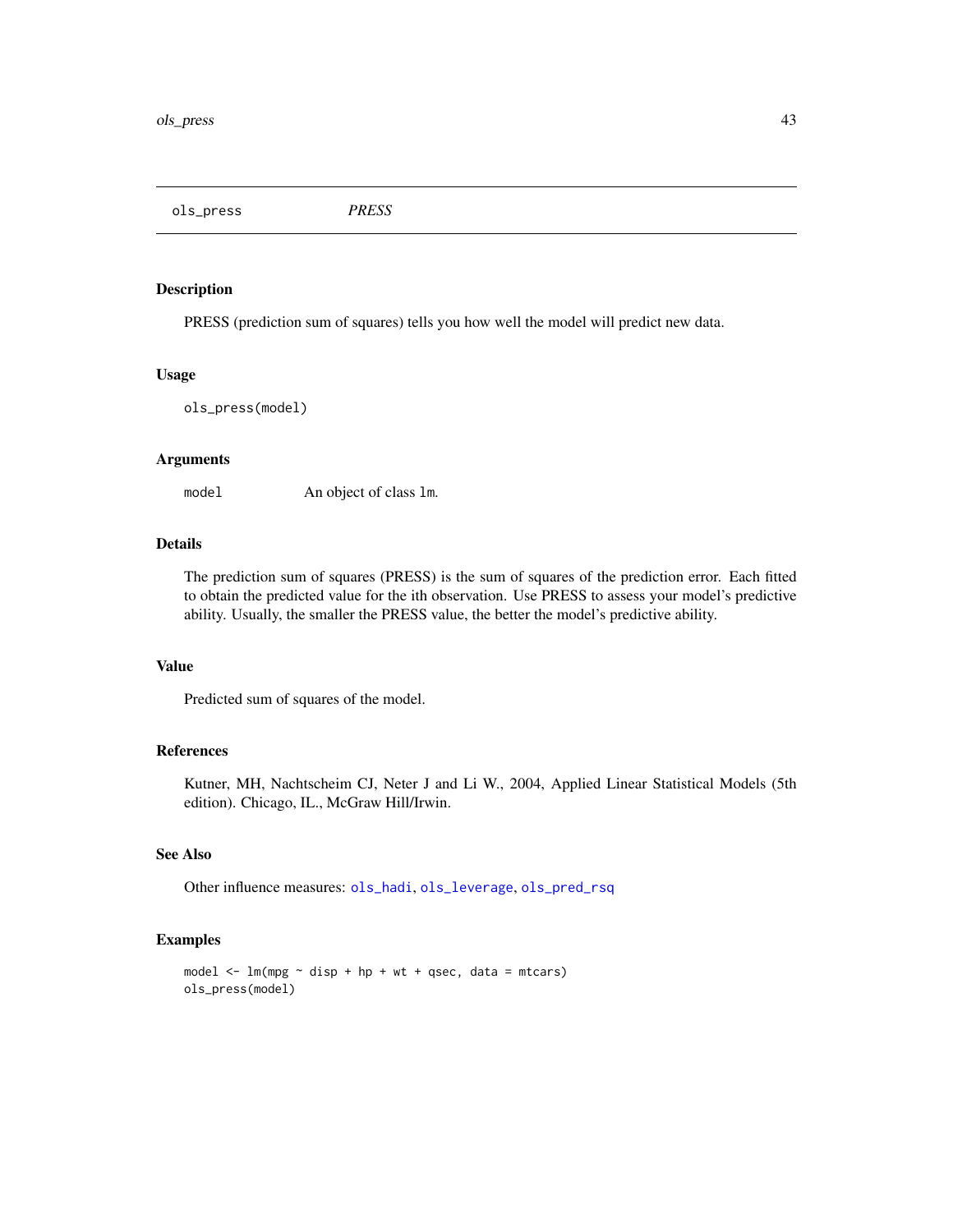## ols_press — *PRESS*

### Description

PRESS (prediction sum of squares) tells you how well the model will predict new data.

### Usage

```
ols_press(model)
```

### Arguments

| | |
|---|---|
| model | An object of class lm. |

### Details

The prediction sum of squares (PRESS) is the sum of squares of the prediction error. Each fitted to obtain the predicted value for the ith observation. Use PRESS to assess your model's predictive ability. Usually, the smaller the PRESS value, the better the model's predictive ability.

### Value

Predicted sum of squares of the model.

### References

Kutner, MH, Nachtscheim CJ, Neter J and Li W., 2004, Applied Linear Statistical Models (5th edition). Chicago, IL., McGraw Hill/Irwin.

### See Also

Other influence measures: ols_hadi, ols_leverage, ols_pred_rsq

### Examples

```
model <- lm(mpg ~ disp + hp + wt + qsec, data = mtcars)
ols_press(model)
```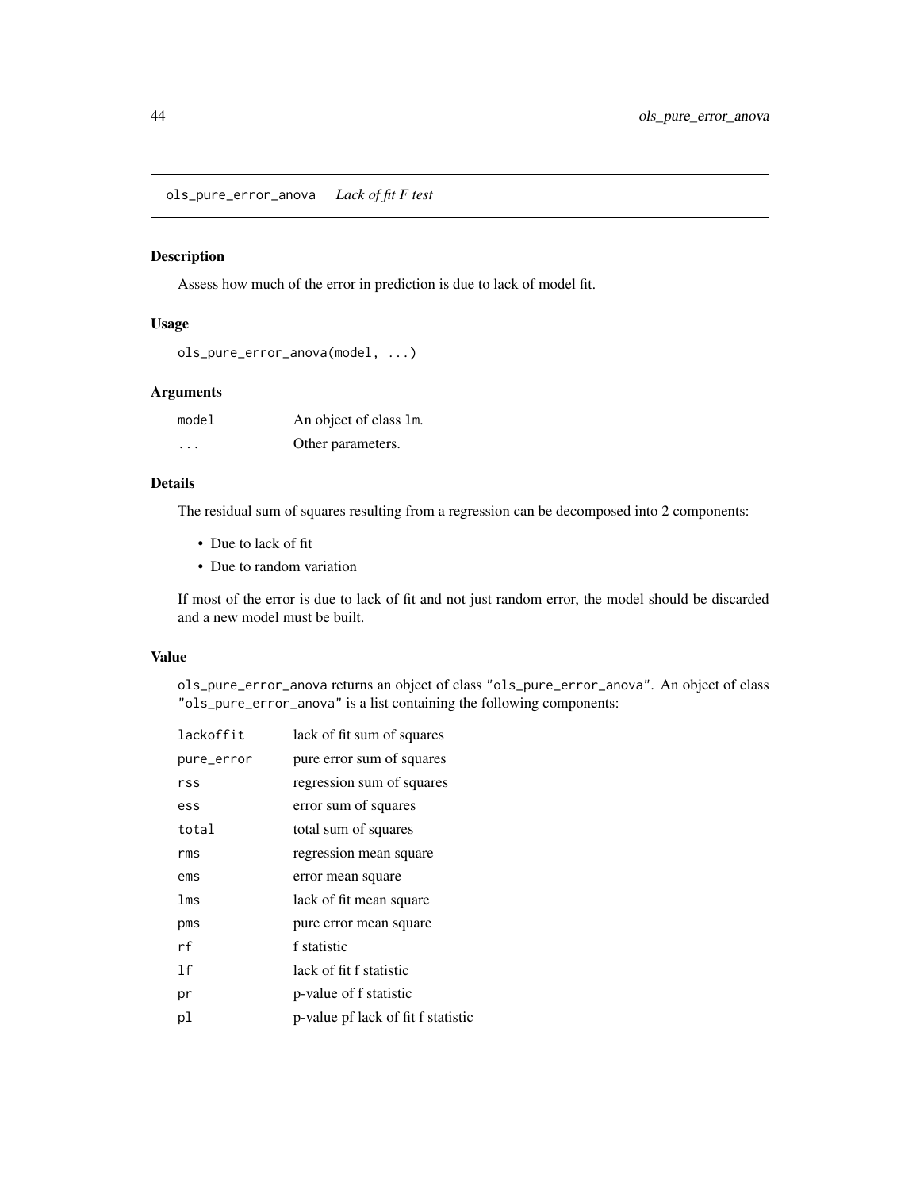## ols_pure_error_anova *Lack of fit F test*

### Description

Assess how much of the error in prediction is due to lack of model fit.

### Usage

```
ols_pure_error_anova(model, ...)
```

### Arguments

| | |
|---|---|
| `model` | An object of class `lm`. |
| `...` | Other parameters. |

### Details

The residual sum of squares resulting from a regression can be decomposed into 2 components:

- Due to lack of fit
- Due to random variation

If most of the error is due to lack of fit and not just random error, the model should be discarded and a new model must be built.

### Value

`ols_pure_error_anova` returns an object of class `"ols_pure_error_anova"`. An object of class `"ols_pure_error_anova"` is a list containing the following components:

| | |
|---|---|
| `lackoffit` | lack of fit sum of squares |
| `pure_error` | pure error sum of squares |
| `rss` | regression sum of squares |
| `ess` | error sum of squares |
| `total` | total sum of squares |
| `rms` | regression mean square |
| `ems` | error mean square |
| `lms` | lack of fit mean square |
| `pms` | pure error mean square |
| `rf` | f statistic |
| `lf` | lack of fit f statistic |
| `pr` | p-value of f statistic |
| `pl` | p-value pf lack of fit f statistic |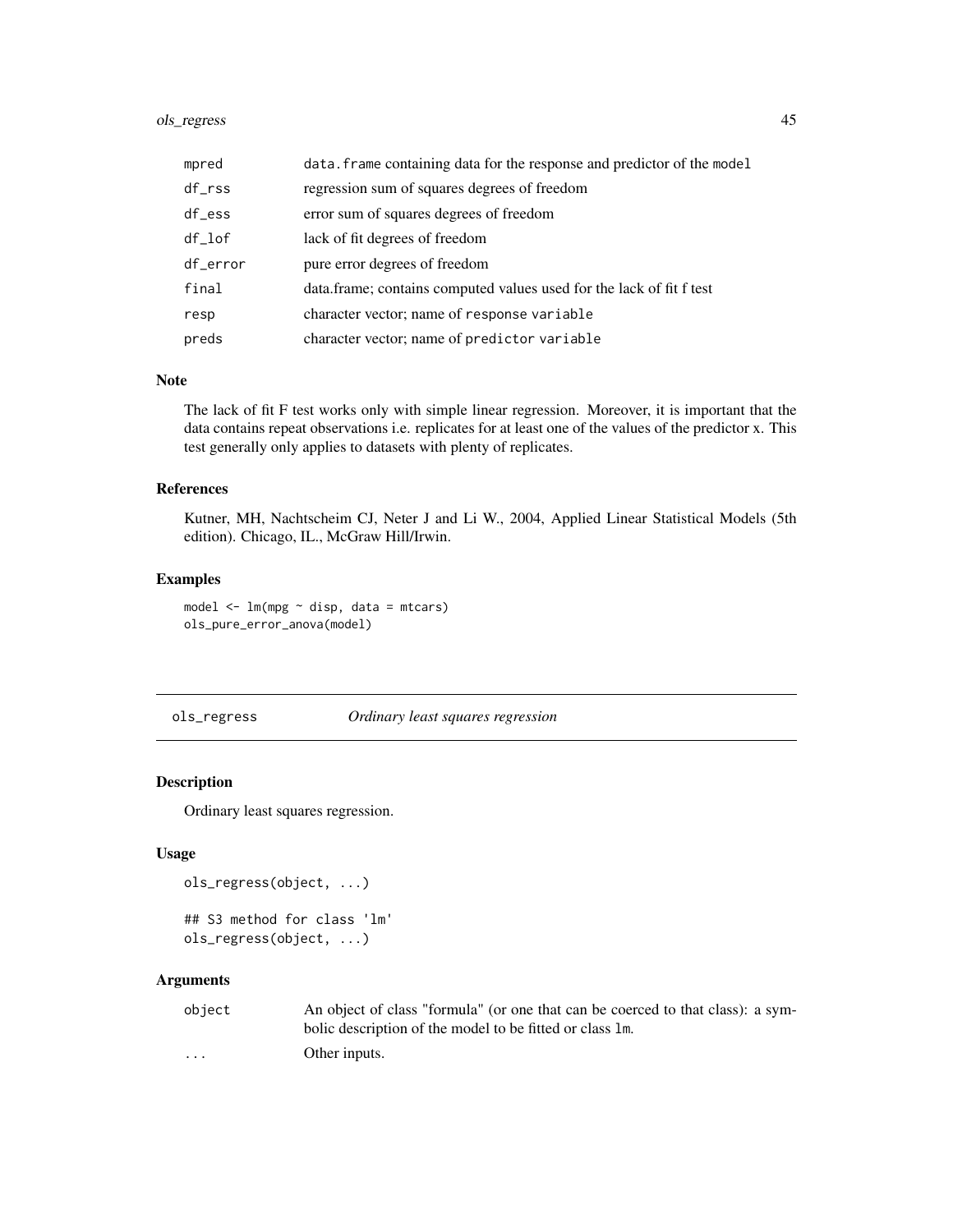| | |
|---|---|
| mpred | data.frame containing data for the response and predictor of the model |
| df_rss | regression sum of squares degrees of freedom |
| df_ess | error sum of squares degrees of freedom |
| df_lof | lack of fit degrees of freedom |
| df_error | pure error degrees of freedom |
| final | data.frame; contains computed values used for the lack of fit f test |
| resp | character vector; name of response variable |
| preds | character vector; name of predictor variable |

### Note

The lack of fit F test works only with simple linear regression. Moreover, it is important that the data contains repeat observations i.e. replicates for at least one of the values of the predictor x. This test generally only applies to datasets with plenty of replicates.

### References

Kutner, MH, Nachtscheim CJ, Neter J and Li W., 2004, Applied Linear Statistical Models (5th edition). Chicago, IL., McGraw Hill/Irwin.

### Examples

```
model <- lm(mpg ~ disp, data = mtcars)
ols_pure_error_anova(model)
```

---

## ols_regress *Ordinary least squares regression*

---

### Description

Ordinary least squares regression.

### Usage

```
ols_regress(object, ...)

## S3 method for class 'lm'
ols_regress(object, ...)
```

### Arguments

| | |
|---|---|
| object | An object of class "formula" (or one that can be coerced to that class): a symbolic description of the model to be fitted or class lm. |
| ... | Other inputs. |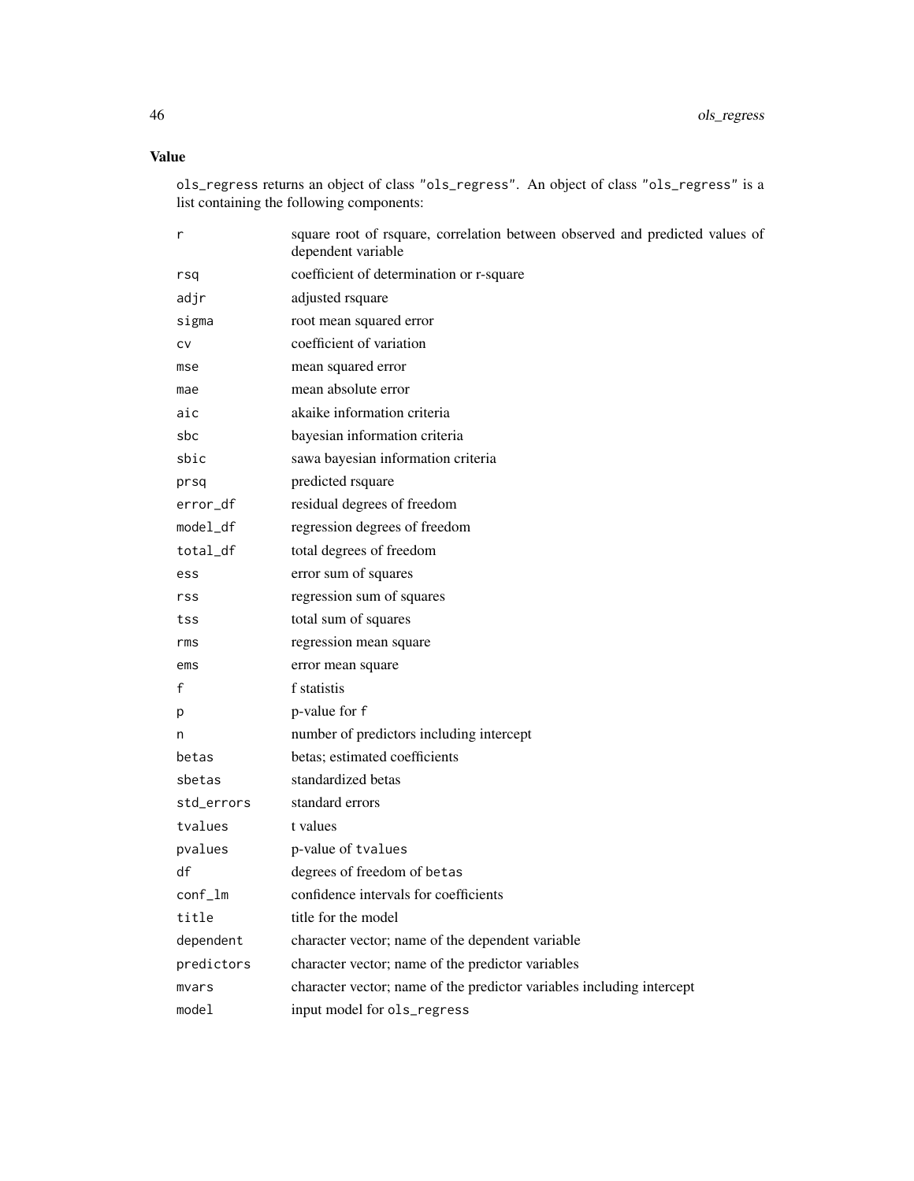## Value

`ols_regress` returns an object of class "ols_regress". An object of class "ols_regress" is a list containing the following components:

| | |
|---|---|
| `r` | square root of rsquare, correlation between observed and predicted values of dependent variable |
| `rsq` | coefficient of determination or r-square |
| `adjr` | adjusted rsquare |
| `sigma` | root mean squared error |
| `cv` | coefficient of variation |
| `mse` | mean squared error |
| `mae` | mean absolute error |
| `aic` | akaike information criteria |
| `sbc` | bayesian information criteria |
| `sbic` | sawa bayesian information criteria |
| `prsq` | predicted rsquare |
| `error_df` | residual degrees of freedom |
| `model_df` | regression degrees of freedom |
| `total_df` | total degrees of freedom |
| `ess` | error sum of squares |
| `rss` | regression sum of squares |
| `tss` | total sum of squares |
| `rms` | regression mean square |
| `ems` | error mean square |
| `f` | f statistis |
| `p` | p-value for `f` |
| `n` | number of predictors including intercept |
| `betas` | betas; estimated coefficients |
| `sbetas` | standardized betas |
| `std_errors` | standard errors |
| `tvalues` | t values |
| `pvalues` | p-value of `tvalues` |
| `df` | degrees of freedom of `betas` |
| `conf_lm` | confidence intervals for coefficients |
| `title` | title for the model |
| `dependent` | character vector; name of the dependent variable |
| `predictors` | character vector; name of the predictor variables |
| `mvars` | character vector; name of the predictor variables including intercept |
| `model` | input model for `ols_regress` |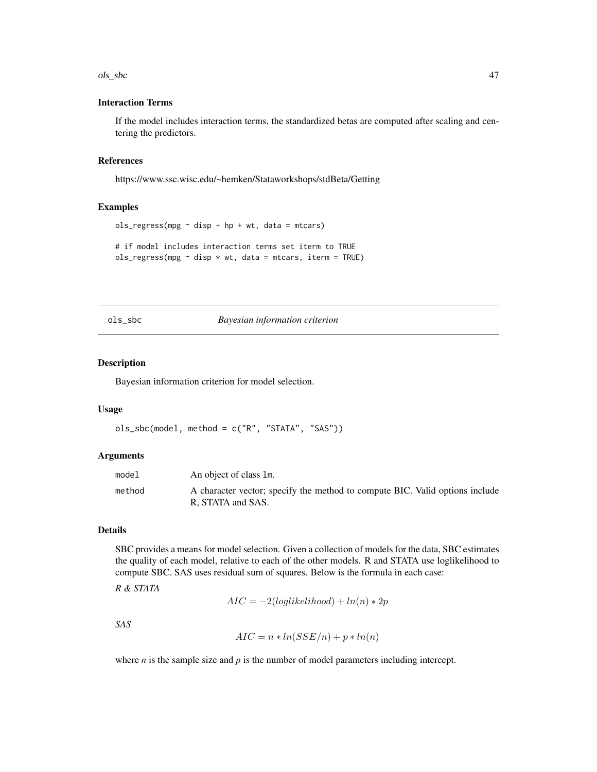### Interaction Terms

If the model includes interaction terms, the standardized betas are computed after scaling and centering the predictors.

### References

https://www.ssc.wisc.edu/~hemken/Stataworkshops/stdBeta/Getting

### Examples

```
ols_regress(mpg ~ disp + hp + wt, data = mtcars)

# if model includes interaction terms set iterm to TRUE
ols_regress(mpg ~ disp * wt, data = mtcars, iterm = TRUE)
```

---

## ols_sbc *Bayesian information criterion*

---

### Description

Bayesian information criterion for model selection.

### Usage

```
ols_sbc(model, method = c("R", "STATA", "SAS"))
```

### Arguments

| | |
|---|---|
| model | An object of class lm. |
| method | A character vector; specify the method to compute BIC. Valid options include R, STATA and SAS. |

### Details

SBC provides a means for model selection. Given a collection of models for the data, SBC estimates the quality of each model, relative to each of the other models. R and STATA use loglikelihood to compute SBC. SAS uses residual sum of squares. Below is the formula in each case:

*R & STATA*

$$AIC = -2(loglikelihood) + ln(n) * 2p$$

*SAS*

$$AIC = n * ln(SSE/n) + p * ln(n)$$

where *n* is the sample size and *p* is the number of model parameters including intercept.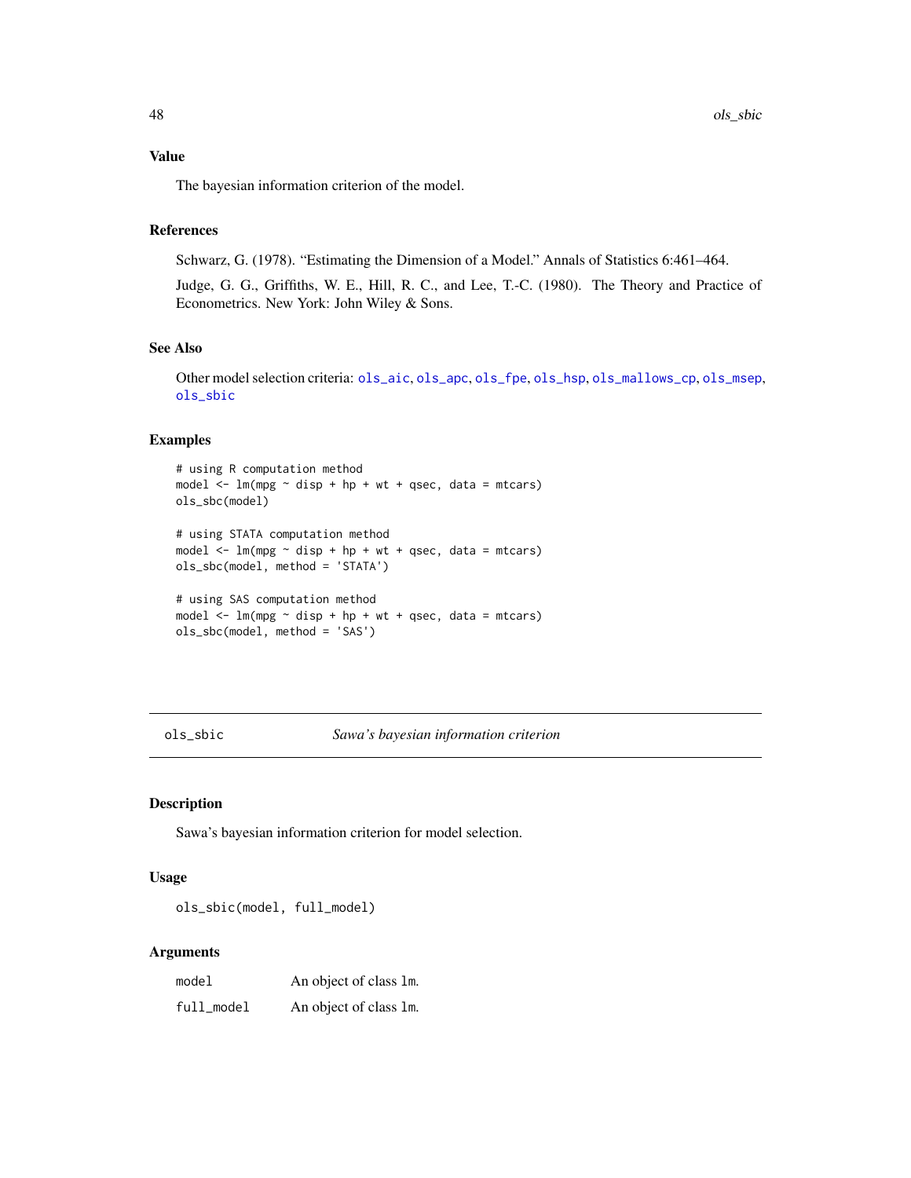### Value

The bayesian information criterion of the model.

### References

Schwarz, G. (1978). "Estimating the Dimension of a Model." Annals of Statistics 6:461–464.

Judge, G. G., Griffiths, W. E., Hill, R. C., and Lee, T.-C. (1980). The Theory and Practice of Econometrics. New York: John Wiley & Sons.

### See Also

Other model selection criteria: ols_aic, ols_apc, ols_fpe, ols_hsp, ols_mallows_cp, ols_msep, ols_sbic

### Examples

```
# using R computation method
model <- lm(mpg ~ disp + hp + wt + qsec, data = mtcars)
ols_sbc(model)

# using STATA computation method
model <- lm(mpg ~ disp + hp + wt + qsec, data = mtcars)
ols_sbc(model, method = 'STATA')

# using SAS computation method
model <- lm(mpg ~ disp + hp + wt + qsec, data = mtcars)
ols_sbc(model, method = 'SAS')
```

---

## ols_sbic *Sawa's bayesian information criterion*

### Description

Sawa's bayesian information criterion for model selection.

### Usage

```
ols_sbic(model, full_model)
```

### Arguments

| | |
|---|---|
| model | An object of class lm. |
| full_model | An object of class lm. |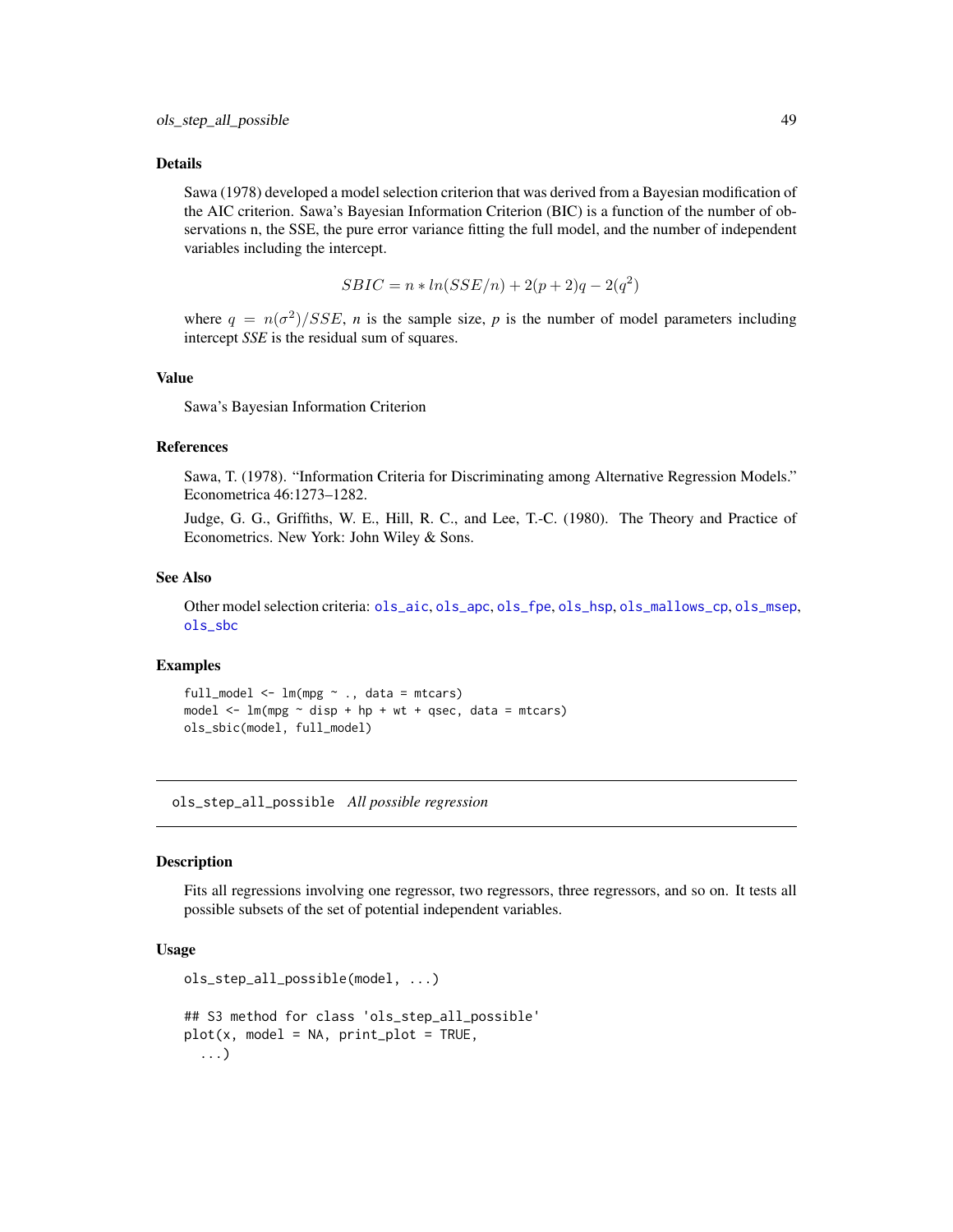## Details

Sawa (1978) developed a model selection criterion that was derived from a Bayesian modification of the AIC criterion. Sawa's Bayesian Information Criterion (BIC) is a function of the number of observations n, the SSE, the pure error variance fitting the full model, and the number of independent variables including the intercept.

$$SBIC = n * ln(SSE/n) + 2(p + 2)q - 2(q^2)$$

where $q = n(\sigma^2)/SSE$, *n* is the sample size, *p* is the number of model parameters including intercept *SSE* is the residual sum of squares.

## Value

Sawa's Bayesian Information Criterion

## References

Sawa, T. (1978). "Information Criteria for Discriminating among Alternative Regression Models." Econometrica 46:1273–1282.

Judge, G. G., Griffiths, W. E., Hill, R. C., and Lee, T.-C. (1980). The Theory and Practice of Econometrics. New York: John Wiley & Sons.

## See Also

Other model selection criteria: ols_aic, ols_apc, ols_fpe, ols_hsp, ols_mallows_cp, ols_msep, ols_sbc

## Examples

```
full_model <- lm(mpg ~ ., data = mtcars)
model <- lm(mpg ~ disp + hp + wt + qsec, data = mtcars)
ols_sbic(model, full_model)
```

---

# ols_step_all_possible *All possible regression*

## Description

Fits all regressions involving one regressor, two regressors, three regressors, and so on. It tests all possible subsets of the set of potential independent variables.

## Usage

```
ols_step_all_possible(model, ...)

## S3 method for class 'ols_step_all_possible'
plot(x, model = NA, print_plot = TRUE,
  ...)
```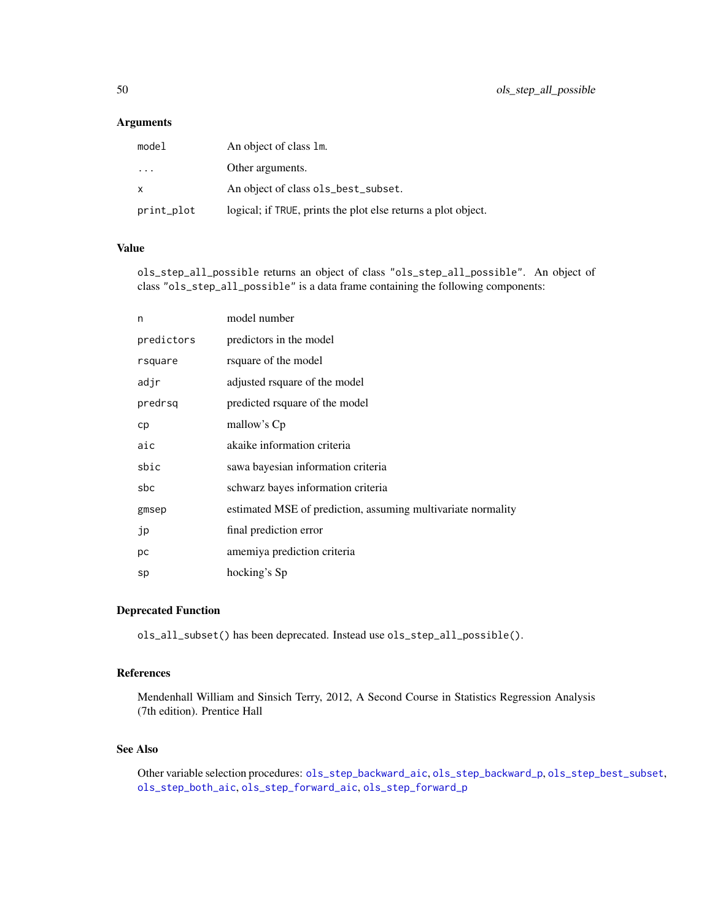## Arguments

| | |
|---|---|
| `model` | An object of class `lm`. |
| `...` | Other arguments. |
| `x` | An object of class `ols_best_subset`. |
| `print_plot` | logical; if `TRUE`, prints the plot else returns a plot object. |

## Value

`ols_step_all_possible` returns an object of class `"ols_step_all_possible"`. An object of class `"ols_step_all_possible"` is a data frame containing the following components:

| | |
|---|---|
| `n` | model number |
| `predictors` | predictors in the model |
| `rsquare` | rsquare of the model |
| `adjr` | adjusted rsquare of the model |
| `predrsq` | predicted rsquare of the model |
| `cp` | mallow's Cp |
| `aic` | akaike information criteria |
| `sbic` | sawa bayesian information criteria |
| `sbc` | schwarz bayes information criteria |
| `gmsep` | estimated MSE of prediction, assuming multivariate normality |
| `jp` | final prediction error |
| `pc` | amemiya prediction criteria |
| `sp` | hocking's Sp |

## Deprecated Function

`ols_all_subset()` has been deprecated. Instead use `ols_step_all_possible()`.

## References

Mendenhall William and Sinsich Terry, 2012, A Second Course in Statistics Regression Analysis (7th edition). Prentice Hall

## See Also

Other variable selection procedures: `ols_step_backward_aic`, `ols_step_backward_p`, `ols_step_best_subset`, `ols_step_both_aic`, `ols_step_forward_aic`, `ols_step_forward_p`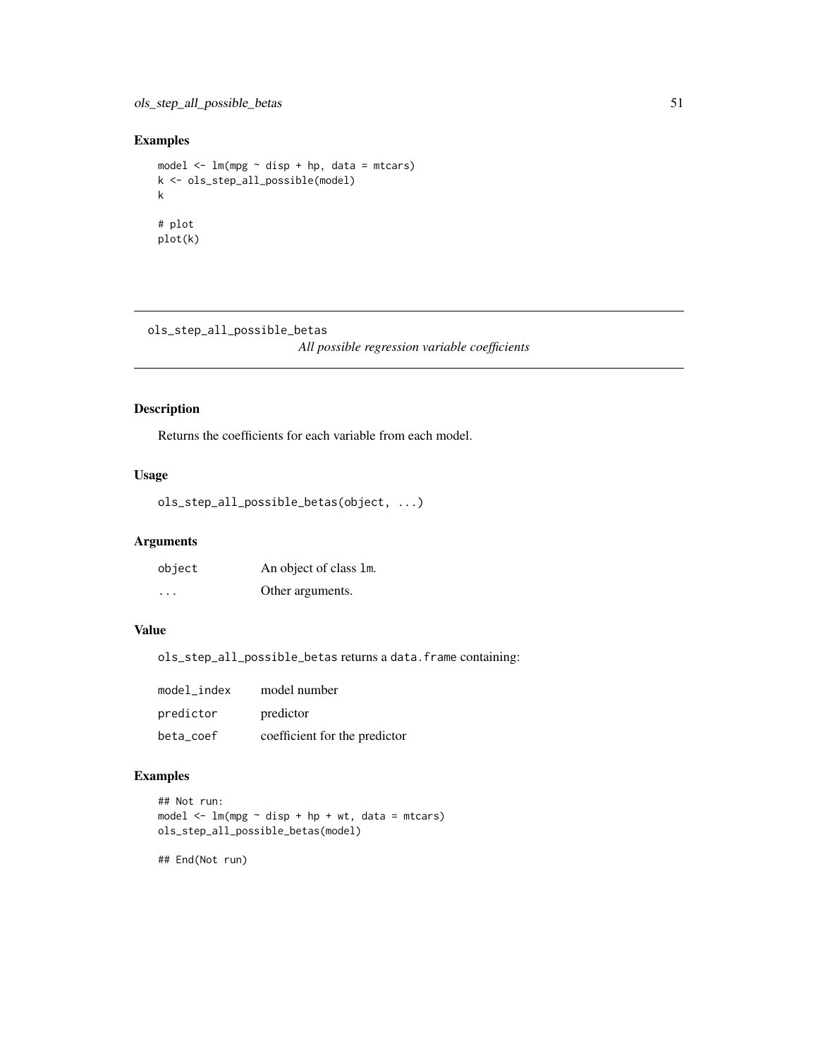## Examples

```
model <- lm(mpg ~ disp + hp, data = mtcars)
k <- ols_step_all_possible(model)
k

# plot
plot(k)
```

---

## ols_step_all_possible_betas

*All possible regression variable coefficients*

---

### Description

Returns the coefficients for each variable from each model.

### Usage

```
ols_step_all_possible_betas(object, ...)
```

### Arguments

| | |
|---|---|
| object | An object of class `lm`. |
| ... | Other arguments. |

### Value

`ols_step_all_possible_betas` returns a `data.frame` containing:

| | |
|---|---|
| model_index | model number |
| predictor | predictor |
| beta_coef | coefficient for the predictor |

### Examples

```
## Not run:
model <- lm(mpg ~ disp + hp + wt, data = mtcars)
ols_step_all_possible_betas(model)

## End(Not run)
```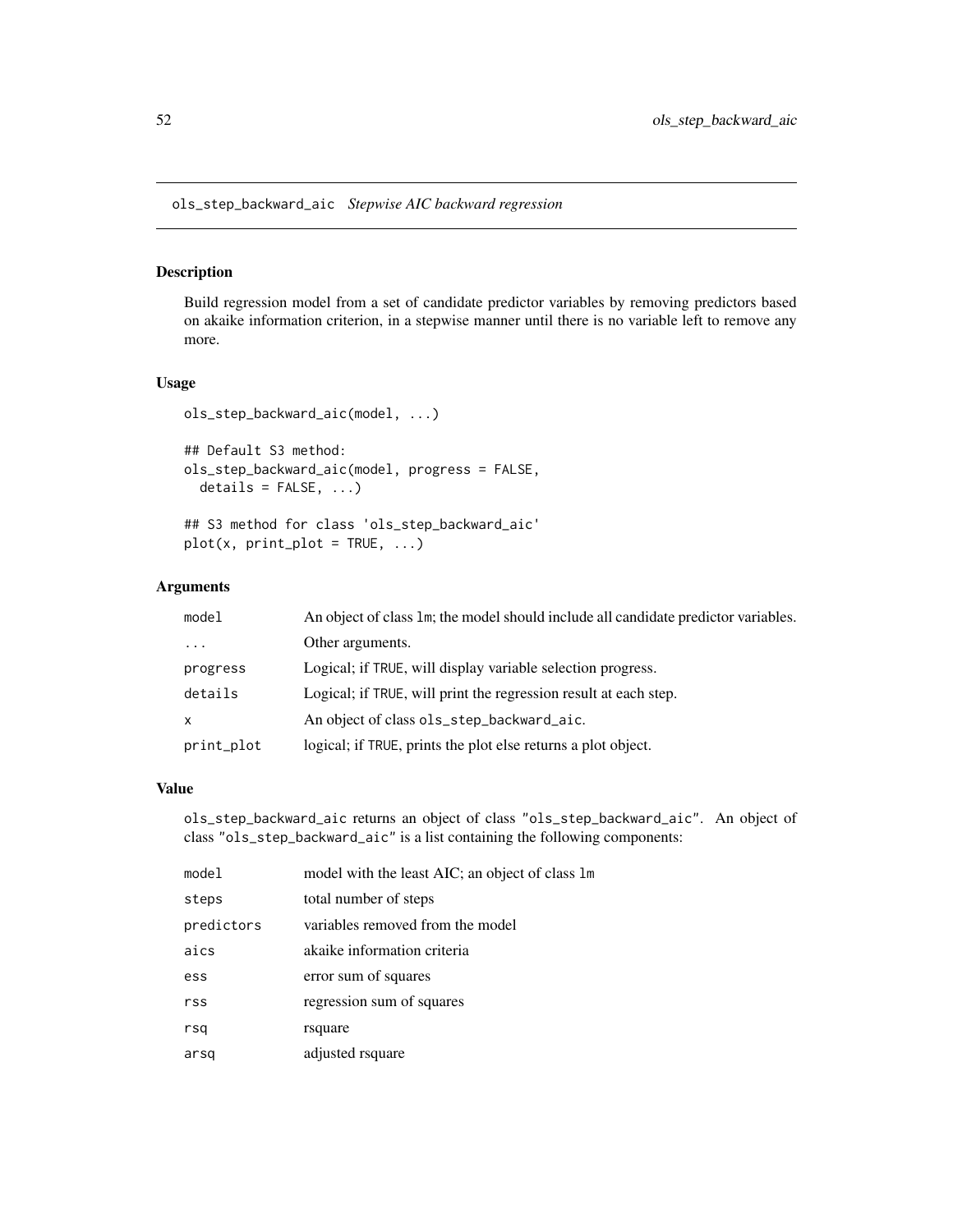`ols_step_backward_aic` *Stepwise AIC backward regression*

## Description

Build regression model from a set of candidate predictor variables by removing predictors based on akaike information criterion, in a stepwise manner until there is no variable left to remove any more.

## Usage

```
ols_step_backward_aic(model, ...)

## Default S3 method:
ols_step_backward_aic(model, progress = FALSE,
  details = FALSE, ...)

## S3 method for class 'ols_step_backward_aic'
plot(x, print_plot = TRUE, ...)
```

## Arguments

| | |
|---|---|
| `model` | An object of class `lm`; the model should include all candidate predictor variables. |
| `...` | Other arguments. |
| `progress` | Logical; if `TRUE`, will display variable selection progress. |
| `details` | Logical; if `TRUE`, will print the regression result at each step. |
| `x` | An object of class `ols_step_backward_aic`. |
| `print_plot` | logical; if `TRUE`, prints the plot else returns a plot object. |

## Value

`ols_step_backward_aic` returns an object of class `"ols_step_backward_aic"`. An object of class `"ols_step_backward_aic"` is a list containing the following components:

| | |
|---|---|
| `model` | model with the least AIC; an object of class `lm` |
| `steps` | total number of steps |
| `predictors` | variables removed from the model |
| `aics` | akaike information criteria |
| `ess` | error sum of squares |
| `rss` | regression sum of squares |
| `rsq` | rsquare |
| `arsq` | adjusted rsquare |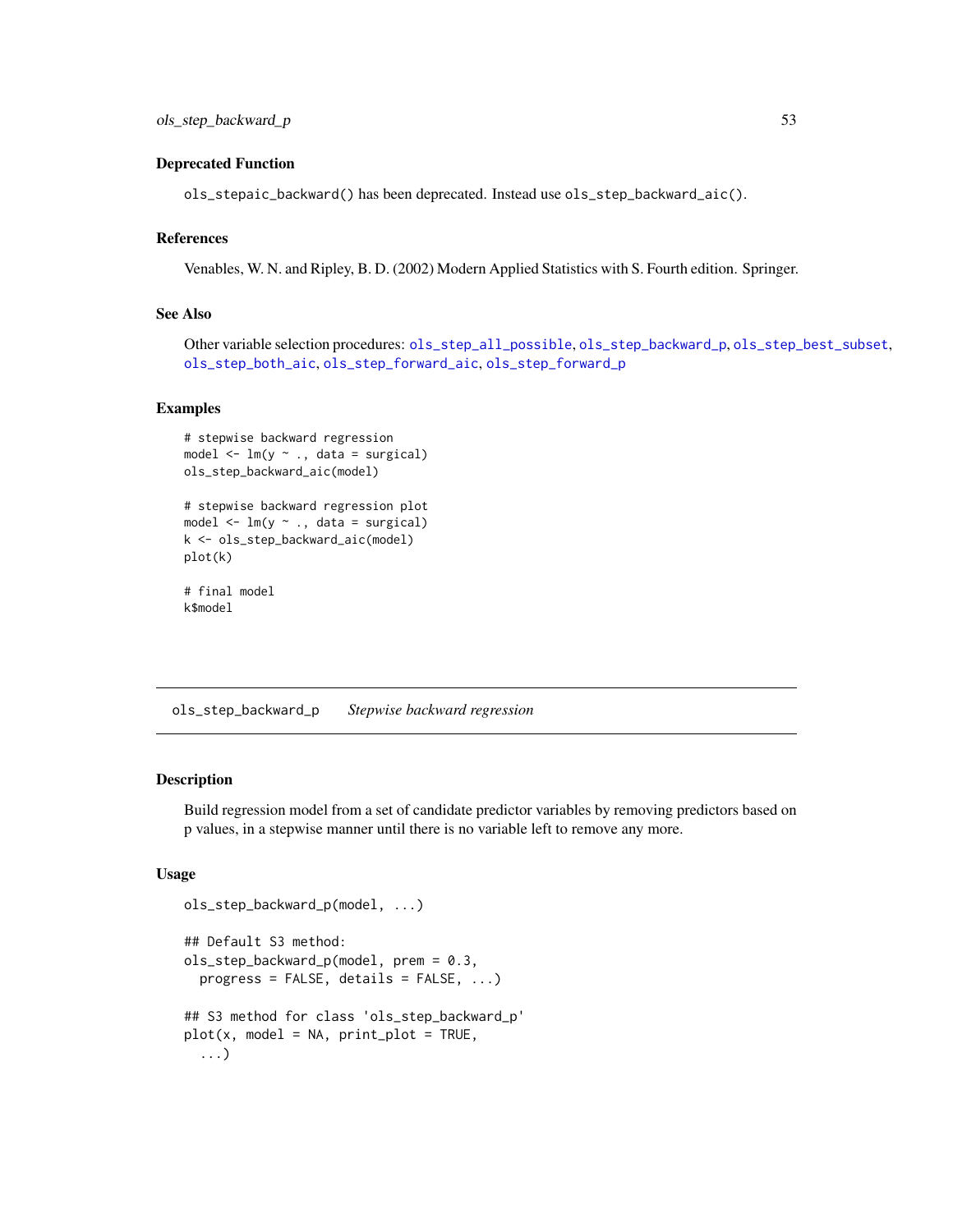### Deprecated Function

`ols_stepaic_backward()` has been deprecated. Instead use `ols_step_backward_aic()`.

### References

Venables, W. N. and Ripley, B. D. (2002) Modern Applied Statistics with S. Fourth edition. Springer.

### See Also

Other variable selection procedures: `ols_step_all_possible`, `ols_step_backward_p`, `ols_step_best_subset`, `ols_step_both_aic`, `ols_step_forward_aic`, `ols_step_forward_p`

### Examples

```
# stepwise backward regression
model <- lm(y ~ ., data = surgical)
ols_step_backward_aic(model)

# stepwise backward regression plot
model <- lm(y ~ ., data = surgical)
k <- ols_step_backward_aic(model)
plot(k)

# final model
k$model
```

---

## ols_step_backward_p    *Stepwise backward regression*

---

### Description

Build regression model from a set of candidate predictor variables by removing predictors based on p values, in a stepwise manner until there is no variable left to remove any more.

### Usage

```
ols_step_backward_p(model, ...)

## Default S3 method:
ols_step_backward_p(model, prem = 0.3,
  progress = FALSE, details = FALSE, ...)

## S3 method for class 'ols_step_backward_p'
plot(x, model = NA, print_plot = TRUE,
  ...)
```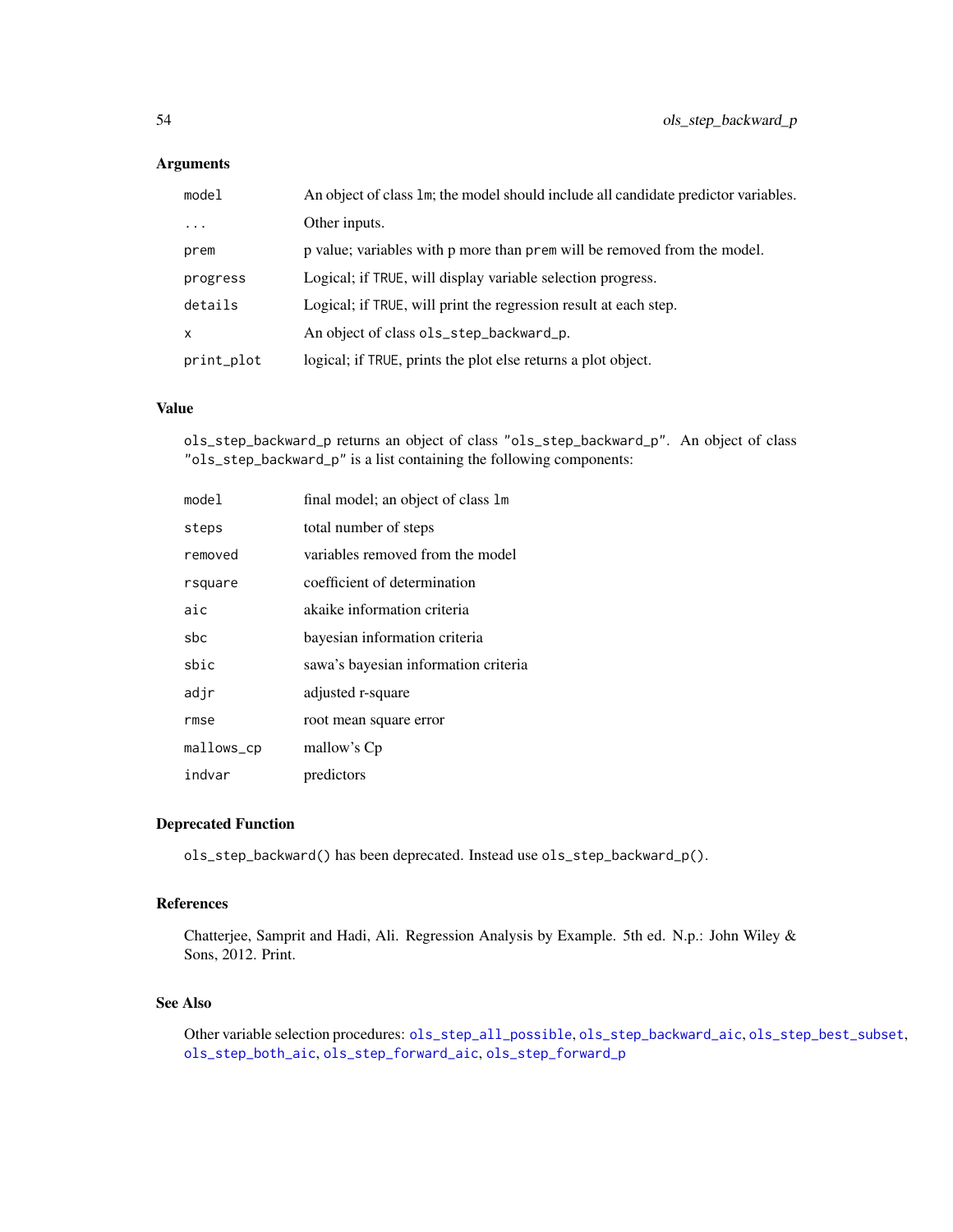## Arguments

| | |
|---|---|
| `model` | An object of class `lm`; the model should include all candidate predictor variables. |
| `...` | Other inputs. |
| `prem` | p value; variables with p more than `prem` will be removed from the model. |
| `progress` | Logical; if `TRUE`, will display variable selection progress. |
| `details` | Logical; if `TRUE`, will print the regression result at each step. |
| `x` | An object of class `ols_step_backward_p`. |
| `print_plot` | logical; if `TRUE`, prints the plot else returns a plot object. |

## Value

`ols_step_backward_p` returns an object of class `"ols_step_backward_p"`. An object of class `"ols_step_backward_p"` is a list containing the following components:

| | |
|---|---|
| `model` | final model; an object of class `lm` |
| `steps` | total number of steps |
| `removed` | variables removed from the model |
| `rsquare` | coefficient of determination |
| `aic` | akaike information criteria |
| `sbc` | bayesian information criteria |
| `sbic` | sawa's bayesian information criteria |
| `adjr` | adjusted r-square |
| `rmse` | root mean square error |
| `mallows_cp` | mallow's Cp |
| `indvar` | predictors |

## Deprecated Function

`ols_step_backward()` has been deprecated. Instead use `ols_step_backward_p()`.

## References

Chatterjee, Samprit and Hadi, Ali. Regression Analysis by Example. 5th ed. N.p.: John Wiley & Sons, 2012. Print.

## See Also

Other variable selection procedures: `ols_step_all_possible`, `ols_step_backward_aic`, `ols_step_best_subset`, `ols_step_both_aic`, `ols_step_forward_aic`, `ols_step_forward_p`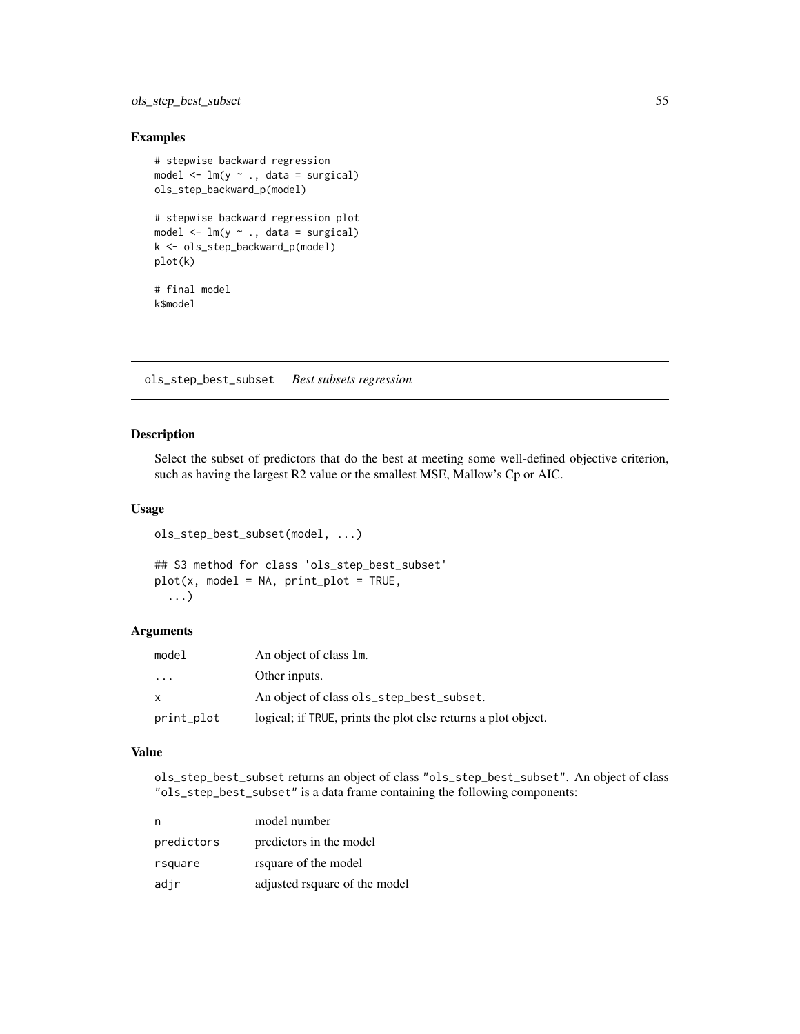## Examples

```
# stepwise backward regression
model <- lm(y ~ ., data = surgical)
ols_step_backward_p(model)

# stepwise backward regression plot
model <- lm(y ~ ., data = surgical)
k <- ols_step_backward_p(model)
plot(k)

# final model
k$model
```

---

## ols_step_best_subset *Best subsets regression*

---

### Description

Select the subset of predictors that do the best at meeting some well-defined objective criterion, such as having the largest R2 value or the smallest MSE, Mallow's Cp or AIC.

### Usage

```
ols_step_best_subset(model, ...)

## S3 method for class 'ols_step_best_subset'
plot(x, model = NA, print_plot = TRUE,
  ...)
```

### Arguments

| | |
|---|---|
| `model` | An object of class `lm`. |
| `...` | Other inputs. |
| `x` | An object of class `ols_step_best_subset`. |
| `print_plot` | logical; if `TRUE`, prints the plot else returns a plot object. |

### Value

`ols_step_best_subset` returns an object of class `"ols_step_best_subset"`. An object of class `"ols_step_best_subset"` is a data frame containing the following components:

| | |
|---|---|
| `n` | model number |
| `predictors` | predictors in the model |
| `rsquare` | rsquare of the model |
| `adjr` | adjusted rsquare of the model |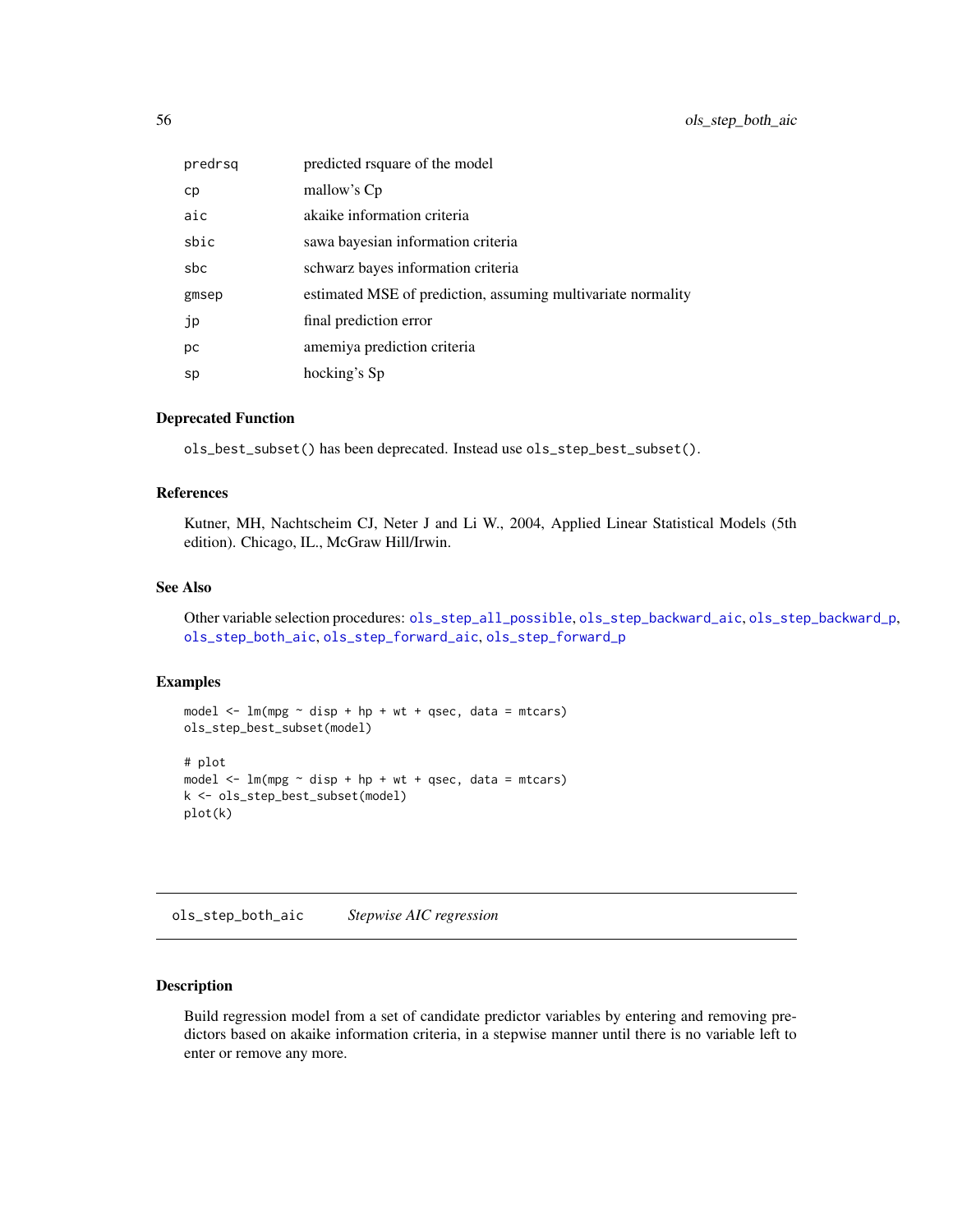| | |
|---|---|
| predrsq | predicted rsquare of the model |
| cp | mallow's Cp |
| aic | akaike information criteria |
| sbic | sawa bayesian information criteria |
| sbc | schwarz bayes information criteria |
| gmsep | estimated MSE of prediction, assuming multivariate normality |
| jp | final prediction error |
| pc | amemiya prediction criteria |
| sp | hocking's Sp |

### Deprecated Function

`ols_best_subset()` has been deprecated. Instead use `ols_step_best_subset()`.

### References

Kutner, MH, Nachtscheim CJ, Neter J and Li W., 2004, Applied Linear Statistical Models (5th edition). Chicago, IL., McGraw Hill/Irwin.

### See Also

Other variable selection procedures: `ols_step_all_possible`, `ols_step_backward_aic`, `ols_step_backward_p`, `ols_step_both_aic`, `ols_step_forward_aic`, `ols_step_forward_p`

### Examples

```
model <- lm(mpg ~ disp + hp + wt + qsec, data = mtcars)
ols_step_best_subset(model)

# plot
model <- lm(mpg ~ disp + hp + wt + qsec, data = mtcars)
k <- ols_step_best_subset(model)
plot(k)
```

## ols_step_both_aic    *Stepwise AIC regression*

### Description

Build regression model from a set of candidate predictor variables by entering and removing predictors based on akaike information criteria, in a stepwise manner until there is no variable left to enter or remove any more.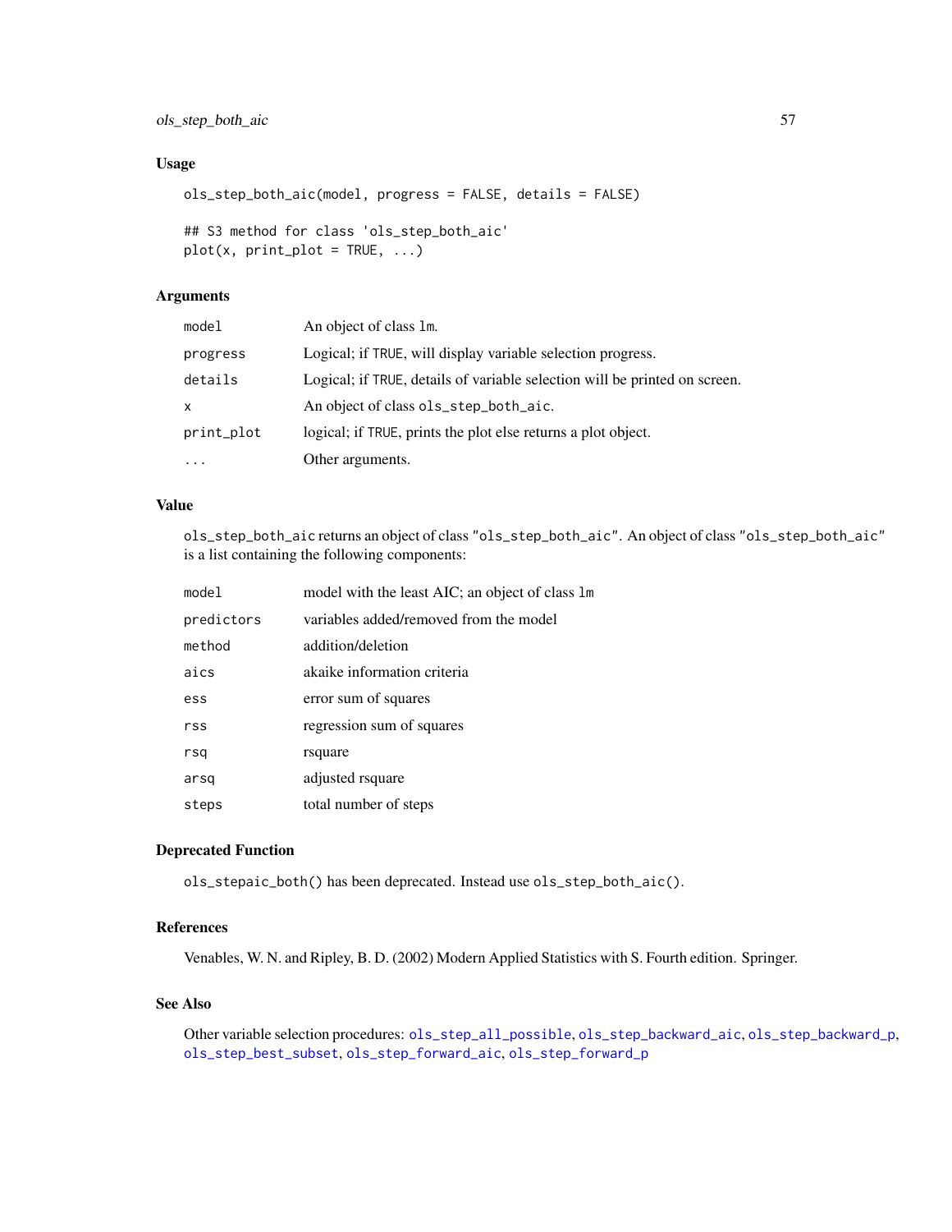### Usage

```
ols_step_both_aic(model, progress = FALSE, details = FALSE)

## S3 method for class 'ols_step_both_aic'
plot(x, print_plot = TRUE, ...)
```

### Arguments

| | |
|---|---|
| `model` | An object of class `lm`. |
| `progress` | Logical; if `TRUE`, will display variable selection progress. |
| `details` | Logical; if `TRUE`, details of variable selection will be printed on screen. |
| `x` | An object of class `ols_step_both_aic`. |
| `print_plot` | logical; if `TRUE`, prints the plot else returns a plot object. |
| `...` | Other arguments. |

### Value

`ols_step_both_aic` returns an object of class `"ols_step_both_aic"`. An object of class `"ols_step_both_aic"` is a list containing the following components:

| | |
|---|---|
| `model` | model with the least AIC; an object of class `lm` |
| `predictors` | variables added/removed from the model |
| `method` | addition/deletion |
| `aics` | akaike information criteria |
| `ess` | error sum of squares |
| `rss` | regression sum of squares |
| `rsq` | rsquare |
| `arsq` | adjusted rsquare |
| `steps` | total number of steps |

### Deprecated Function

`ols_stepaic_both()` has been deprecated. Instead use `ols_step_both_aic()`.

### References

Venables, W. N. and Ripley, B. D. (2002) Modern Applied Statistics with S. Fourth edition. Springer.

### See Also

Other variable selection procedures: `ols_step_all_possible`, `ols_step_backward_aic`, `ols_step_backward_p`, `ols_step_best_subset`, `ols_step_forward_aic`, `ols_step_forward_p`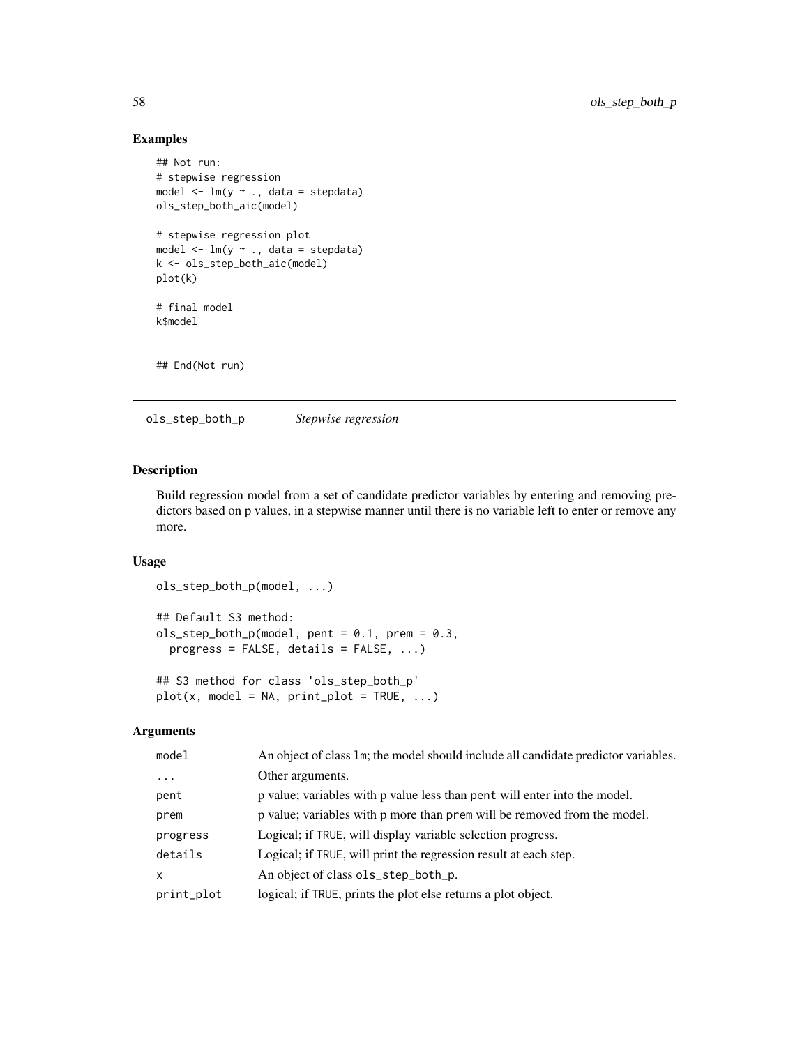## Examples

```
## Not run:
# stepwise regression
model <- lm(y ~ ., data = stepdata)
ols_step_both_aic(model)

# stepwise regression plot
model <- lm(y ~ ., data = stepdata)
k <- ols_step_both_aic(model)
plot(k)

# final model
k$model


## End(Not run)
```

---

# ols_step_both_p    *Stepwise regression*

---

## Description

Build regression model from a set of candidate predictor variables by entering and removing predictors based on p values, in a stepwise manner until there is no variable left to enter or remove any more.

## Usage

```
ols_step_both_p(model, ...)

## Default S3 method:
ols_step_both_p(model, pent = 0.1, prem = 0.3,
  progress = FALSE, details = FALSE, ...)

## S3 method for class 'ols_step_both_p'
plot(x, model = NA, print_plot = TRUE, ...)
```

## Arguments

| | |
|---|---|
| model | An object of class lm; the model should include all candidate predictor variables. |
| ... | Other arguments. |
| pent | p value; variables with p value less than pent will enter into the model. |
| prem | p value; variables with p more than prem will be removed from the model. |
| progress | Logical; if TRUE, will display variable selection progress. |
| details | Logical; if TRUE, will print the regression result at each step. |
| x | An object of class ols_step_both_p. |
| print_plot | logical; if TRUE, prints the plot else returns a plot object. |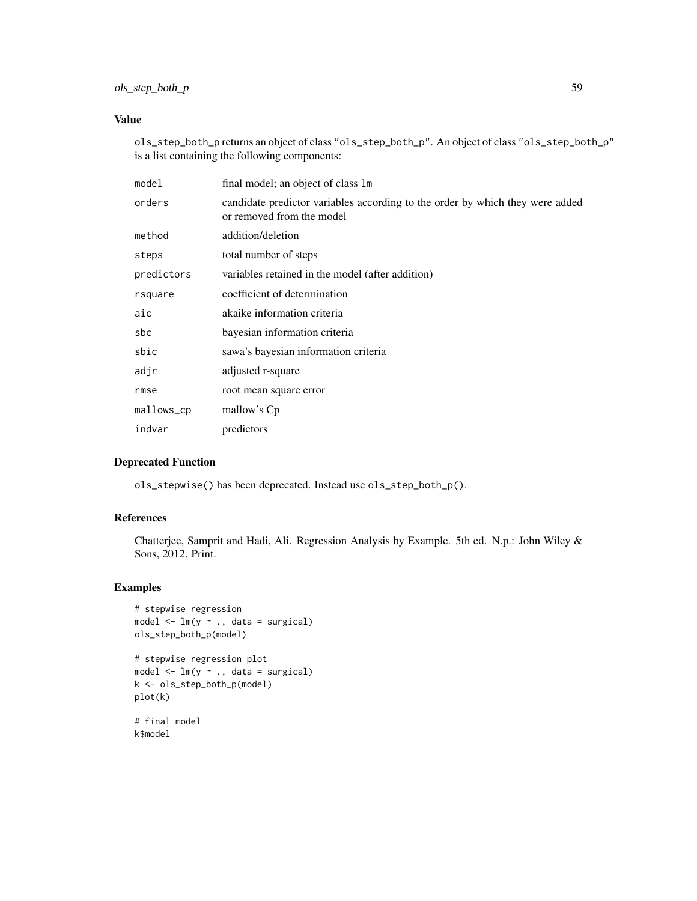## Value

ols_step_both_p returns an object of class "ols_step_both_p". An object of class "ols_step_both_p" is a list containing the following components:

| | |
|---|---|
| model | final model; an object of class lm |
| orders | candidate predictor variables according to the order by which they were added or removed from the model |
| method | addition/deletion |
| steps | total number of steps |
| predictors | variables retained in the model (after addition) |
| rsquare | coefficient of determination |
| aic | akaike information criteria |
| sbc | bayesian information criteria |
| sbic | sawa's bayesian information criteria |
| adjr | adjusted r-square |
| rmse | root mean square error |
| mallows_cp | mallow's Cp |
| indvar | predictors |

## Deprecated Function

ols_stepwise() has been deprecated. Instead use ols_step_both_p().

## References

Chatterjee, Samprit and Hadi, Ali. Regression Analysis by Example. 5th ed. N.p.: John Wiley & Sons, 2012. Print.

## Examples

```
# stepwise regression
model <- lm(y ~ ., data = surgical)
ols_step_both_p(model)

# stepwise regression plot
model <- lm(y ~ ., data = surgical)
k <- ols_step_both_p(model)
plot(k)

# final model
k$model
```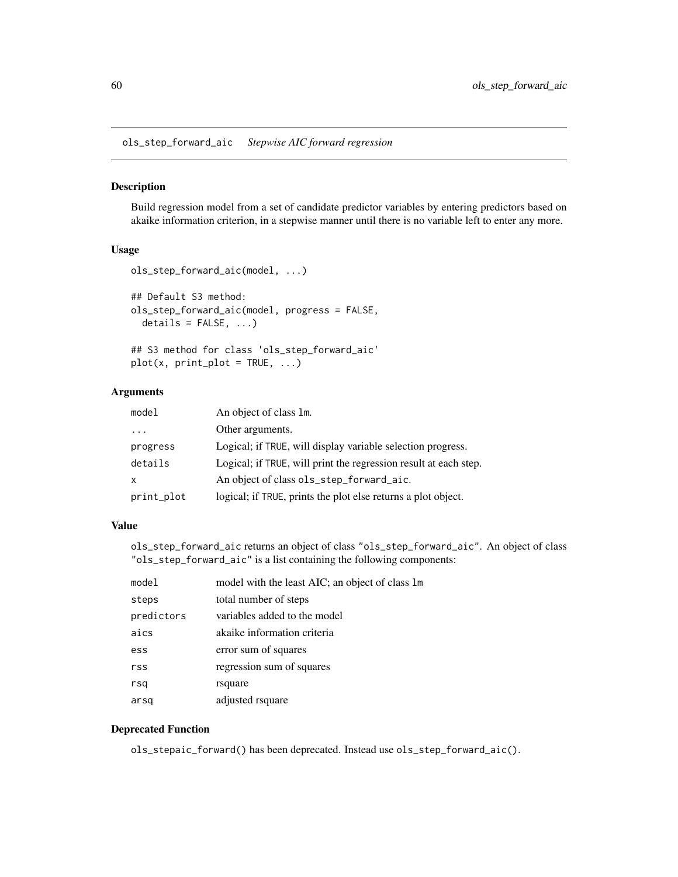## ols_step_forward_aic    *Stepwise AIC forward regression*

### Description

Build regression model from a set of candidate predictor variables by entering predictors based on akaike information criterion, in a stepwise manner until there is no variable left to enter any more.

### Usage

```
ols_step_forward_aic(model, ...)

## Default S3 method:
ols_step_forward_aic(model, progress = FALSE,
  details = FALSE, ...)

## S3 method for class 'ols_step_forward_aic'
plot(x, print_plot = TRUE, ...)
```

### Arguments

| | |
|---|---|
| model | An object of class lm. |
| ... | Other arguments. |
| progress | Logical; if TRUE, will display variable selection progress. |
| details | Logical; if TRUE, will print the regression result at each step. |
| x | An object of class ols_step_forward_aic. |
| print_plot | logical; if TRUE, prints the plot else returns a plot object. |

### Value

ols_step_forward_aic returns an object of class "ols_step_forward_aic". An object of class "ols_step_forward_aic" is a list containing the following components:

| | |
|---|---|
| model | model with the least AIC; an object of class lm |
| steps | total number of steps |
| predictors | variables added to the model |
| aics | akaike information criteria |
| ess | error sum of squares |
| rss | regression sum of squares |
| rsq | rsquare |
| arsq | adjusted rsquare |

### Deprecated Function

ols_stepaic_forward() has been deprecated. Instead use ols_step_forward_aic().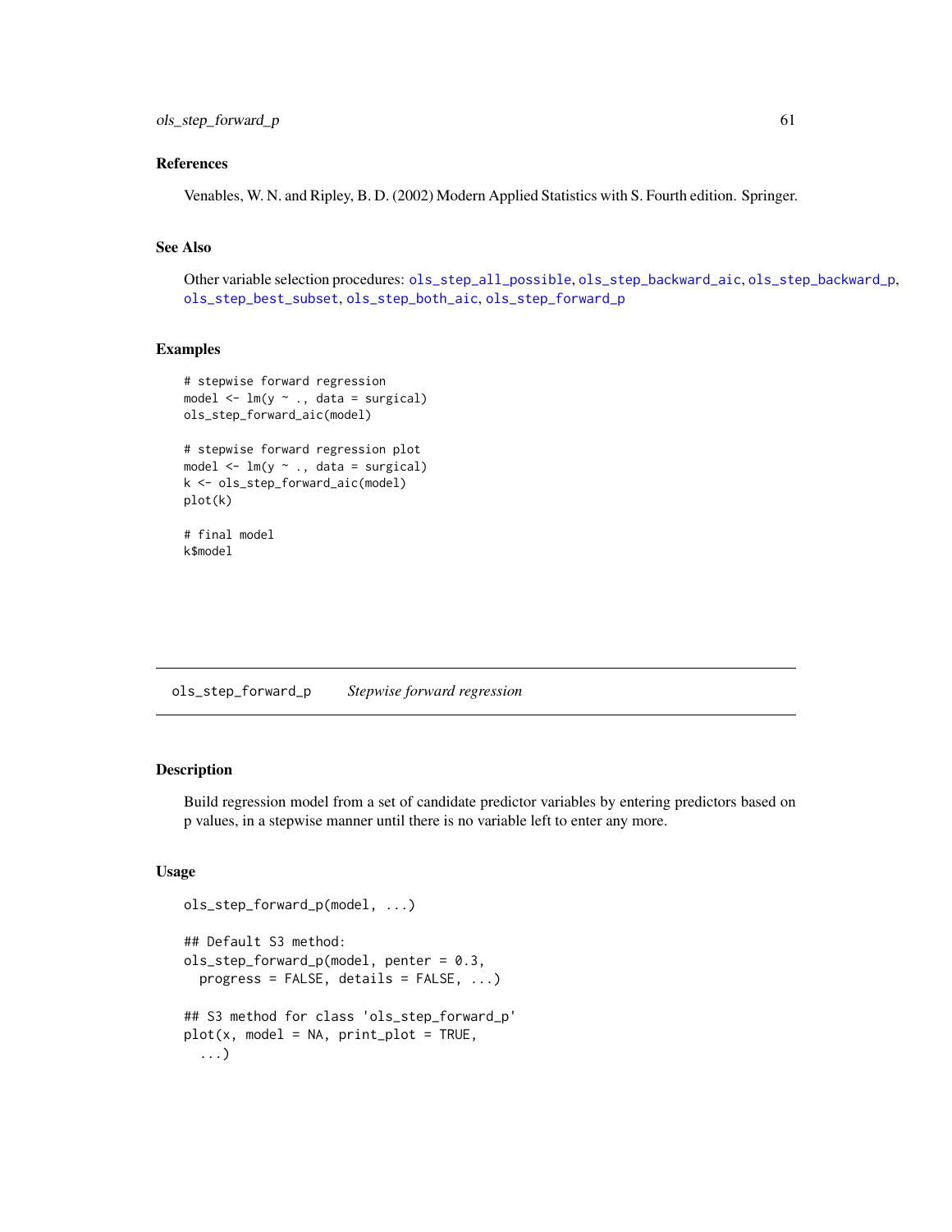## References

Venables, W. N. and Ripley, B. D. (2002) Modern Applied Statistics with S. Fourth edition. Springer.

## See Also

Other variable selection procedures: ols_step_all_possible, ols_step_backward_aic, ols_step_backward_p, ols_step_best_subset, ols_step_both_aic, ols_step_forward_p

## Examples

```
# stepwise forward regression
model <- lm(y ~ ., data = surgical)
ols_step_forward_aic(model)

# stepwise forward regression plot
model <- lm(y ~ ., data = surgical)
k <- ols_step_forward_aic(model)
plot(k)

# final model
k$model
```

---

# ols_step_forward_p    *Stepwise forward regression*

---

## Description

Build regression model from a set of candidate predictor variables by entering predictors based on p values, in a stepwise manner until there is no variable left to enter any more.

## Usage

```
ols_step_forward_p(model, ...)

## Default S3 method:
ols_step_forward_p(model, penter = 0.3,
  progress = FALSE, details = FALSE, ...)

## S3 method for class 'ols_step_forward_p'
plot(x, model = NA, print_plot = TRUE,
  ...)
```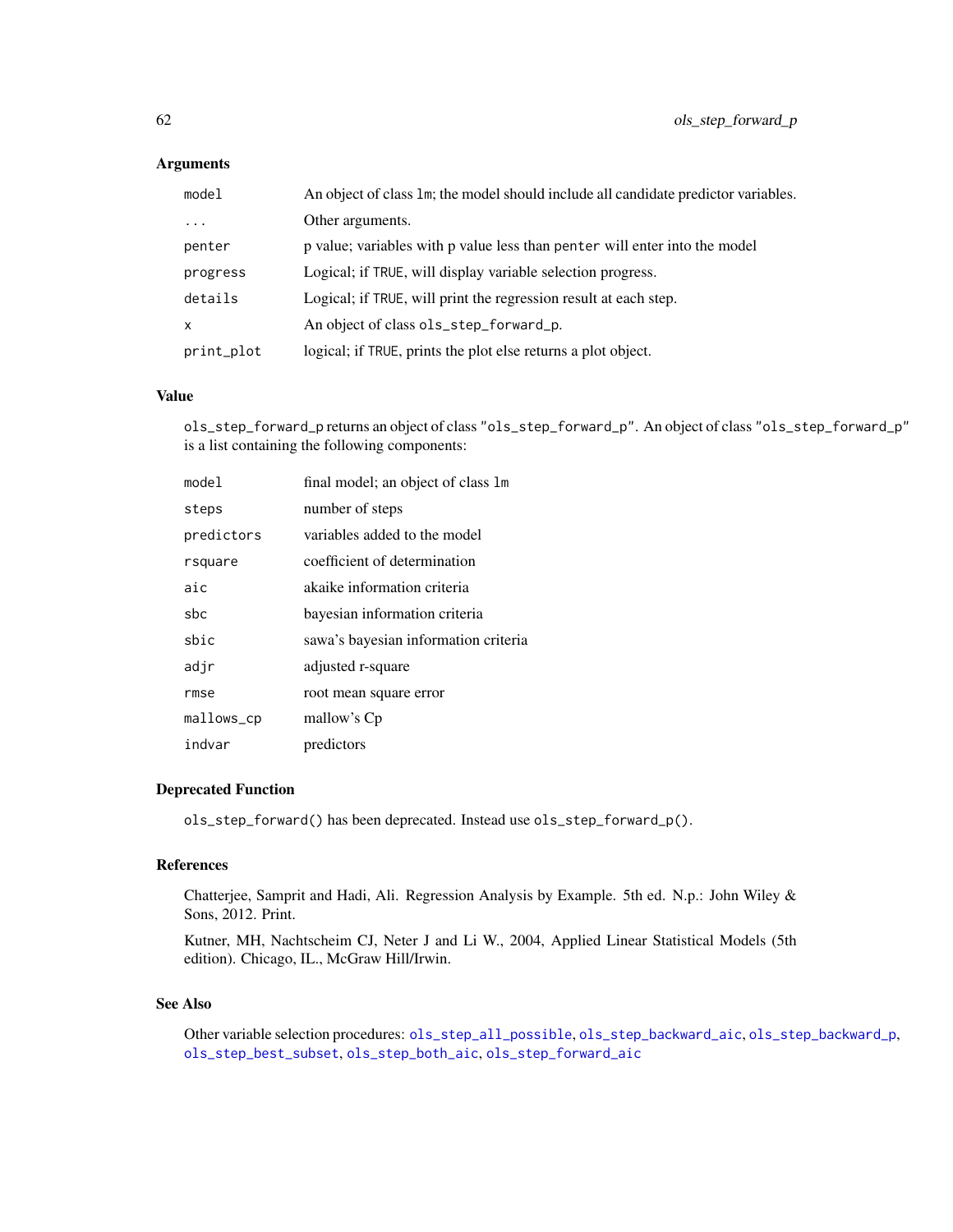### Arguments

| | |
|---|---|
| `model` | An object of class `lm`; the model should include all candidate predictor variables. |
| `...` | Other arguments. |
| `penter` | p value; variables with p value less than `penter` will enter into the model |
| `progress` | Logical; if `TRUE`, will display variable selection progress. |
| `details` | Logical; if `TRUE`, will print the regression result at each step. |
| `x` | An object of class `ols_step_forward_p`. |
| `print_plot` | logical; if `TRUE`, prints the plot else returns a plot object. |

### Value

`ols_step_forward_p` returns an object of class `"ols_step_forward_p"`. An object of class `"ols_step_forward_p"` is a list containing the following components:

| | |
|---|---|
| `model` | final model; an object of class `lm` |
| `steps` | number of steps |
| `predictors` | variables added to the model |
| `rsquare` | coefficient of determination |
| `aic` | akaike information criteria |
| `sbc` | bayesian information criteria |
| `sbic` | sawa's bayesian information criteria |
| `adjr` | adjusted r-square |
| `rmse` | root mean square error |
| `mallows_cp` | mallow's Cp |
| `indvar` | predictors |

### Deprecated Function

`ols_step_forward()` has been deprecated. Instead use `ols_step_forward_p()`.

### References

Chatterjee, Samprit and Hadi, Ali. Regression Analysis by Example. 5th ed. N.p.: John Wiley & Sons, 2012. Print.

Kutner, MH, Nachtscheim CJ, Neter J and Li W., 2004, Applied Linear Statistical Models (5th edition). Chicago, IL., McGraw Hill/Irwin.

### See Also

Other variable selection procedures: `ols_step_all_possible`, `ols_step_backward_aic`, `ols_step_backward_p`, `ols_step_best_subset`, `ols_step_both_aic`, `ols_step_forward_aic`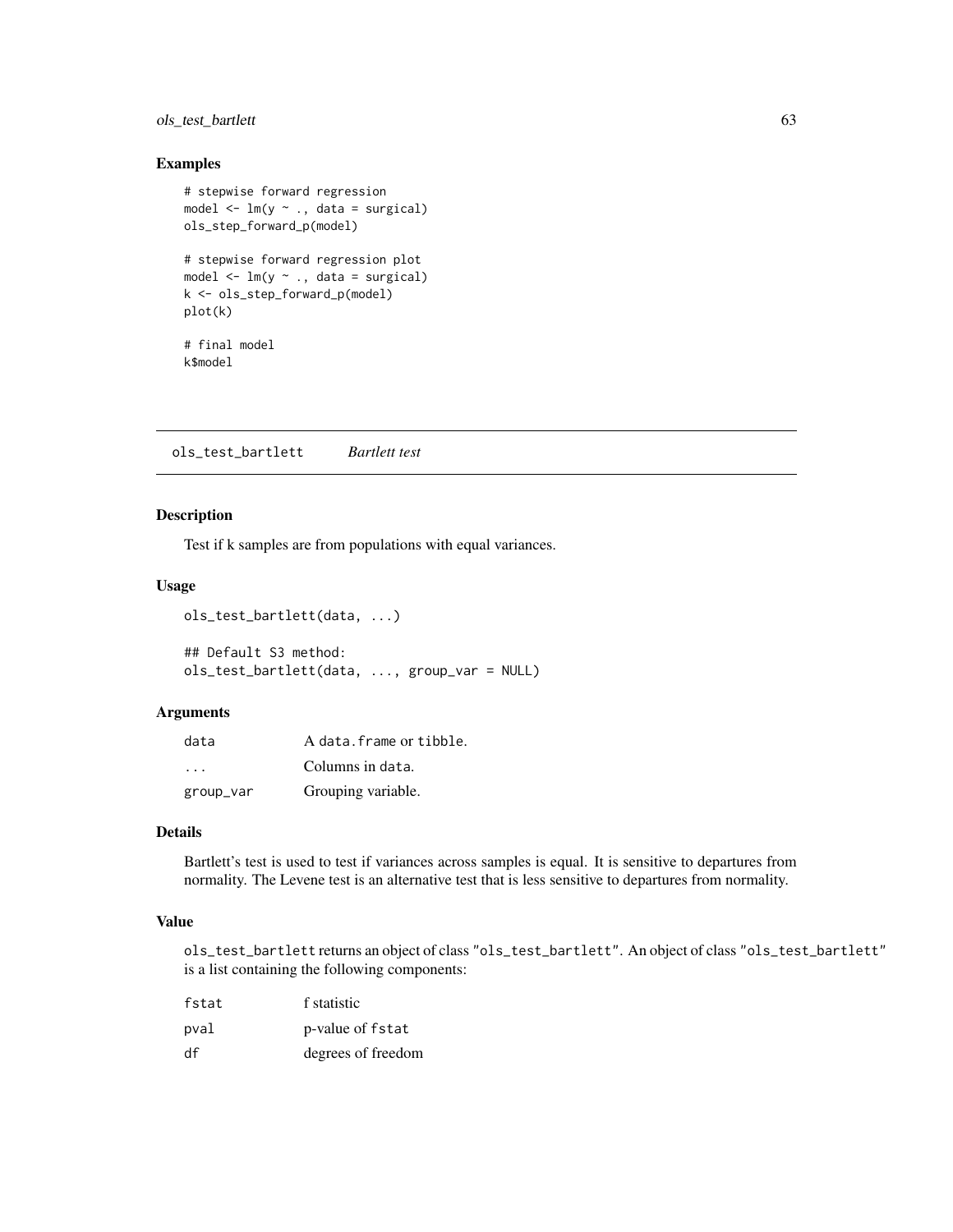## Examples

```
# stepwise forward regression
model <- lm(y ~ ., data = surgical)
ols_step_forward_p(model)

# stepwise forward regression plot
model <- lm(y ~ ., data = surgical)
k <- ols_step_forward_p(model)
plot(k)

# final model
k$model
```

---

## ols_test_bartlett *Bartlett test*

---

### Description

Test if k samples are from populations with equal variances.

### Usage

```
ols_test_bartlett(data, ...)

## Default S3 method:
ols_test_bartlett(data, ..., group_var = NULL)
```

### Arguments

| | |
|---|---|
| data | A `data.frame` or `tibble`. |
| ... | Columns in `data`. |
| group_var | Grouping variable. |

### Details

Bartlett's test is used to test if variances across samples is equal. It is sensitive to departures from normality. The Levene test is an alternative test that is less sensitive to departures from normality.

### Value

`ols_test_bartlett` returns an object of class `"ols_test_bartlett"`. An object of class `"ols_test_bartlett"` is a list containing the following components:

| | |
|---|---|
| fstat | f statistic |
| pval | p-value of `fstat` |
| df | degrees of freedom |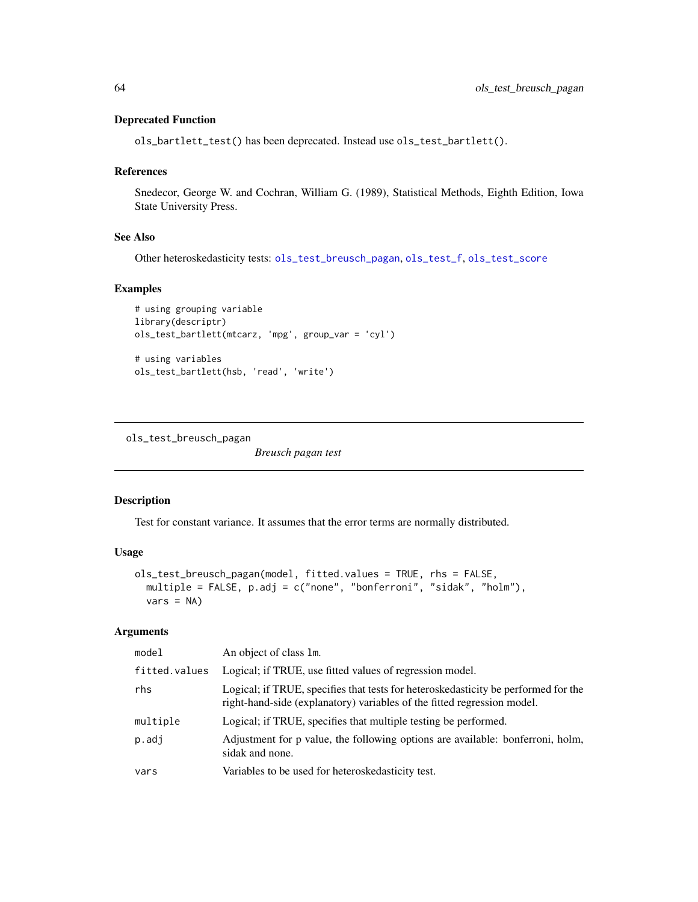### Deprecated Function

`ols_bartlett_test()` has been deprecated. Instead use `ols_test_bartlett()`.

### References

Snedecor, George W. and Cochran, William G. (1989), Statistical Methods, Eighth Edition, Iowa State University Press.

### See Also

Other heteroskedasticity tests: `ols_test_breusch_pagan`, `ols_test_f`, `ols_test_score`

### Examples

```
# using grouping variable
library(descriptr)
ols_test_bartlett(mtcarz, 'mpg', group_var = 'cyl')

# using variables
ols_test_bartlett(hsb, 'read', 'write')
```

---

## ols_test_breusch_pagan &nbsp;&nbsp;&nbsp; *Breusch pagan test*

---

### Description

Test for constant variance. It assumes that the error terms are normally distributed.

### Usage

```
ols_test_breusch_pagan(model, fitted.values = TRUE, rhs = FALSE,
  multiple = FALSE, p.adj = c("none", "bonferroni", "sidak", "holm"),
  vars = NA)
```

### Arguments

| | |
|---|---|
| `model` | An object of class `lm`. |
| `fitted.values` | Logical; if TRUE, use fitted values of regression model. |
| `rhs` | Logical; if TRUE, specifies that tests for heteroskedasticity be performed for the right-hand-side (explanatory) variables of the fitted regression model. |
| `multiple` | Logical; if TRUE, specifies that multiple testing be performed. |
| `p.adj` | Adjustment for p value, the following options are available: bonferroni, holm, sidak and none. |
| `vars` | Variables to be used for heteroskedasticity test. |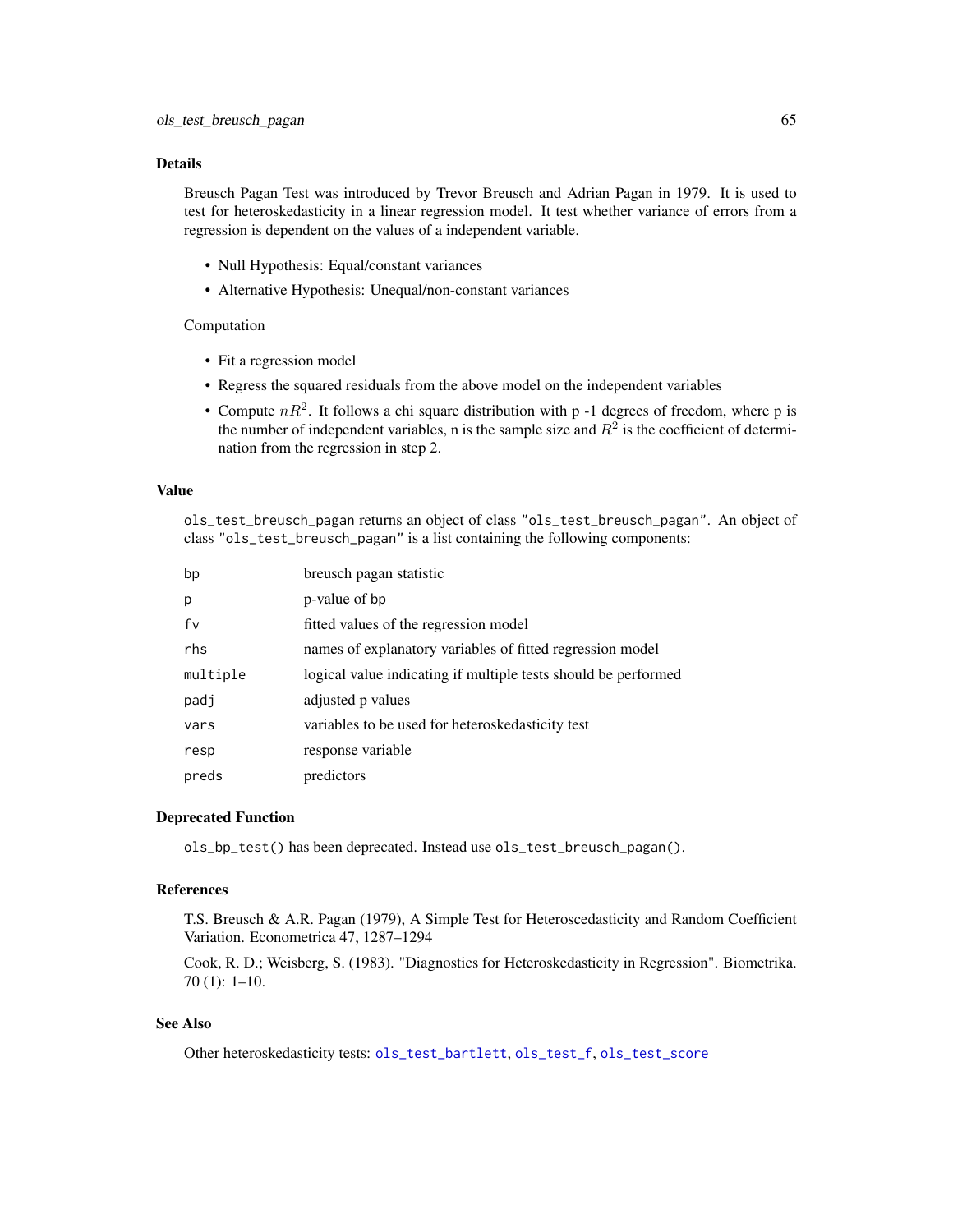### Details

Breusch Pagan Test was introduced by Trevor Breusch and Adrian Pagan in 1979. It is used to test for heteroskedasticity in a linear regression model. It test whether variance of errors from a regression is dependent on the values of a independent variable.

- Null Hypothesis: Equal/constant variances
- Alternative Hypothesis: Unequal/non-constant variances

Computation

- Fit a regression model
- Regress the squared residuals from the above model on the independent variables
- Compute $nR^2$. It follows a chi square distribution with p -1 degrees of freedom, where p is the number of independent variables, n is the sample size and $R^2$ is the coefficient of determination from the regression in step 2.

### Value

`ols_test_breusch_pagan` returns an object of class `"ols_test_breusch_pagan"`. An object of class `"ols_test_breusch_pagan"` is a list containing the following components:

| | |
|---|---|
| `bp` | breusch pagan statistic |
| `p` | p-value of bp |
| `fv` | fitted values of the regression model |
| `rhs` | names of explanatory variables of fitted regression model |
| `multiple` | logical value indicating if multiple tests should be performed |
| `padj` | adjusted p values |
| `vars` | variables to be used for heteroskedasticity test |
| `resp` | response variable |
| `preds` | predictors |

### Deprecated Function

`ols_bp_test()` has been deprecated. Instead use `ols_test_breusch_pagan()`.

### References

T.S. Breusch & A.R. Pagan (1979), A Simple Test for Heteroscedasticity and Random Coefficient Variation. Econometrica 47, 1287–1294

Cook, R. D.; Weisberg, S. (1983). "Diagnostics for Heteroskedasticity in Regression". Biometrika. 70 (1): 1–10.

### See Also

Other heteroskedasticity tests: `ols_test_bartlett`, `ols_test_f`, `ols_test_score`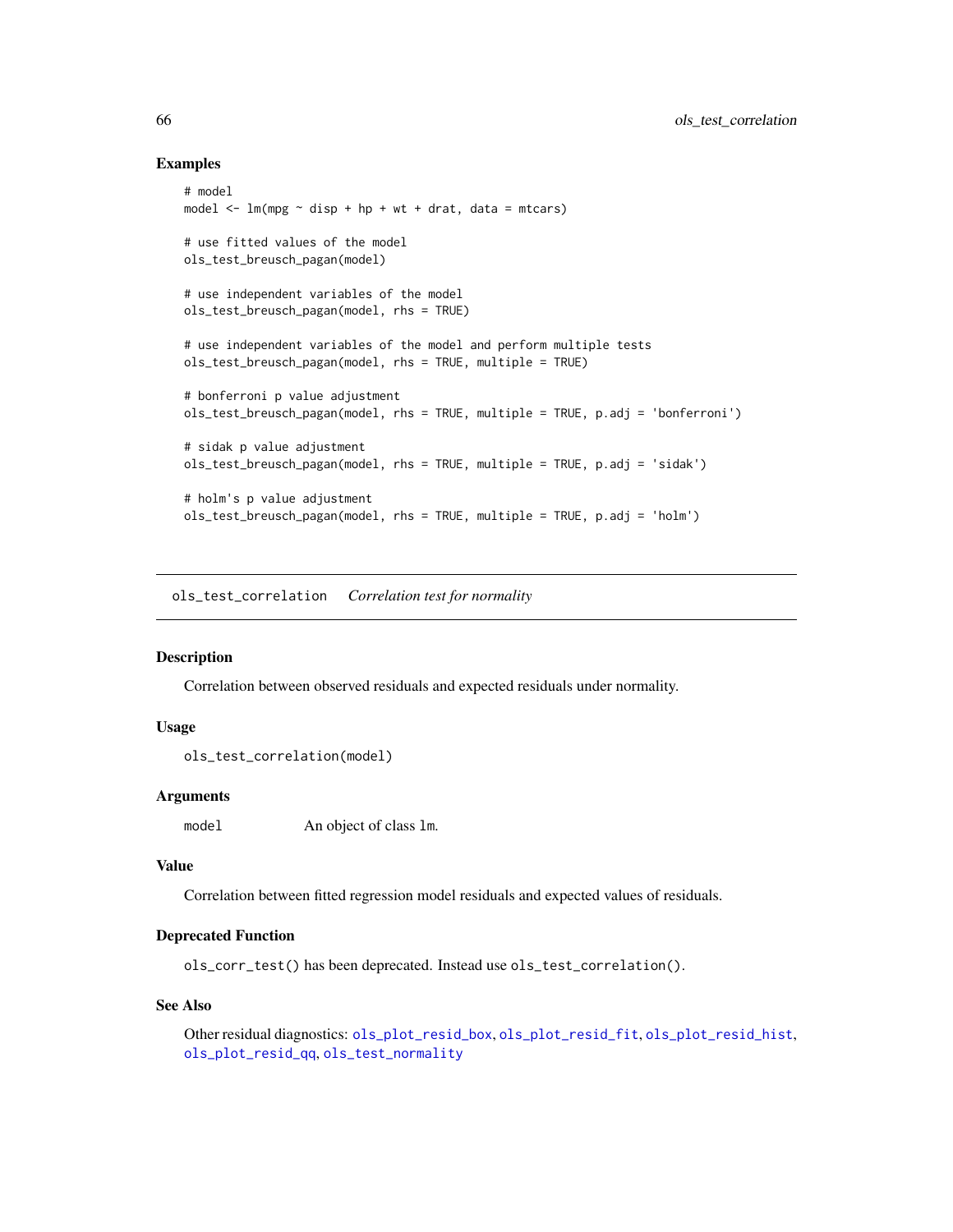## Examples

```
# model
model <- lm(mpg ~ disp + hp + wt + drat, data = mtcars)

# use fitted values of the model
ols_test_breusch_pagan(model)

# use independent variables of the model
ols_test_breusch_pagan(model, rhs = TRUE)

# use independent variables of the model and perform multiple tests
ols_test_breusch_pagan(model, rhs = TRUE, multiple = TRUE)

# bonferroni p value adjustment
ols_test_breusch_pagan(model, rhs = TRUE, multiple = TRUE, p.adj = 'bonferroni')

# sidak p value adjustment
ols_test_breusch_pagan(model, rhs = TRUE, multiple = TRUE, p.adj = 'sidak')

# holm's p value adjustment
ols_test_breusch_pagan(model, rhs = TRUE, multiple = TRUE, p.adj = 'holm')
```

---

# ols_test_correlation    *Correlation test for normality*

---

## Description

Correlation between observed residuals and expected residuals under normality.

## Usage

```
ols_test_correlation(model)
```

## Arguments

| | |
|---|---|
| `model` | An object of class `lm`. |

## Value

Correlation between fitted regression model residuals and expected values of residuals.

## Deprecated Function

`ols_corr_test()` has been deprecated. Instead use `ols_test_correlation()`.

## See Also

Other residual diagnostics: `ols_plot_resid_box`, `ols_plot_resid_fit`, `ols_plot_resid_hist`, `ols_plot_resid_qq`, `ols_test_normality`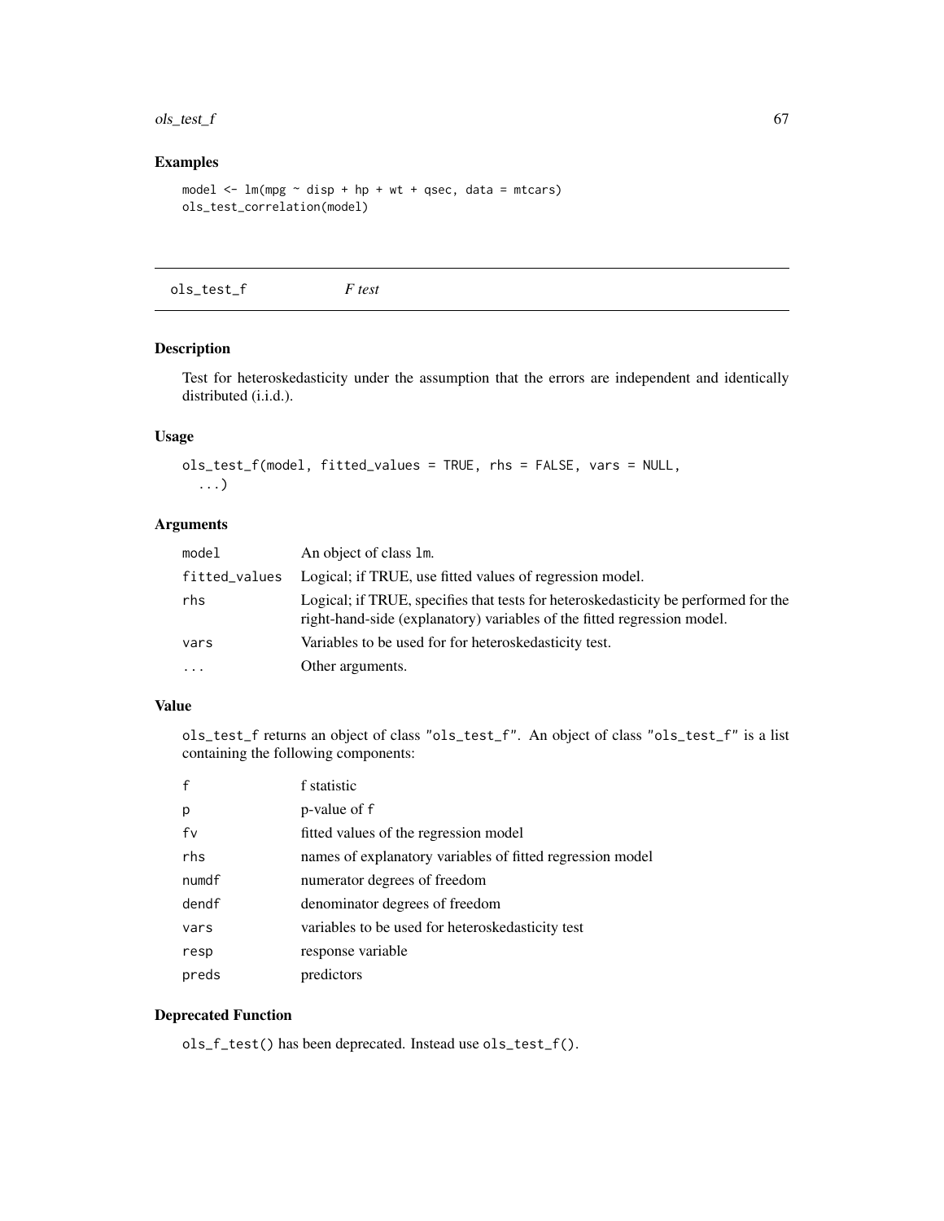## Examples

```
model <- lm(mpg ~ disp + hp + wt + qsec, data = mtcars)
ols_test_correlation(model)
```

---

# ols_test_f *F test*

---

## Description

Test for heteroskedasticity under the assumption that the errors are independent and identically distributed (i.i.d.).

## Usage

```
ols_test_f(model, fitted_values = TRUE, rhs = FALSE, vars = NULL,
  ...)
```

## Arguments

| | |
|---|---|
| model | An object of class lm. |
| fitted_values | Logical; if TRUE, use fitted values of regression model. |
| rhs | Logical; if TRUE, specifies that tests for heteroskedasticity be performed for the right-hand-side (explanatory) variables of the fitted regression model. |
| vars | Variables to be used for for heteroskedasticity test. |
| ... | Other arguments. |

## Value

ols_test_f returns an object of class "ols_test_f". An object of class "ols_test_f" is a list containing the following components:

| | |
|---|---|
| f | f statistic |
| p | p-value of f |
| fv | fitted values of the regression model |
| rhs | names of explanatory variables of fitted regression model |
| numdf | numerator degrees of freedom |
| dendf | denominator degrees of freedom |
| vars | variables to be used for heteroskedasticity test |
| resp | response variable |
| preds | predictors |

## Deprecated Function

ols_f_test() has been deprecated. Instead use ols_test_f().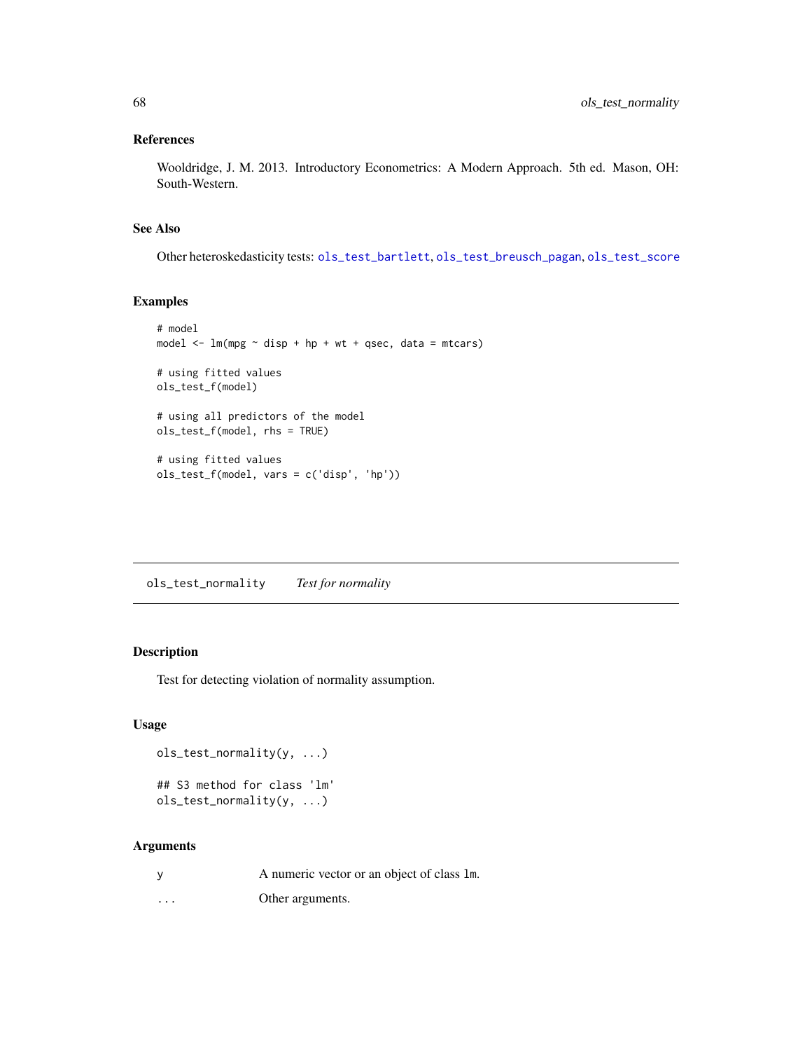### References

Wooldridge, J. M. 2013. Introductory Econometrics: A Modern Approach. 5th ed. Mason, OH: South-Western.

### See Also

Other heteroskedasticity tests: ols_test_bartlett, ols_test_breusch_pagan, ols_test_score

### Examples

```
# model
model <- lm(mpg ~ disp + hp + wt + qsec, data = mtcars)

# using fitted values
ols_test_f(model)

# using all predictors of the model
ols_test_f(model, rhs = TRUE)

# using fitted values
ols_test_f(model, vars = c('disp', 'hp'))
```

---

## ols_test_normality *Test for normality*

---

### Description

Test for detecting violation of normality assumption.

### Usage

```
ols_test_normality(y, ...)

## S3 method for class 'lm'
ols_test_normality(y, ...)
```

### Arguments

| | |
|---|---|
| y | A numeric vector or an object of class lm. |
| ... | Other arguments. |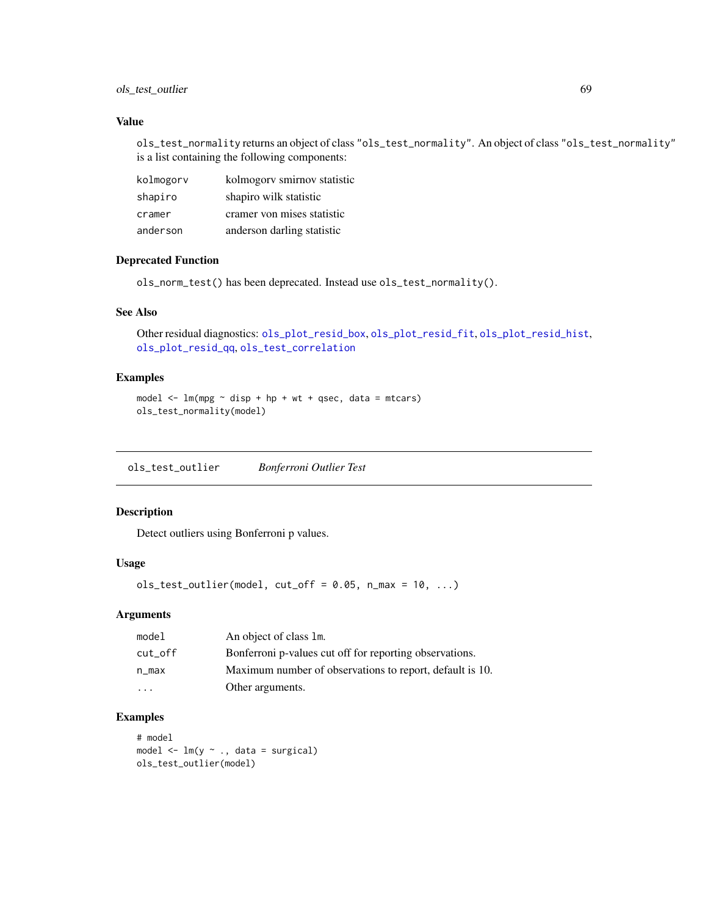### Value

`ols_test_normality` returns an object of class `"ols_test_normality"`. An object of class `"ols_test_normality"` is a list containing the following components:

| | |
|---|---|
| `kolmogorv` | kolmogorv smirnov statistic |
| `shapiro` | shapiro wilk statistic |
| `cramer` | cramer von mises statistic |
| `anderson` | anderson darling statistic |

### Deprecated Function

`ols_norm_test()` has been deprecated. Instead use `ols_test_normality()`.

### See Also

Other residual diagnostics: `ols_plot_resid_box`, `ols_plot_resid_fit`, `ols_plot_resid_hist`, `ols_plot_resid_qq`, `ols_test_correlation`

### Examples

```
model <- lm(mpg ~ disp + hp + wt + qsec, data = mtcars)
ols_test_normality(model)
```

---

## `ols_test_outlier` *Bonferroni Outlier Test*

### Description

Detect outliers using Bonferroni p values.

### Usage

```
ols_test_outlier(model, cut_off = 0.05, n_max = 10, ...)
```

### Arguments

| | |
|---|---|
| `model` | An object of class `lm`. |
| `cut_off` | Bonferroni p-values cut off for reporting observations. |
| `n_max` | Maximum number of observations to report, default is 10. |
| `...` | Other arguments. |

### Examples

```
# model
model <- lm(y ~ ., data = surgical)
ols_test_outlier(model)
```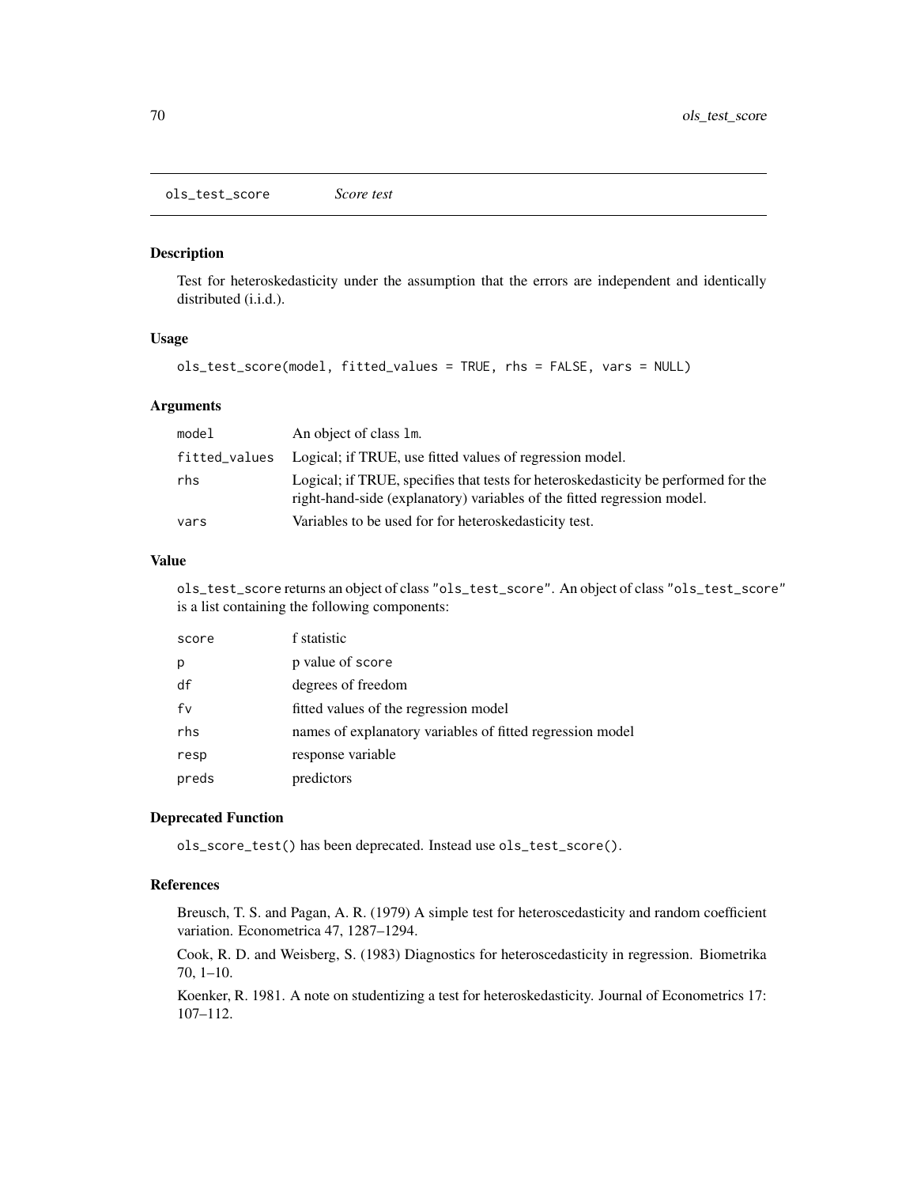## ols_test_score *Score test*

### Description

Test for heteroskedasticity under the assumption that the errors are independent and identically distributed (i.i.d.).

### Usage

```
ols_test_score(model, fitted_values = TRUE, rhs = FALSE, vars = NULL)
```

### Arguments

| | |
|---|---|
| model | An object of class lm. |
| fitted_values | Logical; if TRUE, use fitted values of regression model. |
| rhs | Logical; if TRUE, specifies that tests for heteroskedasticity be performed for the right-hand-side (explanatory) variables of the fitted regression model. |
| vars | Variables to be used for for heteroskedasticity test. |

### Value

ols_test_score returns an object of class "ols_test_score". An object of class "ols_test_score" is a list containing the following components:

| | |
|---|---|
| score | f statistic |
| p | p value of score |
| df | degrees of freedom |
| fv | fitted values of the regression model |
| rhs | names of explanatory variables of fitted regression model |
| resp | response variable |
| preds | predictors |

### Deprecated Function

ols_score_test() has been deprecated. Instead use ols_test_score().

### References

Breusch, T. S. and Pagan, A. R. (1979) A simple test for heteroscedasticity and random coefficient variation. Econometrica 47, 1287–1294.

Cook, R. D. and Weisberg, S. (1983) Diagnostics for heteroscedasticity in regression. Biometrika 70, 1–10.

Koenker, R. 1981. A note on studentizing a test for heteroskedasticity. Journal of Econometrics 17: 107–112.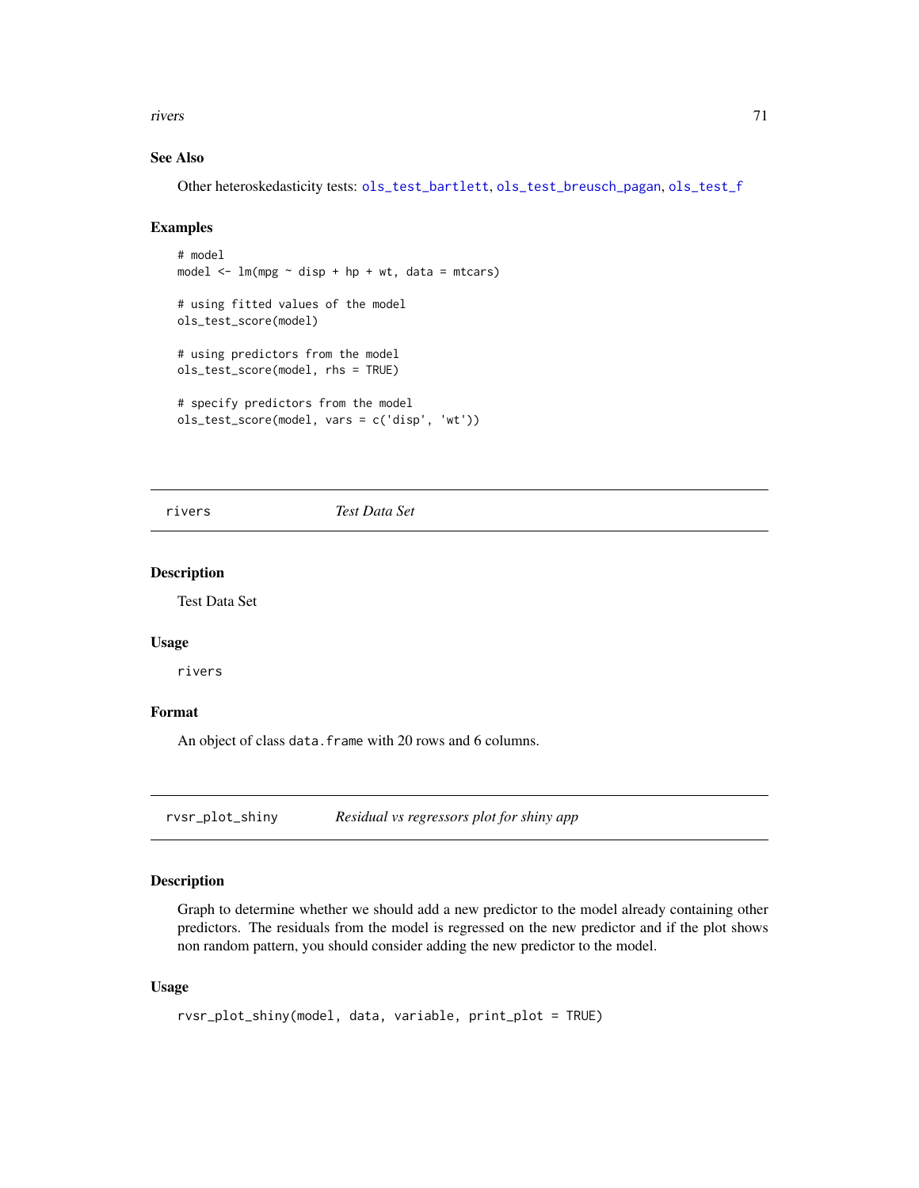### See Also

Other heteroskedasticity tests: ols_test_bartlett, ols_test_breusch_pagan, ols_test_f

### Examples

```
# model
model <- lm(mpg ~ disp + hp + wt, data = mtcars)

# using fitted values of the model
ols_test_score(model)

# using predictors from the model
ols_test_score(model, rhs = TRUE)

# specify predictors from the model
ols_test_score(model, vars = c('disp', 'wt'))
```

## rivers — *Test Data Set*

### Description

Test Data Set

### Usage

```
rivers
```

### Format

An object of class `data.frame` with 20 rows and 6 columns.

## rvsr_plot_shiny — *Residual vs regressors plot for shiny app*

### Description

Graph to determine whether we should add a new predictor to the model already containing other predictors. The residuals from the model is regressed on the new predictor and if the plot shows non random pattern, you should consider adding the new predictor to the model.

### Usage

```
rvsr_plot_shiny(model, data, variable, print_plot = TRUE)
```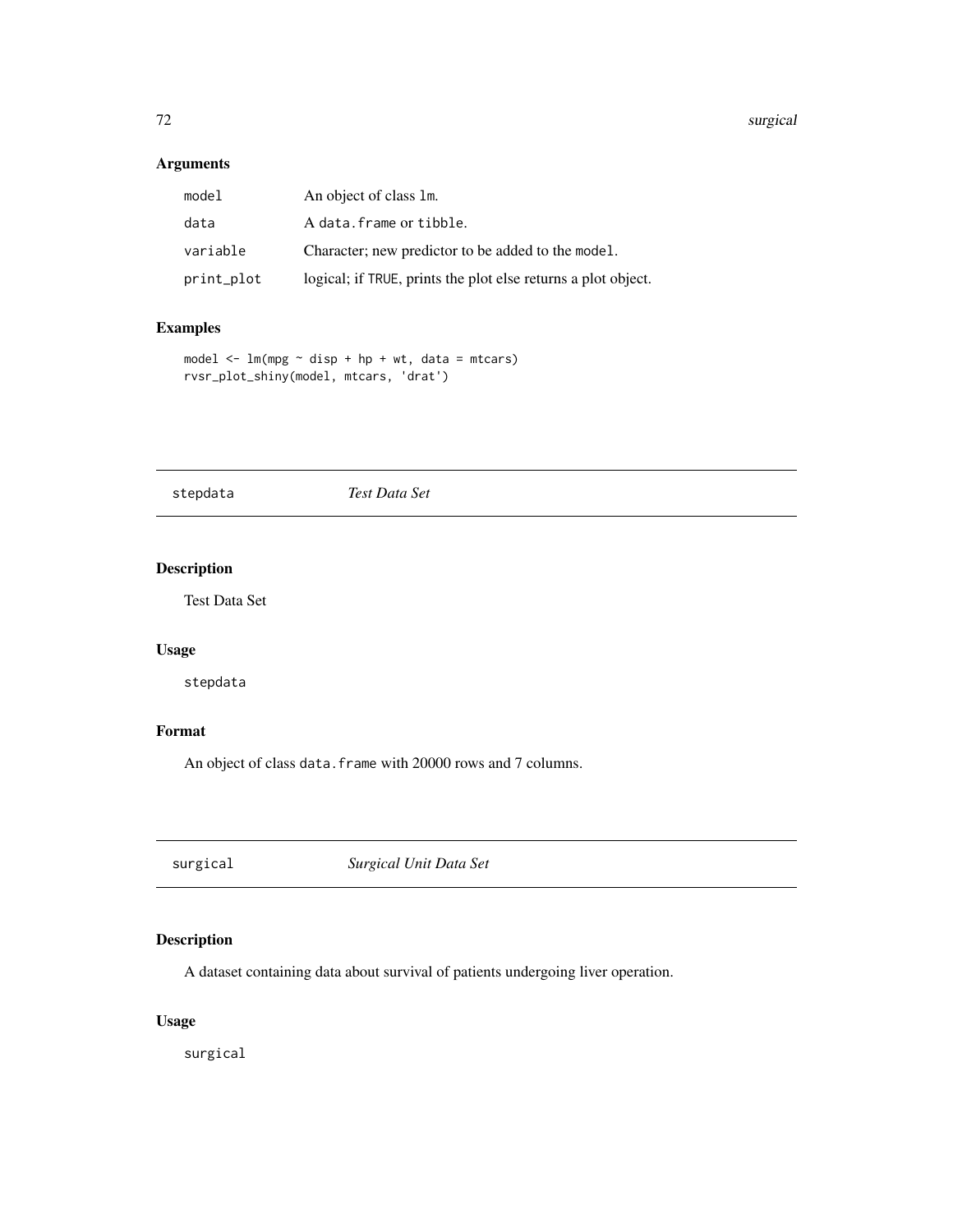## Arguments

| | |
|---|---|
| model | An object of class `lm`. |
| data | A `data.frame` or `tibble`. |
| variable | Character; new predictor to be added to the `model`. |
| print_plot | logical; if `TRUE`, prints the plot else returns a plot object. |

## Examples

```
model <- lm(mpg ~ disp + hp + wt, data = mtcars)
rvsr_plot_shiny(model, mtcars, 'drat')
```

---

# stepdata *Test Data Set*

## Description

Test Data Set

## Usage

```
stepdata
```

## Format

An object of class `data.frame` with 20000 rows and 7 columns.

---

# surgical *Surgical Unit Data Set*

## Description

A dataset containing data about survival of patients undergoing liver operation.

## Usage

```
surgical
```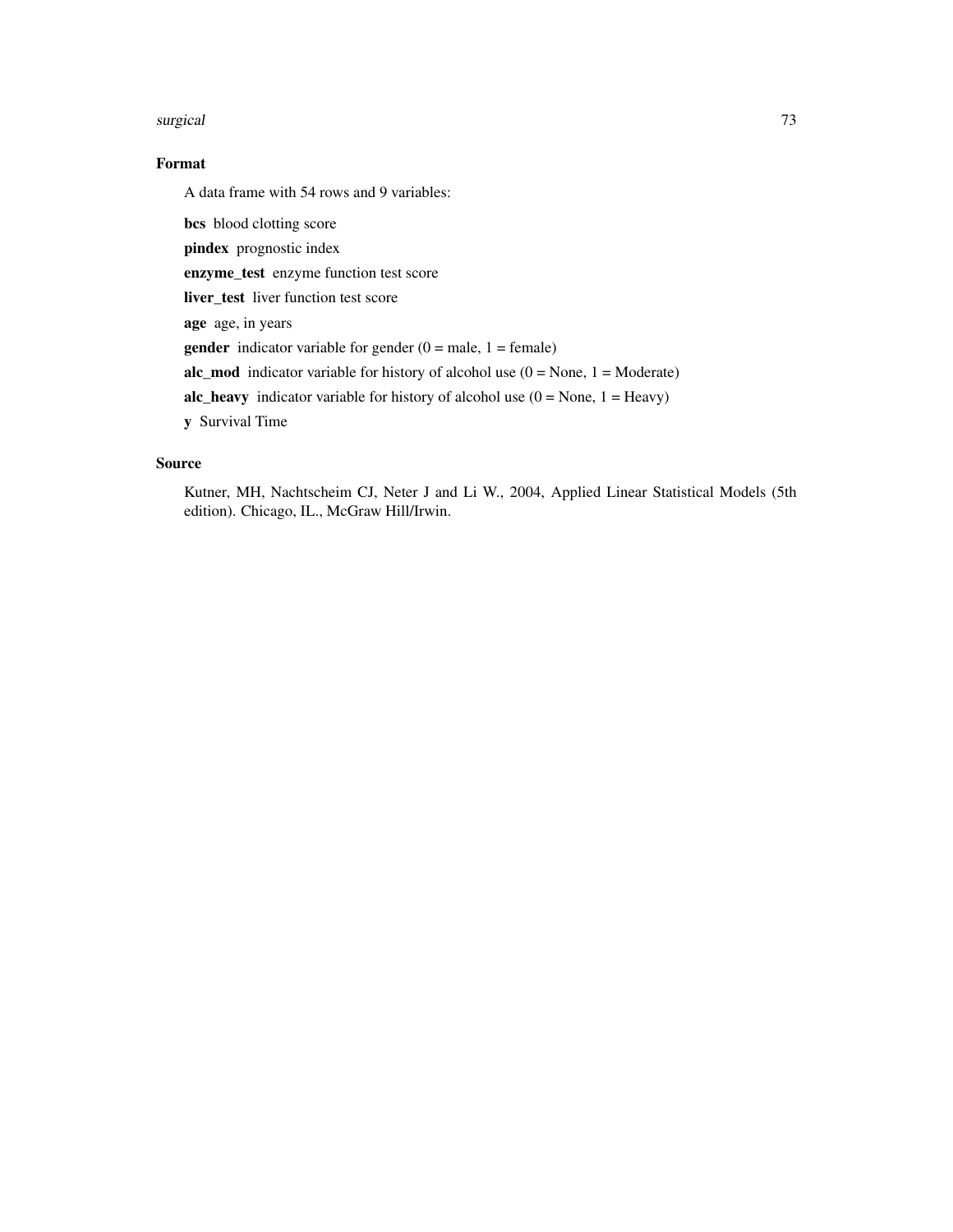## Format

A data frame with 54 rows and 9 variables:

**bcs** blood clotting score

**pindex** prognostic index

**enzyme_test** enzyme function test score

**liver_test** liver function test score

**age** age, in years

**gender** indicator variable for gender (0 = male, 1 = female)

**alc_mod** indicator variable for history of alcohol use (0 = None, 1 = Moderate)

**alc_heavy** indicator variable for history of alcohol use (0 = None, 1 = Heavy)

**y** Survival Time

## Source

Kutner, MH, Nachtscheim CJ, Neter J and Li W., 2004, Applied Linear Statistical Models (5th edition). Chicago, IL., McGraw Hill/Irwin.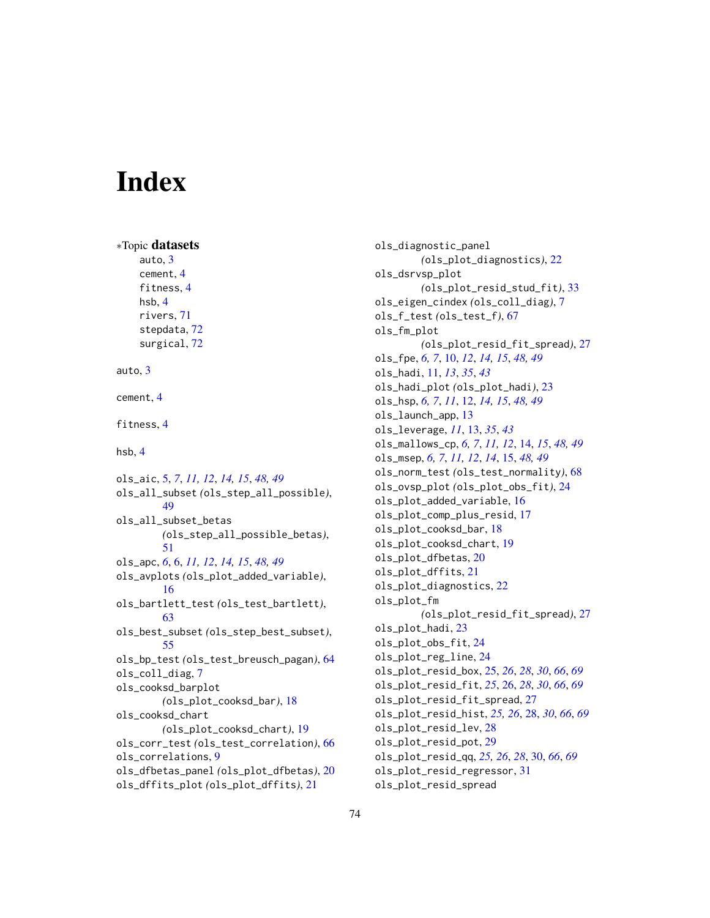# Index

*Topic **datasets**
- auto, 3
- cement, 4
- fitness, 4
- hsb, 4
- rivers, 71
- stepdata, 72
- surgical, 72

auto, 3

cement, 4

fitness, 4

hsb, 4

ols_aic, 5, *7*, *11*, *12*, *14*, *15*, *48*, *49*
ols_all_subset (ols_step_all_possible), 49
ols_all_subset_betas (ols_step_all_possible_betas), 51
ols_apc, *6*, 6, *11*, *12*, *14*, *15*, *48*, *49*
ols_avplots (ols_plot_added_variable), 16
ols_bartlett_test (ols_test_bartlett), 63
ols_best_subset (ols_step_best_subset), 55
ols_bp_test (ols_test_breusch_pagan), 64
ols_coll_diag, 7
ols_cooksd_barplot (ols_plot_cooksd_bar), 18
ols_cooksd_chart (ols_plot_cooksd_chart), 19
ols_corr_test (ols_test_correlation), 66
ols_correlations, 9
ols_dfbetas_panel (ols_plot_dfbetas), 20
ols_dffits_plot (ols_plot_dffits), 21
ols_diagnostic_panel (ols_plot_diagnostics), 22
ols_dsrvsp_plot (ols_plot_resid_stud_fit), 33
ols_eigen_cindex (ols_coll_diag), 7
ols_f_test (ols_test_f), 67
ols_fm_plot (ols_plot_resid_fit_spread), 27
ols_fpe, *6*, *7*, 10, *12*, *14*, *15*, *48*, *49*
ols_hadi, 11, *13*, *35*, *43*
ols_hadi_plot (ols_plot_hadi), 23
ols_hsp, *6*, *7*, *11*, 12, *14*, *15*, *48*, *49*
ols_launch_app, 13
ols_leverage, *11*, 13, *35*, *43*
ols_mallows_cp, *6*, *7*, *11*, *12*, 14, *15*, *48*, *49*
ols_msep, *6*, *7*, *11*, *12*, *14*, 15, *48*, *49*
ols_norm_test (ols_test_normality), 68
ols_ovsp_plot (ols_plot_obs_fit), 24
ols_plot_added_variable, 16
ols_plot_comp_plus_resid, 17
ols_plot_cooksd_bar, 18
ols_plot_cooksd_chart, 19
ols_plot_dfbetas, 20
ols_plot_dffits, 21
ols_plot_diagnostics, 22
ols_plot_fm (ols_plot_resid_fit_spread), 27
ols_plot_hadi, 23
ols_plot_obs_fit, 24
ols_plot_reg_line, 24
ols_plot_resid_box, 25, *26*, *28*, *30*, *66*, *69*
ols_plot_resid_fit, *25*, 26, *28*, *30*, *66*, *69*
ols_plot_resid_fit_spread, 27
ols_plot_resid_hist, *25*, *26*, 28, *30*, *66*, *69*
ols_plot_resid_lev, 28
ols_plot_resid_pot, 29
ols_plot_resid_qq, *25*, *26*, *28*, 30, *66*, *69*
ols_plot_resid_regressor, 31
ols_plot_resid_spread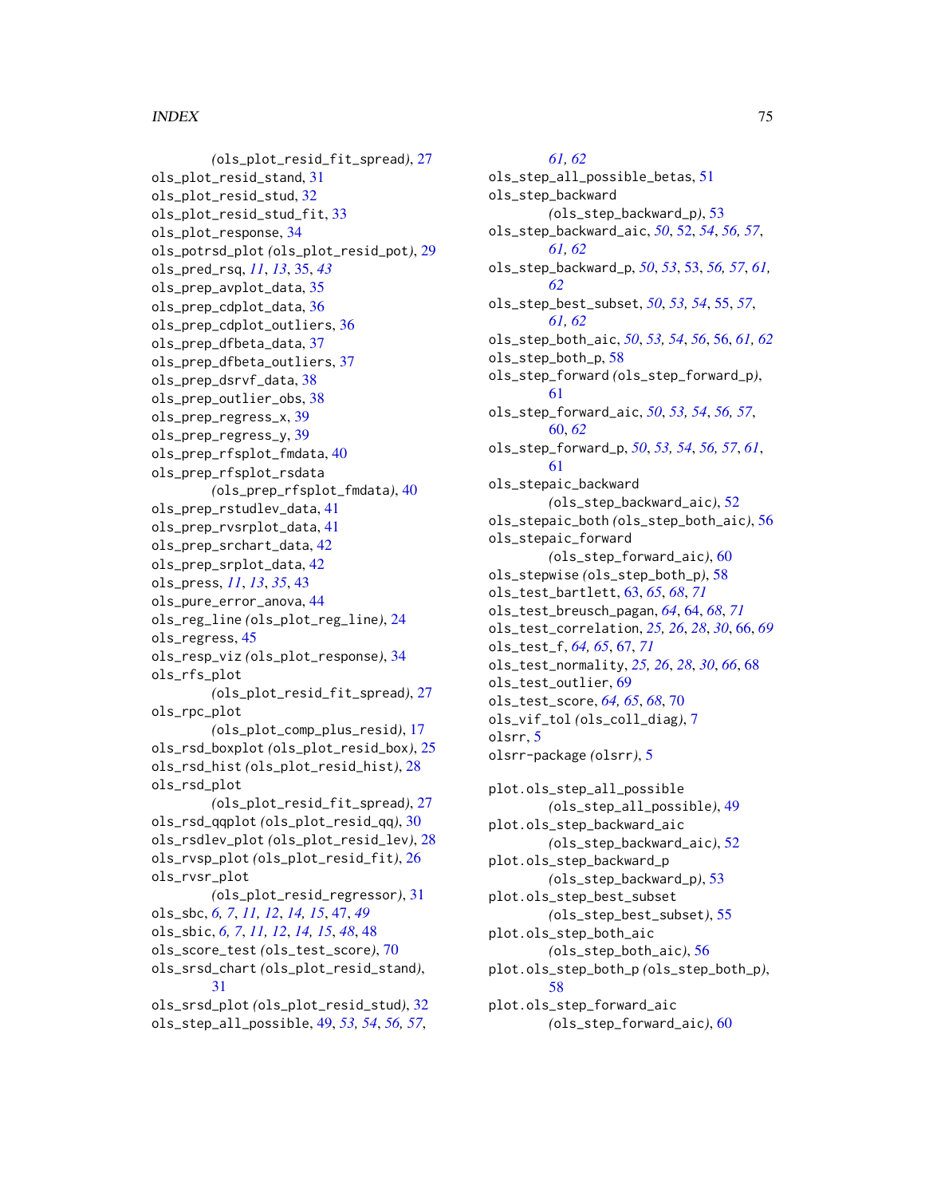(ols_plot_resid_fit_spread), 27
ols_plot_resid_stand, 31
ols_plot_resid_stud, 32
ols_plot_resid_stud_fit, 33
ols_plot_response, 34
ols_potrsd_plot (ols_plot_resid_pot), 29
ols_pred_rsq, *11*, *13*, 35, *43*
ols_prep_avplot_data, 35
ols_prep_cdplot_data, 36
ols_prep_cdplot_outliers, 36
ols_prep_dfbeta_data, 37
ols_prep_dfbeta_outliers, 37
ols_prep_dsrvf_data, 38
ols_prep_outlier_obs, 38
ols_prep_regress_x, 39
ols_prep_regress_y, 39
ols_prep_rfsplot_fmdata, 40
ols_prep_rfsplot_rsdata
(ols_prep_rfsplot_fmdata), 40
ols_prep_rstudlev_data, 41
ols_prep_rvsrplot_data, 41
ols_prep_srchart_data, 42
ols_prep_srplot_data, 42
ols_press, *11*, *13*, *35*, 43
ols_pure_error_anova, 44
ols_reg_line (ols_plot_reg_line), 24
ols_regress, 45
ols_resp_viz (ols_plot_response), 34
ols_rfs_plot
(ols_plot_resid_fit_spread), 27
ols_rpc_plot
(ols_plot_comp_plus_resid), 17
ols_rsd_boxplot (ols_plot_resid_box), 25
ols_rsd_hist (ols_plot_resid_hist), 28
ols_rsd_plot
(ols_plot_resid_fit_spread), 27
ols_rsd_qqplot (ols_plot_resid_qq), 30
ols_rsdlev_plot (ols_plot_resid_lev), 28
ols_rvsp_plot (ols_plot_resid_fit), 26
ols_rvsr_plot
(ols_plot_resid_regressor), 31
ols_sbc, *6*, *7*, *11*, *12*, *14*, *15*, 47, *49*
ols_sbic, *6*, *7*, *11*, *12*, *14*, *15*, *48*, 48
ols_score_test (ols_test_score), 70
ols_srsd_chart (ols_plot_resid_stand), 31
ols_srsd_plot (ols_plot_resid_stud), 32
ols_step_all_possible, 49, *53*, *54*, *56*, *57*, *61*, *62*
ols_step_all_possible_betas, 51
ols_step_backward
(ols_step_backward_p), 53
ols_step_backward_aic, *50*, 52, *54*, *56*, *57*, *61*, *62*
ols_step_backward_p, *50*, *53*, 53, *56*, *57*, *61*, *62*
ols_step_best_subset, *50*, *53*, *54*, 55, *57*, *61*, *62*
ols_step_both_aic, *50*, *53*, *54*, *56*, 56, *61*, *62*
ols_step_both_p, 58
ols_step_forward (ols_step_forward_p), 61
ols_step_forward_aic, *50*, *53*, *54*, *56*, *57*, 60, *62*
ols_step_forward_p, *50*, *53*, *54*, *56*, *57*, *61*, 61
ols_stepaic_backward
(ols_step_backward_aic), 52
ols_stepaic_both (ols_step_both_aic), 56
ols_stepaic_forward
(ols_step_forward_aic), 60
ols_stepwise (ols_step_both_p), 58
ols_test_bartlett, 63, *65*, *68*, *71*
ols_test_breusch_pagan, *64*, 64, *68*, *71*
ols_test_correlation, *25*, *26*, *28*, *30*, 66, *69*
ols_test_f, *64*, *65*, 67, *71*
ols_test_normality, *25*, *26*, *28*, *30*, *66*, 68
ols_test_outlier, 69
ols_test_score, *64*, *65*, *68*, 70
ols_vif_tol (ols_coll_diag), 7
olsrr, 5
olsrr-package (olsrr), 5

plot.ols_step_all_possible
(ols_step_all_possible), 49
plot.ols_step_backward_aic
(ols_step_backward_aic), 52
plot.ols_step_backward_p
(ols_step_backward_p), 53
plot.ols_step_best_subset
(ols_step_best_subset), 55
plot.ols_step_both_aic
(ols_step_both_aic), 56
plot.ols_step_both_p (ols_step_both_p), 58
plot.ols_step_forward_aic
(ols_step_forward_aic), 60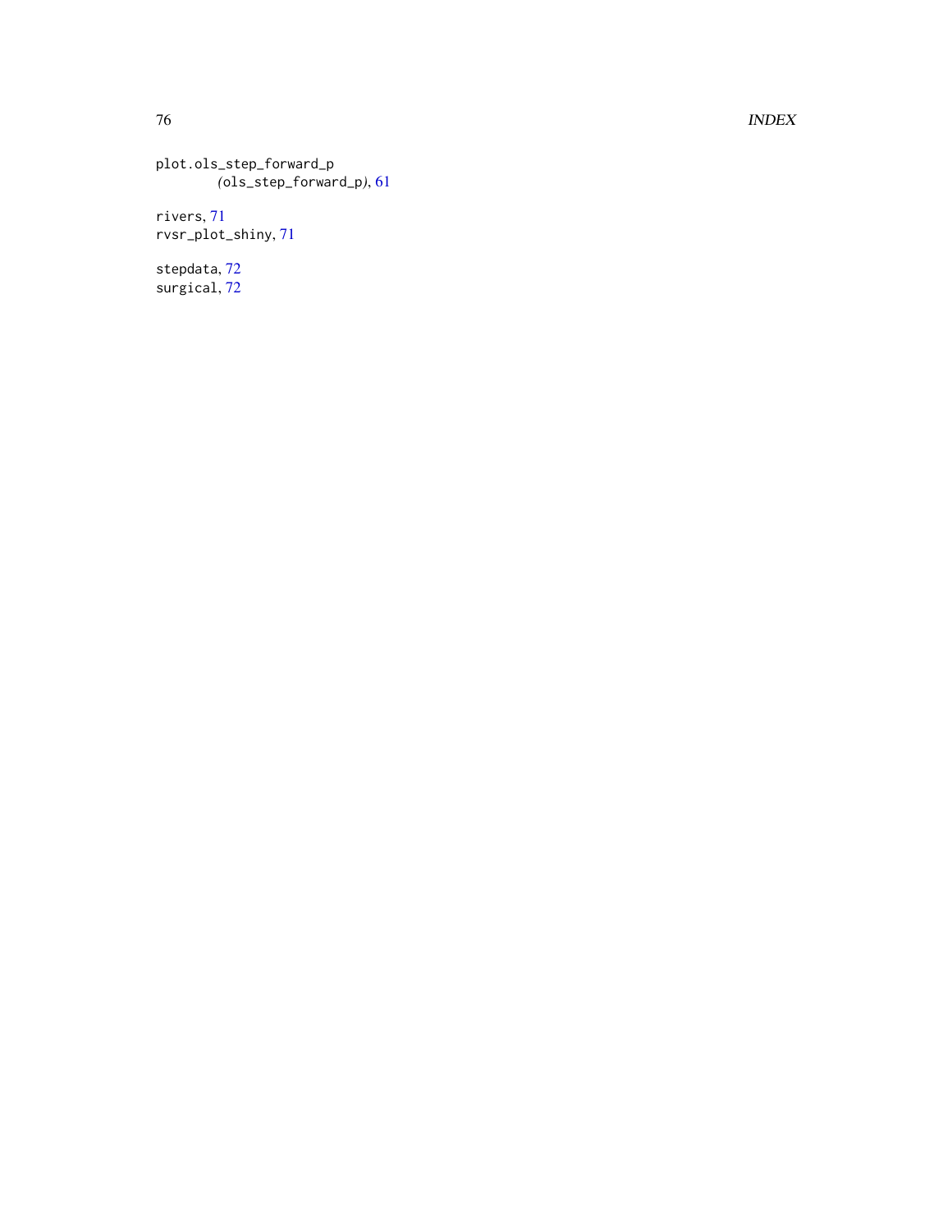plot.ols_step_forward_p
(ols_step_forward_p), 61

rivers, 71
rvsr_plot_shiny, 71

stepdata, 72
surgical, 72